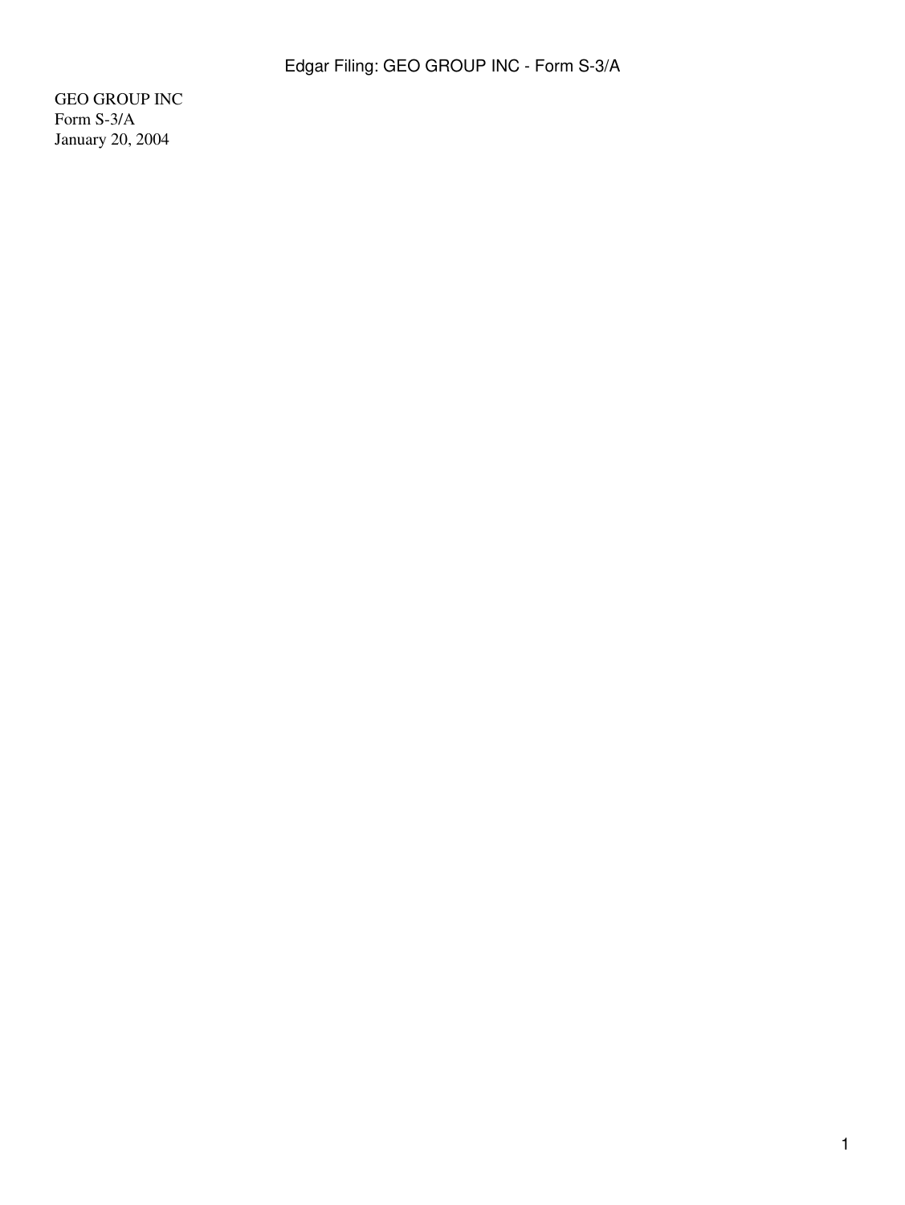GEO GROUP INC
Form S-3/A
January 20, 2004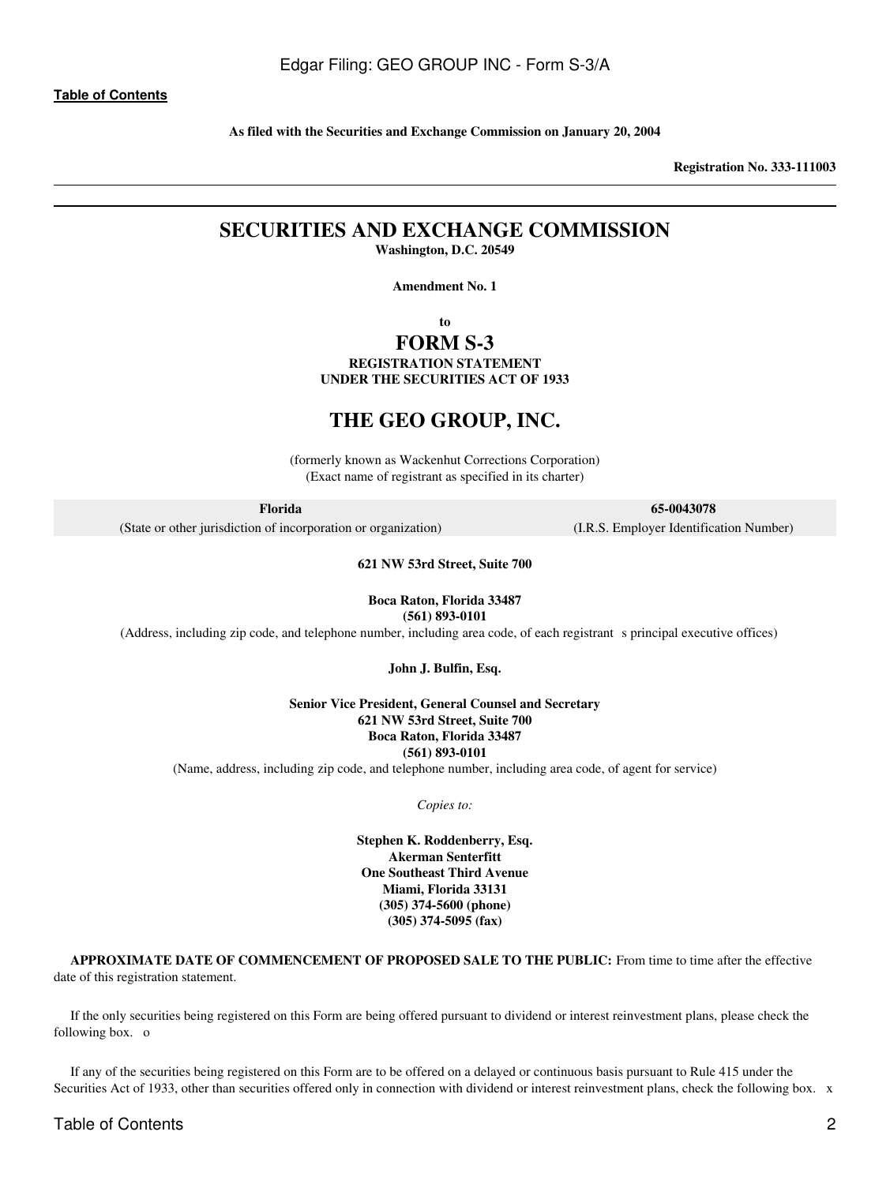**Table of Contents**

**As filed with the Securities and Exchange Commission on January 20, 2004**

**Registration No. 333-111003**

---

# SECURITIES AND EXCHANGE COMMISSION

**Washington, D.C. 20549**

**Amendment No. 1**

**to**

## FORM S-3

**REGISTRATION STATEMENT**
**UNDER THE SECURITIES ACT OF 1933**

## THE GEO GROUP, INC.

(formerly known as Wackenhut Corrections Corporation)
(Exact name of registrant as specified in its charter)

| **Florida** | **65-0043078** |
|---|---|
| (State or other jurisdiction of incorporation or organization) | (I.R.S. Employer Identification Number) |

**621 NW 53rd Street, Suite 700**

**Boca Raton, Florida 33487**
**(561) 893-0101**
(Address, including zip code, and telephone number, including area code, of each registrant s principal executive offices)

**John J. Bulfin, Esq.**

**Senior Vice President, General Counsel and Secretary**
**621 NW 53rd Street, Suite 700**
**Boca Raton, Florida 33487**
**(561) 893-0101**
(Name, address, including zip code, and telephone number, including area code, of agent for service)

*Copies to:*

**Stephen K. Roddenberry, Esq.**
**Akerman Senterfitt**
**One Southeast Third Avenue**
**Miami, Florida 33131**
**(305) 374-5600 (phone)**
**(305) 374-5095 (fax)**

**APPROXIMATE DATE OF COMMENCEMENT OF PROPOSED SALE TO THE PUBLIC:** From time to time after the effective date of this registration statement.

If the only securities being registered on this Form are being offered pursuant to dividend or interest reinvestment plans, please check the following box. o

If any of the securities being registered on this Form are to be offered on a delayed or continuous basis pursuant to Rule 415 under the Securities Act of 1933, other than securities offered only in connection with dividend or interest reinvestment plans, check the following box. x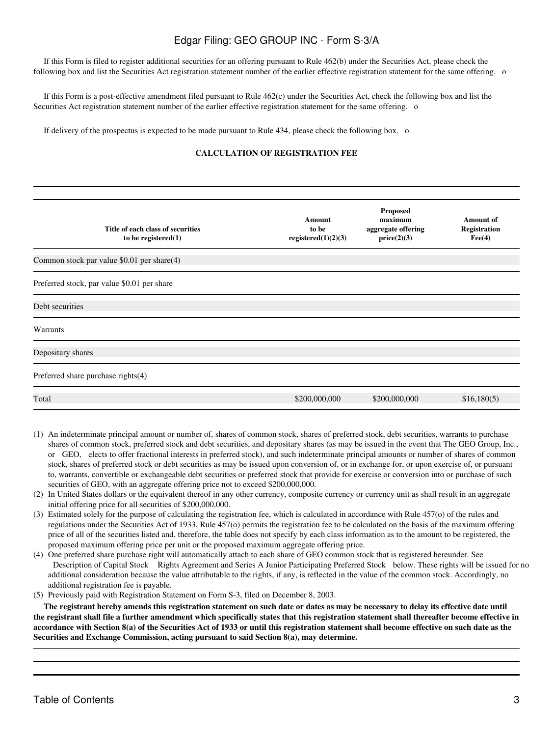If this Form is filed to register additional securities for an offering pursuant to Rule 462(b) under the Securities Act, please check the following box and list the Securities Act registration statement number of the earlier effective registration statement for the same offering. o

If this Form is a post-effective amendment filed pursuant to Rule 462(c) under the Securities Act, check the following box and list the Securities Act registration statement number of the earlier effective registration statement for the same offering. o

If delivery of the prospectus is expected to be made pursuant to Rule 434, please check the following box. o

**CALCULATION OF REGISTRATION FEE**

| Title of each class of securities to be registered(1) | Amount to be registered(1)(2)(3) | Proposed maximum aggregate offering price(2)(3) | Amount of Registration Fee(4) |
|---|---|---|---|
| Common stock par value $0.01 per share(4) | | | |
| Preferred stock, par value $0.01 per share | | | |
| Debt securities | | | |
| Warrants | | | |
| Depositary shares | | | |
| Preferred share purchase rights(4) | | | |
| Total | $200,000,000 | $200,000,000 | $16,180(5) |

(1) An indeterminate principal amount or number of, shares of common stock, shares of preferred stock, debt securities, warrants to purchase shares of common stock, preferred stock and debt securities, and depositary shares (as may be issued in the event that The GEO Group, Inc., or GEO, elects to offer fractional interests in preferred stock), and such indeterminate principal amounts or number of shares of common stock, shares of preferred stock or debt securities as may be issued upon conversion of, or in exchange for, or upon exercise of, or pursuant to, warrants, convertible or exchangeable debt securities or preferred stock that provide for exercise or conversion into or purchase of such securities of GEO, with an aggregate offering price not to exceed $200,000,000.

(2) In United States dollars or the equivalent thereof in any other currency, composite currency or currency unit as shall result in an aggregate initial offering price for all securities of $200,000,000.

(3) Estimated solely for the purpose of calculating the registration fee, which is calculated in accordance with Rule 457(o) of the rules and regulations under the Securities Act of 1933. Rule 457(o) permits the registration fee to be calculated on the basis of the maximum offering price of all of the securities listed and, therefore, the table does not specify by each class information as to the amount to be registered, the proposed maximum offering price per unit or the proposed maximum aggregate offering price.

(4) One preferred share purchase right will automatically attach to each share of GEO common stock that is registered hereunder. See Description of Capital Stock Rights Agreement and Series A Junior Participating Preferred Stock below. These rights will be issued for no additional consideration because the value attributable to the rights, if any, is reflected in the value of the common stock. Accordingly, no additional registration fee is payable.

(5) Previously paid with Registration Statement on Form S-3, filed on December 8, 2003.

**The registrant hereby amends this registration statement on such date or dates as may be necessary to delay its effective date until the registrant shall file a further amendment which specifically states that this registration statement shall thereafter become effective in accordance with Section 8(a) of the Securities Act of 1933 or until this registration statement shall become effective on such date as the Securities and Exchange Commission, acting pursuant to said Section 8(a), may determine.**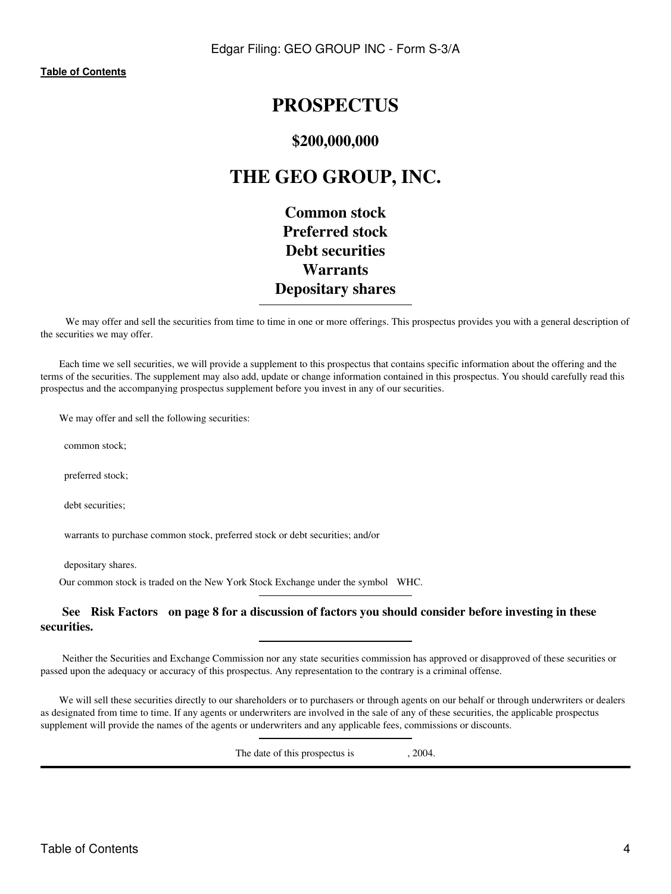**Table of Contents**

# PROSPECTUS

## $200,000,000

# THE GEO GROUP, INC.

## Common stock
## Preferred stock
## Debt securities
## Warrants
## Depositary shares

---

We may offer and sell the securities from time to time in one or more offerings. This prospectus provides you with a general description of the securities we may offer.

Each time we sell securities, we will provide a supplement to this prospectus that contains specific information about the offering and the terms of the securities. The supplement may also add, update or change information contained in this prospectus. You should carefully read this prospectus and the accompanying prospectus supplement before you invest in any of our securities.

We may offer and sell the following securities:

- common stock;
- preferred stock;
- debt securities;
- warrants to purchase common stock, preferred stock or debt securities; and/or
- depositary shares.

Our common stock is traded on the New York Stock Exchange under the symbol WHC.

---

**See Risk Factors on page 8 for a discussion of factors you should consider before investing in these securities.**

---

Neither the Securities and Exchange Commission nor any state securities commission has approved or disapproved of these securities or passed upon the adequacy or accuracy of this prospectus. Any representation to the contrary is a criminal offense.

We will sell these securities directly to our shareholders or to purchasers or through agents on our behalf or through underwriters or dealers as designated from time to time. If any agents or underwriters are involved in the sale of any of these securities, the applicable prospectus supplement will provide the names of the agents or underwriters and any applicable fees, commissions or discounts.

---

The date of this prospectus is , 2004.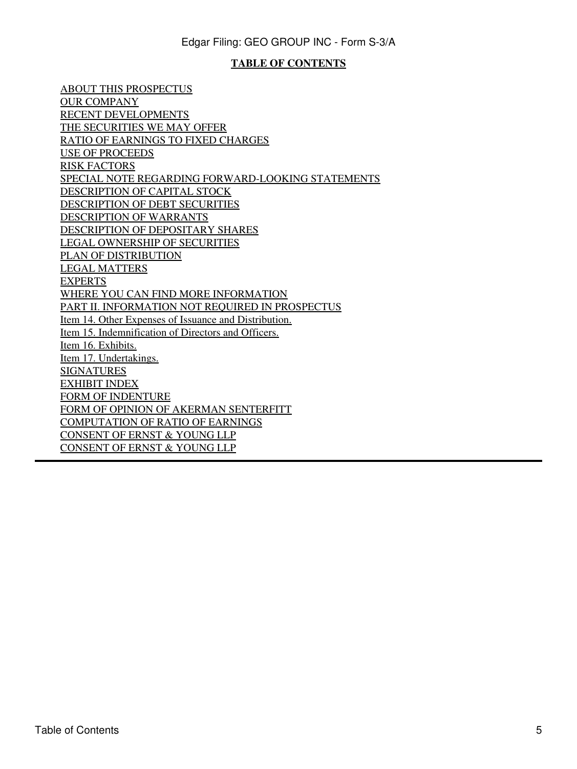**TABLE OF CONTENTS**

ABOUT THIS PROSPECTUS
OUR COMPANY
RECENT DEVELOPMENTS
THE SECURITIES WE MAY OFFER
RATIO OF EARNINGS TO FIXED CHARGES
USE OF PROCEEDS
RISK FACTORS
SPECIAL NOTE REGARDING FORWARD-LOOKING STATEMENTS
DESCRIPTION OF CAPITAL STOCK
DESCRIPTION OF DEBT SECURITIES
DESCRIPTION OF WARRANTS
DESCRIPTION OF DEPOSITARY SHARES
LEGAL OWNERSHIP OF SECURITIES
PLAN OF DISTRIBUTION
LEGAL MATTERS
EXPERTS
WHERE YOU CAN FIND MORE INFORMATION
PART II. INFORMATION NOT REQUIRED IN PROSPECTUS
Item 14. Other Expenses of Issuance and Distribution.
Item 15. Indemnification of Directors and Officers.
Item 16. Exhibits.
Item 17. Undertakings.
SIGNATURES
EXHIBIT INDEX
FORM OF INDENTURE
FORM OF OPINION OF AKERMAN SENTERFITT
COMPUTATION OF RATIO OF EARNINGS
CONSENT OF ERNST & YOUNG LLP
CONSENT OF ERNST & YOUNG LLP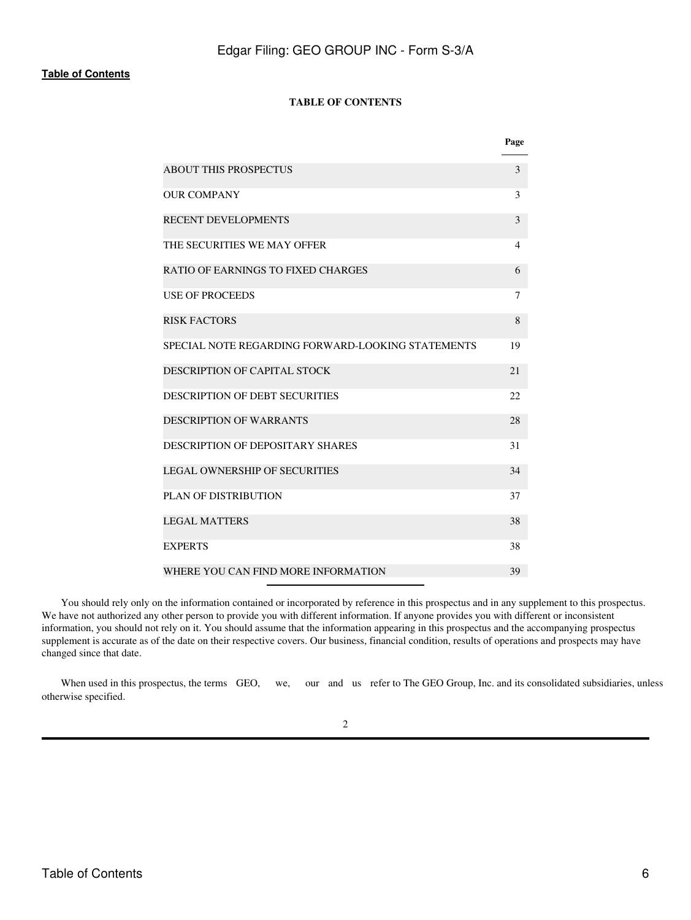## TABLE OF CONTENTS

| | Page |
|---|---|
| ABOUT THIS PROSPECTUS | 3 |
| OUR COMPANY | 3 |
| RECENT DEVELOPMENTS | 3 |
| THE SECURITIES WE MAY OFFER | 4 |
| RATIO OF EARNINGS TO FIXED CHARGES | 6 |
| USE OF PROCEEDS | 7 |
| RISK FACTORS | 8 |
| SPECIAL NOTE REGARDING FORWARD-LOOKING STATEMENTS | 19 |
| DESCRIPTION OF CAPITAL STOCK | 21 |
| DESCRIPTION OF DEBT SECURITIES | 22 |
| DESCRIPTION OF WARRANTS | 28 |
| DESCRIPTION OF DEPOSITARY SHARES | 31 |
| LEGAL OWNERSHIP OF SECURITIES | 34 |
| PLAN OF DISTRIBUTION | 37 |
| LEGAL MATTERS | 38 |
| EXPERTS | 38 |
| WHERE YOU CAN FIND MORE INFORMATION | 39 |

You should rely only on the information contained or incorporated by reference in this prospectus and in any supplement to this prospectus. We have not authorized any other person to provide you with different information. If anyone provides you with different or inconsistent information, you should not rely on it. You should assume that the information appearing in this prospectus and the accompanying prospectus supplement is accurate as of the date on their respective covers. Our business, financial condition, results of operations and prospects may have changed since that date.

When used in this prospectus, the terms GEO, we, our and us refer to The GEO Group, Inc. and its consolidated subsidiaries, unless otherwise specified.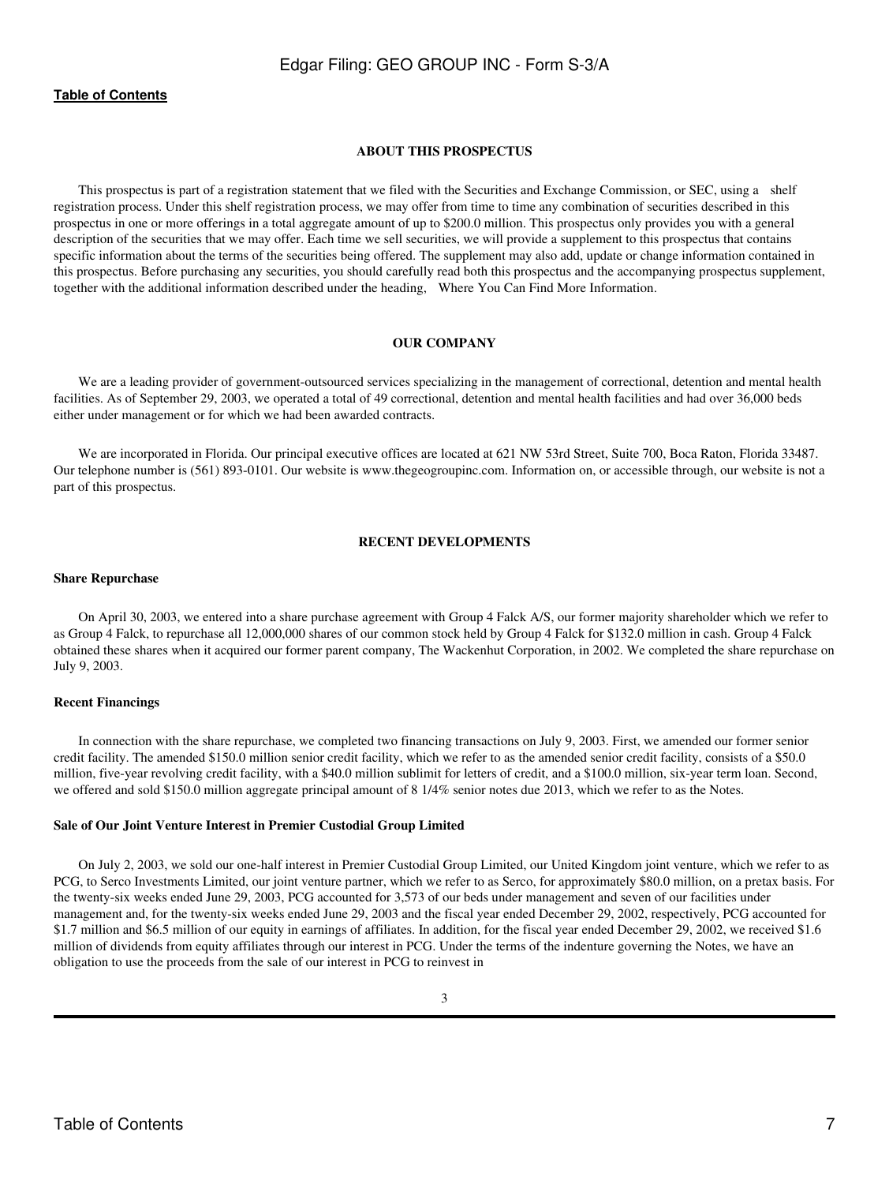## ABOUT THIS PROSPECTUS

This prospectus is part of a registration statement that we filed with the Securities and Exchange Commission, or SEC, using a shelf registration process. Under this shelf registration process, we may offer from time to time any combination of securities described in this prospectus in one or more offerings in a total aggregate amount of up to $200.0 million. This prospectus only provides you with a general description of the securities that we may offer. Each time we sell securities, we will provide a supplement to this prospectus that contains specific information about the terms of the securities being offered. The supplement may also add, update or change information contained in this prospectus. Before purchasing any securities, you should carefully read both this prospectus and the accompanying prospectus supplement, together with the additional information described under the heading, Where You Can Find More Information.

## OUR COMPANY

We are a leading provider of government-outsourced services specializing in the management of correctional, detention and mental health facilities. As of September 29, 2003, we operated a total of 49 correctional, detention and mental health facilities and had over 36,000 beds either under management or for which we had been awarded contracts.

We are incorporated in Florida. Our principal executive offices are located at 621 NW 53rd Street, Suite 700, Boca Raton, Florida 33487. Our telephone number is (561) 893-0101. Our website is www.thegeogroupinc.com. Information on, or accessible through, our website is not a part of this prospectus.

## RECENT DEVELOPMENTS

### Share Repurchase

On April 30, 2003, we entered into a share purchase agreement with Group 4 Falck A/S, our former majority shareholder which we refer to as Group 4 Falck, to repurchase all 12,000,000 shares of our common stock held by Group 4 Falck for $132.0 million in cash. Group 4 Falck obtained these shares when it acquired our former parent company, The Wackenhut Corporation, in 2002. We completed the share repurchase on July 9, 2003.

### Recent Financings

In connection with the share repurchase, we completed two financing transactions on July 9, 2003. First, we amended our former senior credit facility. The amended $150.0 million senior credit facility, which we refer to as the amended senior credit facility, consists of a $50.0 million, five-year revolving credit facility, with a $40.0 million sublimit for letters of credit, and a $100.0 million, six-year term loan. Second, we offered and sold $150.0 million aggregate principal amount of 8 1/4% senior notes due 2013, which we refer to as the Notes.

### Sale of Our Joint Venture Interest in Premier Custodial Group Limited

On July 2, 2003, we sold our one-half interest in Premier Custodial Group Limited, our United Kingdom joint venture, which we refer to as PCG, to Serco Investments Limited, our joint venture partner, which we refer to as Serco, for approximately $80.0 million, on a pretax basis. For the twenty-six weeks ended June 29, 2003, PCG accounted for 3,573 of our beds under management and seven of our facilities under management and, for the twenty-six weeks ended June 29, 2003 and the fiscal year ended December 29, 2002, respectively, PCG accounted for $1.7 million and $6.5 million of our equity in earnings of affiliates. In addition, for the fiscal year ended December 29, 2002, we received $1.6 million of dividends from equity affiliates through our interest in PCG. Under the terms of the indenture governing the Notes, we have an obligation to use the proceeds from the sale of our interest in PCG to reinvest in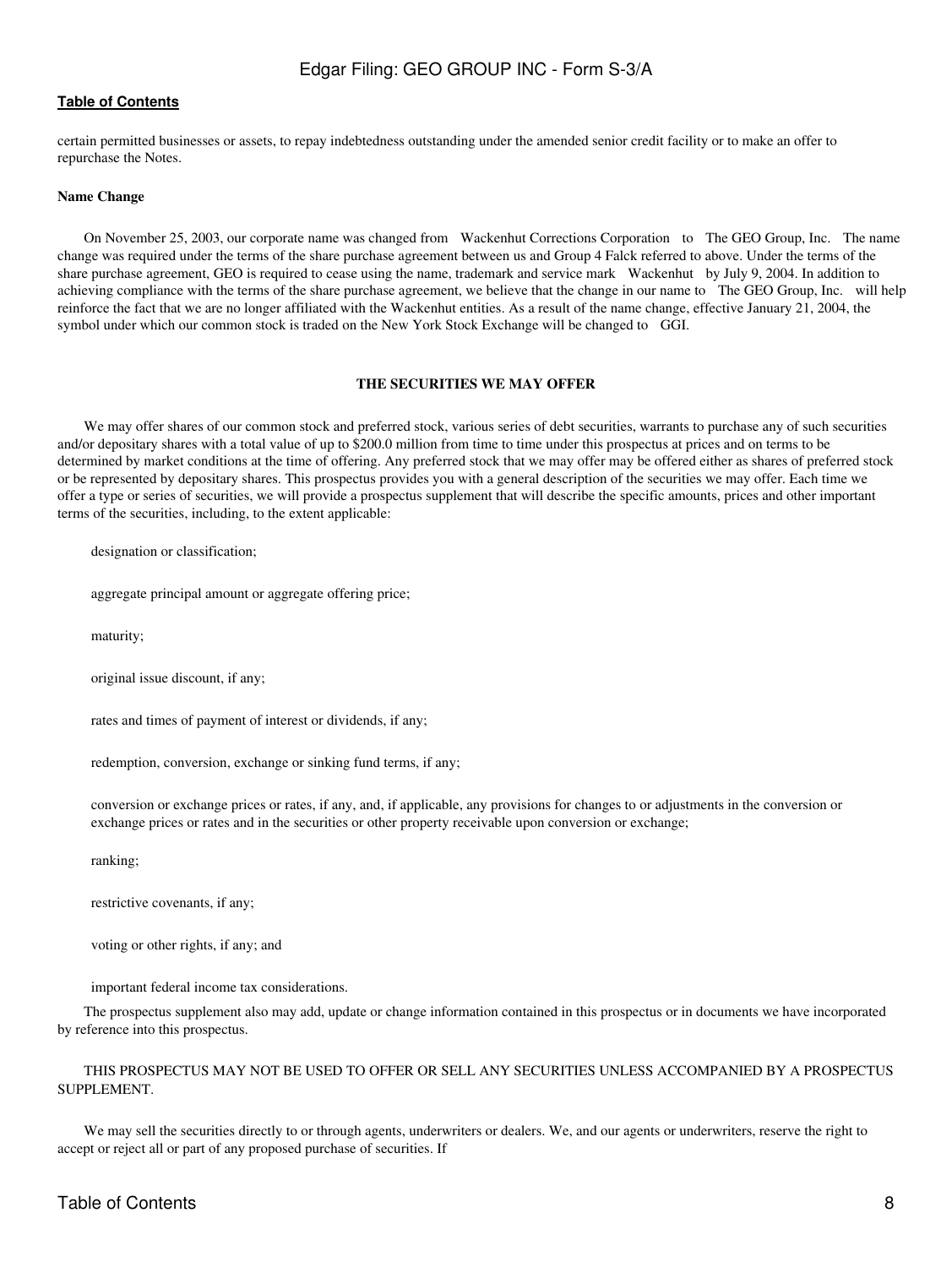certain permitted businesses or assets, to repay indebtedness outstanding under the amended senior credit facility or to make an offer to repurchase the Notes.

**Name Change**

On November 25, 2003, our corporate name was changed from Wackenhut Corrections Corporation to The GEO Group, Inc. The name change was required under the terms of the share purchase agreement between us and Group 4 Falck referred to above. Under the terms of the share purchase agreement, GEO is required to cease using the name, trademark and service mark Wackenhut by July 9, 2004. In addition to achieving compliance with the terms of the share purchase agreement, we believe that the change in our name to The GEO Group, Inc. will help reinforce the fact that we are no longer affiliated with the Wackenhut entities. As a result of the name change, effective January 21, 2004, the symbol under which our common stock is traded on the New York Stock Exchange will be changed to GGI.

## THE SECURITIES WE MAY OFFER

We may offer shares of our common stock and preferred stock, various series of debt securities, warrants to purchase any of such securities and/or depositary shares with a total value of up to $200.0 million from time to time under this prospectus at prices and on terms to be determined by market conditions at the time of offering. Any preferred stock that we may offer may be offered either as shares of preferred stock or be represented by depositary shares. This prospectus provides you with a general description of the securities we may offer. Each time we offer a type or series of securities, we will provide a prospectus supplement that will describe the specific amounts, prices and other important terms of the securities, including, to the extent applicable:

- designation or classification;
- aggregate principal amount or aggregate offering price;
- maturity;
- original issue discount, if any;
- rates and times of payment of interest or dividends, if any;
- redemption, conversion, exchange or sinking fund terms, if any;
- conversion or exchange prices or rates, if any, and, if applicable, any provisions for changes to or adjustments in the conversion or exchange prices or rates and in the securities or other property receivable upon conversion or exchange;
- ranking;
- restrictive covenants, if any;
- voting or other rights, if any; and
- important federal income tax considerations.

The prospectus supplement also may add, update or change information contained in this prospectus or in documents we have incorporated by reference into this prospectus.

THIS PROSPECTUS MAY NOT BE USED TO OFFER OR SELL ANY SECURITIES UNLESS ACCOMPANIED BY A PROSPECTUS SUPPLEMENT.

We may sell the securities directly to or through agents, underwriters or dealers. We, and our agents or underwriters, reserve the right to accept or reject all or part of any proposed purchase of securities. If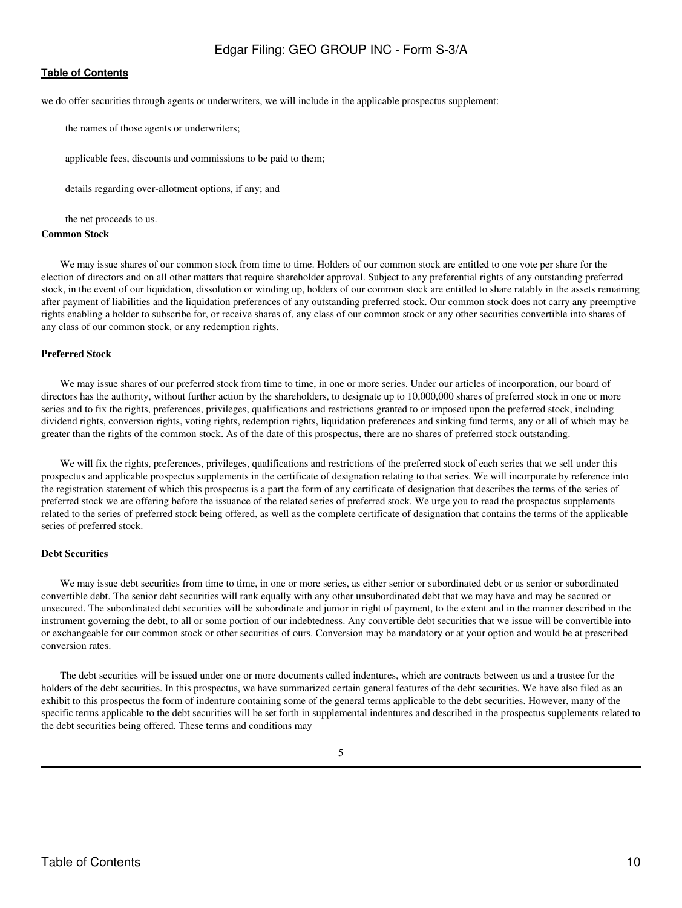we do offer securities through agents or underwriters, we will include in the applicable prospectus supplement:

- the names of those agents or underwriters;
- applicable fees, discounts and commissions to be paid to them;
- details regarding over-allotment options, if any; and
- the net proceeds to us.

**Common Stock**

We may issue shares of our common stock from time to time. Holders of our common stock are entitled to one vote per share for the election of directors and on all other matters that require shareholder approval. Subject to any preferential rights of any outstanding preferred stock, in the event of our liquidation, dissolution or winding up, holders of our common stock are entitled to share ratably in the assets remaining after payment of liabilities and the liquidation preferences of any outstanding preferred stock. Our common stock does not carry any preemptive rights enabling a holder to subscribe for, or receive shares of, any class of our common stock or any other securities convertible into shares of any class of our common stock, or any redemption rights.

**Preferred Stock**

We may issue shares of our preferred stock from time to time, in one or more series. Under our articles of incorporation, our board of directors has the authority, without further action by the shareholders, to designate up to 10,000,000 shares of preferred stock in one or more series and to fix the rights, preferences, privileges, qualifications and restrictions granted to or imposed upon the preferred stock, including dividend rights, conversion rights, voting rights, redemption rights, liquidation preferences and sinking fund terms, any or all of which may be greater than the rights of the common stock. As of the date of this prospectus, there are no shares of preferred stock outstanding.

We will fix the rights, preferences, privileges, qualifications and restrictions of the preferred stock of each series that we sell under this prospectus and applicable prospectus supplements in the certificate of designation relating to that series. We will incorporate by reference into the registration statement of which this prospectus is a part the form of any certificate of designation that describes the terms of the series of preferred stock we are offering before the issuance of the related series of preferred stock. We urge you to read the prospectus supplements related to the series of preferred stock being offered, as well as the complete certificate of designation that contains the terms of the applicable series of preferred stock.

**Debt Securities**

We may issue debt securities from time to time, in one or more series, as either senior or subordinated debt or as senior or subordinated convertible debt. The senior debt securities will rank equally with any other unsubordinated debt that we may have and may be secured or unsecured. The subordinated debt securities will be subordinate and junior in right of payment, to the extent and in the manner described in the instrument governing the debt, to all or some portion of our indebtedness. Any convertible debt securities that we issue will be convertible into or exchangeable for our common stock or other securities of ours. Conversion may be mandatory or at your option and would be at prescribed conversion rates.

The debt securities will be issued under one or more documents called indentures, which are contracts between us and a trustee for the holders of the debt securities. In this prospectus, we have summarized certain general features of the debt securities. We have also filed as an exhibit to this prospectus the form of indenture containing some of the general terms applicable to the debt securities. However, many of the specific terms applicable to the debt securities will be set forth in supplemental indentures and described in the prospectus supplements related to the debt securities being offered. These terms and conditions may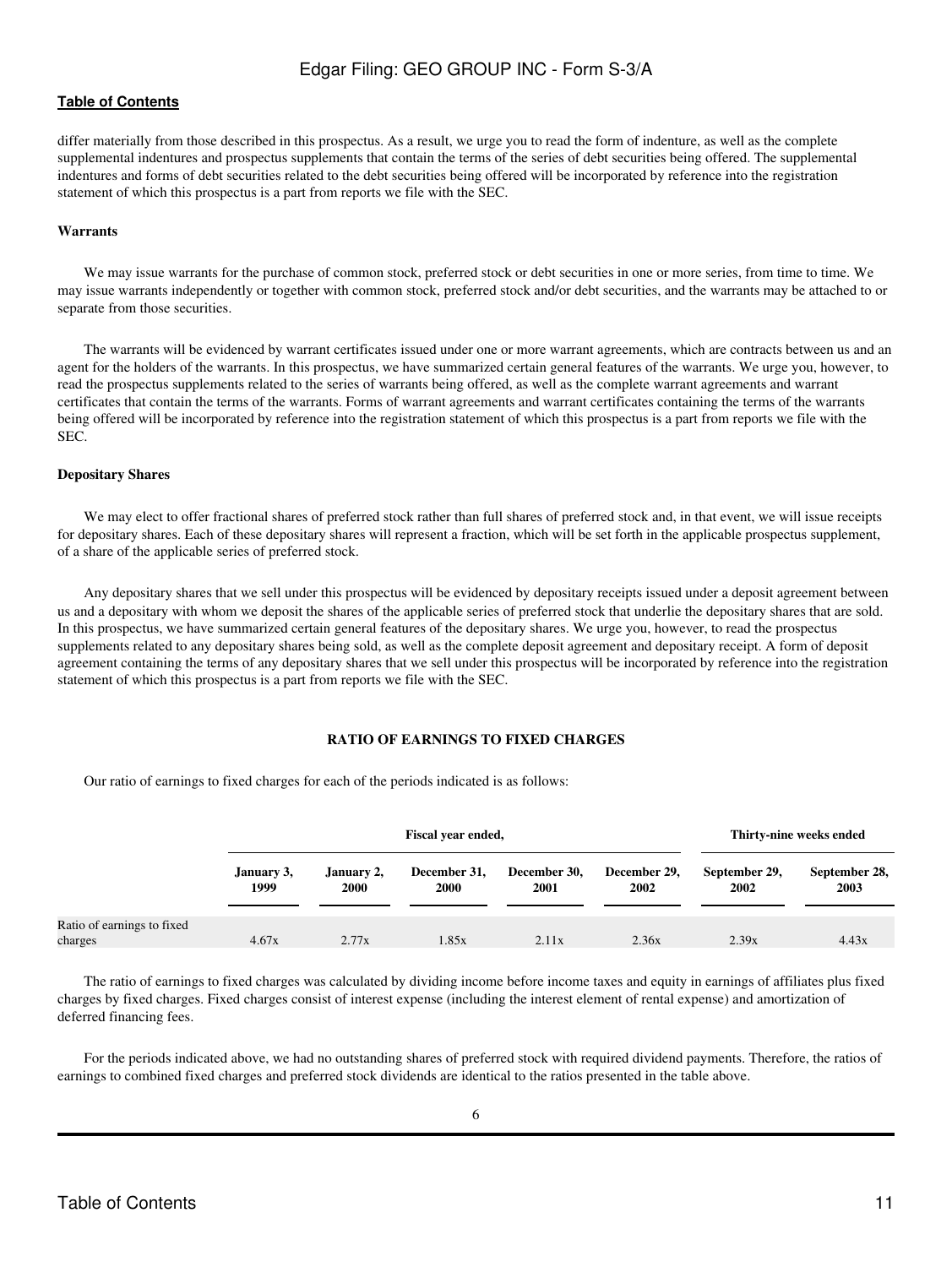differ materially from those described in this prospectus. As a result, we urge you to read the form of indenture, as well as the complete supplemental indentures and prospectus supplements that contain the terms of the series of debt securities being offered. The supplemental indentures and forms of debt securities related to the debt securities being offered will be incorporated by reference into the registration statement of which this prospectus is a part from reports we file with the SEC.

**Warrants**

We may issue warrants for the purchase of common stock, preferred stock or debt securities in one or more series, from time to time. We may issue warrants independently or together with common stock, preferred stock and/or debt securities, and the warrants may be attached to or separate from those securities.

The warrants will be evidenced by warrant certificates issued under one or more warrant agreements, which are contracts between us and an agent for the holders of the warrants. In this prospectus, we have summarized certain general features of the warrants. We urge you, however, to read the prospectus supplements related to the series of warrants being offered, as well as the complete warrant agreements and warrant certificates that contain the terms of the warrants. Forms of warrant agreements and warrant certificates containing the terms of the warrants being offered will be incorporated by reference into the registration statement of which this prospectus is a part from reports we file with the SEC.

**Depositary Shares**

We may elect to offer fractional shares of preferred stock rather than full shares of preferred stock and, in that event, we will issue receipts for depositary shares. Each of these depositary shares will represent a fraction, which will be set forth in the applicable prospectus supplement, of a share of the applicable series of preferred stock.

Any depositary shares that we sell under this prospectus will be evidenced by depositary receipts issued under a deposit agreement between us and a depositary with whom we deposit the shares of the applicable series of preferred stock that underlie the depositary shares that are sold. In this prospectus, we have summarized certain general features of the depositary shares. We urge you, however, to read the prospectus supplements related to any depositary shares being sold, as well as the complete deposit agreement and depositary receipt. A form of deposit agreement containing the terms of any depositary shares that we sell under this prospectus will be incorporated by reference into the registration statement of which this prospectus is a part from reports we file with the SEC.

## RATIO OF EARNINGS TO FIXED CHARGES

Our ratio of earnings to fixed charges for each of the periods indicated is as follows:

| | Fiscal year ended, | | | | | Thirty-nine weeks ended | |
|---|---|---|---|---|---|---|---|
| | January 3, 1999 | January 2, 2000 | December 31, 2000 | December 30, 2001 | December 29, 2002 | September 29, 2002 | September 28, 2003 |
| Ratio of earnings to fixed charges | 4.67x | 2.77x | 1.85x | 2.11x | 2.36x | 2.39x | 4.43x |

The ratio of earnings to fixed charges was calculated by dividing income before income taxes and equity in earnings of affiliates plus fixed charges by fixed charges. Fixed charges consist of interest expense (including the interest element of rental expense) and amortization of deferred financing fees.

For the periods indicated above, we had no outstanding shares of preferred stock with required dividend payments. Therefore, the ratios of earnings to combined fixed charges and preferred stock dividends are identical to the ratios presented in the table above.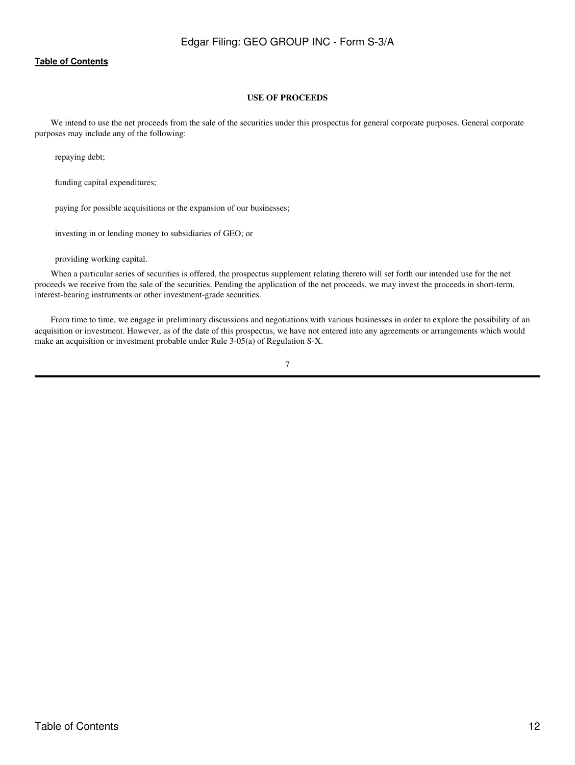## USE OF PROCEEDS

We intend to use the net proceeds from the sale of the securities under this prospectus for general corporate purposes. General corporate purposes may include any of the following:

- repaying debt;
- funding capital expenditures;
- paying for possible acquisitions or the expansion of our businesses;
- investing in or lending money to subsidiaries of GEO; or
- providing working capital.

When a particular series of securities is offered, the prospectus supplement relating thereto will set forth our intended use for the net proceeds we receive from the sale of the securities. Pending the application of the net proceeds, we may invest the proceeds in short-term, interest-bearing instruments or other investment-grade securities.

From time to time, we engage in preliminary discussions and negotiations with various businesses in order to explore the possibility of an acquisition or investment. However, as of the date of this prospectus, we have not entered into any agreements or arrangements which would make an acquisition or investment probable under Rule 3-05(a) of Regulation S-X.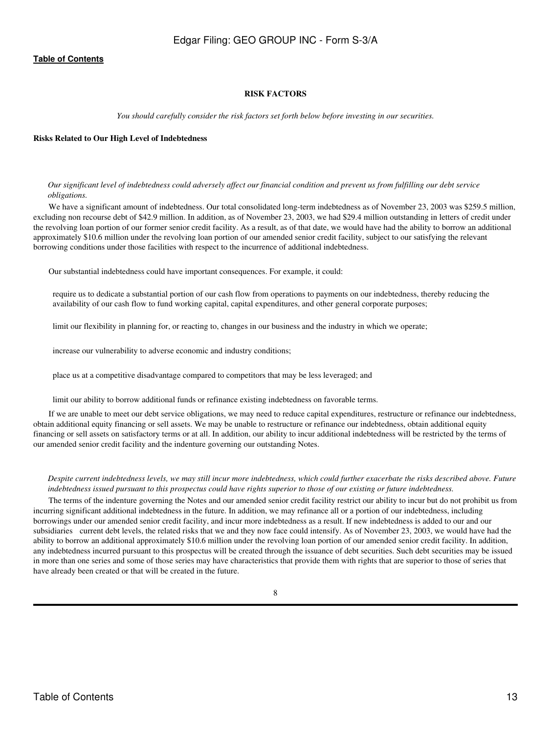## RISK FACTORS

*You should carefully consider the risk factors set forth below before investing in our securities.*

### Risks Related to Our High Level of Indebtedness

*Our significant level of indebtedness could adversely affect our financial condition and prevent us from fulfilling our debt service obligations.*

We have a significant amount of indebtedness. Our total consolidated long-term indebtedness as of November 23, 2003 was $259.5 million, excluding non recourse debt of $42.9 million. In addition, as of November 23, 2003, we had $29.4 million outstanding in letters of credit under the revolving loan portion of our former senior credit facility. As a result, as of that date, we would have had the ability to borrow an additional approximately $10.6 million under the revolving loan portion of our amended senior credit facility, subject to our satisfying the relevant borrowing conditions under those facilities with respect to the incurrence of additional indebtedness.

Our substantial indebtedness could have important consequences. For example, it could:

- require us to dedicate a substantial portion of our cash flow from operations to payments on our indebtedness, thereby reducing the availability of our cash flow to fund working capital, capital expenditures, and other general corporate purposes;
- limit our flexibility in planning for, or reacting to, changes in our business and the industry in which we operate;
- increase our vulnerability to adverse economic and industry conditions;
- place us at a competitive disadvantage compared to competitors that may be less leveraged; and
- limit our ability to borrow additional funds or refinance existing indebtedness on favorable terms.

If we are unable to meet our debt service obligations, we may need to reduce capital expenditures, restructure or refinance our indebtedness, obtain additional equity financing or sell assets. We may be unable to restructure or refinance our indebtedness, obtain additional equity financing or sell assets on satisfactory terms or at all. In addition, our ability to incur additional indebtedness will be restricted by the terms of our amended senior credit facility and the indenture governing our outstanding Notes.

*Despite current indebtedness levels, we may still incur more indebtedness, which could further exacerbate the risks described above. Future indebtedness issued pursuant to this prospectus could have rights superior to those of our existing or future indebtedness.*

The terms of the indenture governing the Notes and our amended senior credit facility restrict our ability to incur but do not prohibit us from incurring significant additional indebtedness in the future. In addition, we may refinance all or a portion of our indebtedness, including borrowings under our amended senior credit facility, and incur more indebtedness as a result. If new indebtedness is added to our and our subsidiaries current debt levels, the related risks that we and they now face could intensify. As of November 23, 2003, we would have had the ability to borrow an additional approximately $10.6 million under the revolving loan portion of our amended senior credit facility. In addition, any indebtedness incurred pursuant to this prospectus will be created through the issuance of debt securities. Such debt securities may be issued in more than one series and some of those series may have characteristics that provide them with rights that are superior to those of series that have already been created or that will be created in the future.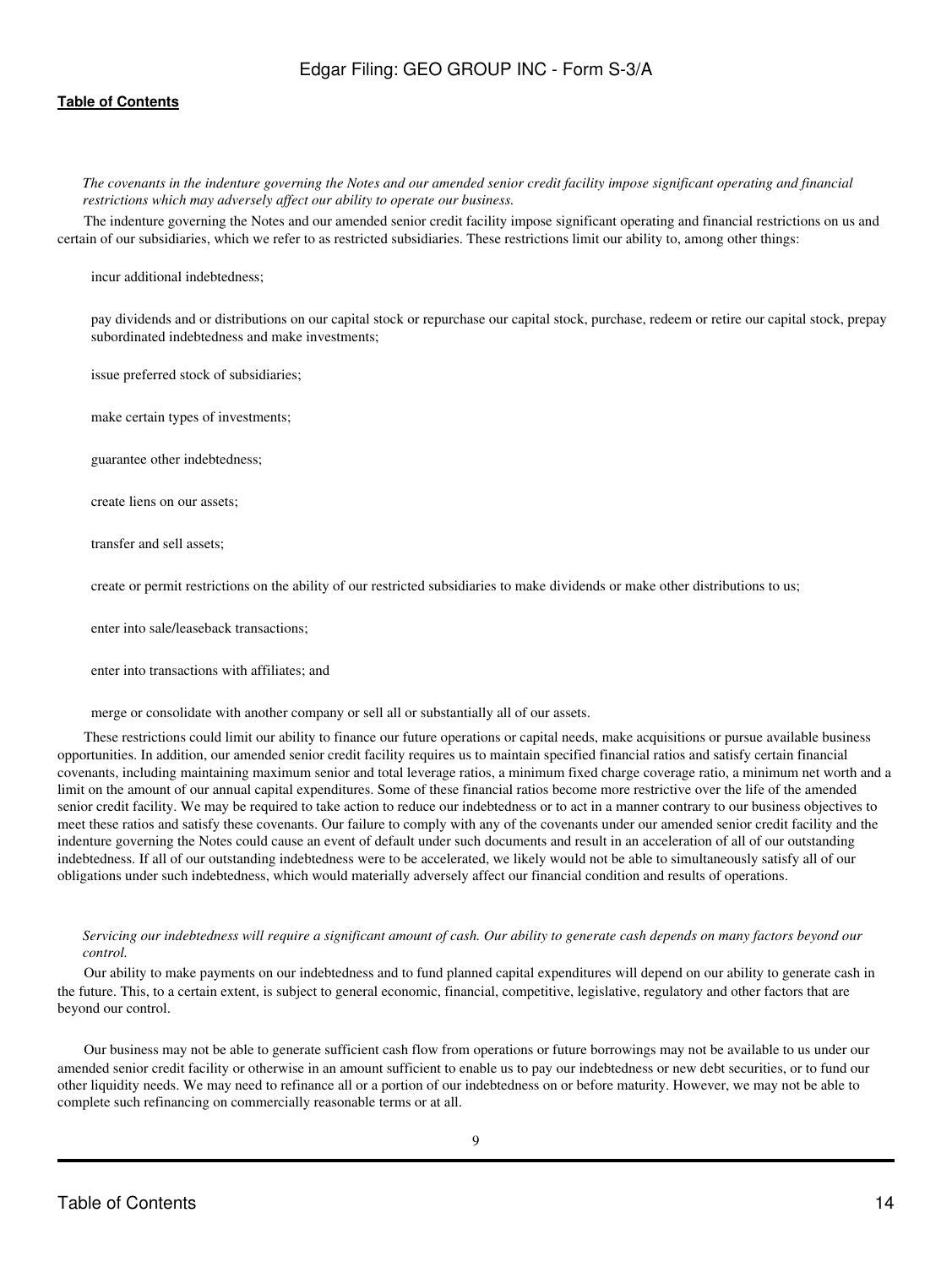*The covenants in the indenture governing the Notes and our amended senior credit facility impose significant operating and financial restrictions which may adversely affect our ability to operate our business.*

The indenture governing the Notes and our amended senior credit facility impose significant operating and financial restrictions on us and certain of our subsidiaries, which we refer to as restricted subsidiaries. These restrictions limit our ability to, among other things:

- incur additional indebtedness;
- pay dividends and or distributions on our capital stock or repurchase our capital stock, purchase, redeem or retire our capital stock, prepay subordinated indebtedness and make investments;
- issue preferred stock of subsidiaries;
- make certain types of investments;
- guarantee other indebtedness;
- create liens on our assets;
- transfer and sell assets;
- create or permit restrictions on the ability of our restricted subsidiaries to make dividends or make other distributions to us;
- enter into sale/leaseback transactions;
- enter into transactions with affiliates; and
- merge or consolidate with another company or sell all or substantially all of our assets.

These restrictions could limit our ability to finance our future operations or capital needs, make acquisitions or pursue available business opportunities. In addition, our amended senior credit facility requires us to maintain specified financial ratios and satisfy certain financial covenants, including maintaining maximum senior and total leverage ratios, a minimum fixed charge coverage ratio, a minimum net worth and a limit on the amount of our annual capital expenditures. Some of these financial ratios become more restrictive over the life of the amended senior credit facility. We may be required to take action to reduce our indebtedness or to act in a manner contrary to our business objectives to meet these ratios and satisfy these covenants. Our failure to comply with any of the covenants under our amended senior credit facility and the indenture governing the Notes could cause an event of default under such documents and result in an acceleration of all of our outstanding indebtedness. If all of our outstanding indebtedness were to be accelerated, we likely would not be able to simultaneously satisfy all of our obligations under such indebtedness, which would materially adversely affect our financial condition and results of operations.

*Servicing our indebtedness will require a significant amount of cash. Our ability to generate cash depends on many factors beyond our control.*

Our ability to make payments on our indebtedness and to fund planned capital expenditures will depend on our ability to generate cash in the future. This, to a certain extent, is subject to general economic, financial, competitive, legislative, regulatory and other factors that are beyond our control.

Our business may not be able to generate sufficient cash flow from operations or future borrowings may not be available to us under our amended senior credit facility or otherwise in an amount sufficient to enable us to pay our indebtedness or new debt securities, or to fund our other liquidity needs. We may need to refinance all or a portion of our indebtedness on or before maturity. However, we may not be able to complete such refinancing on commercially reasonable terms or at all.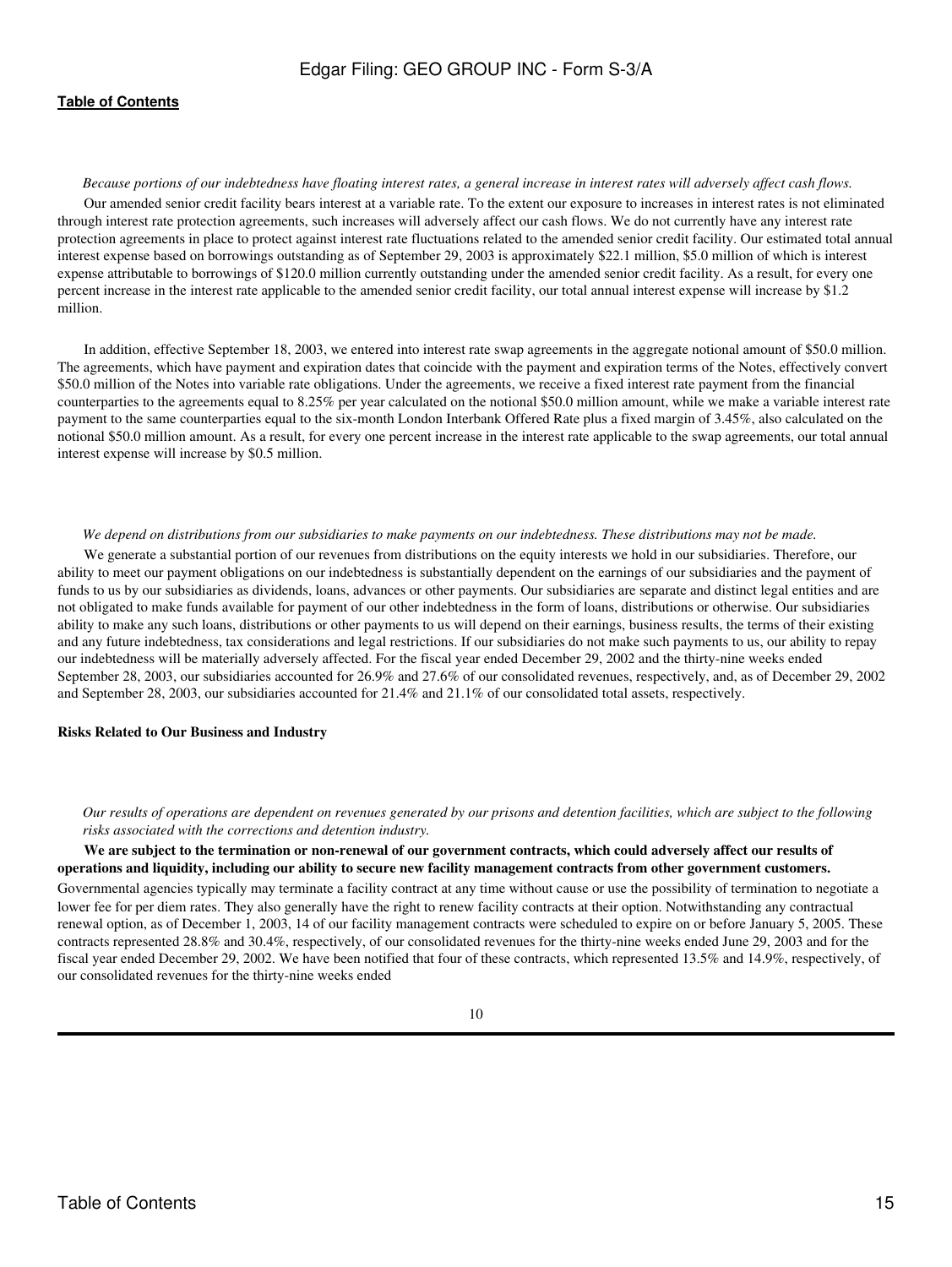*Because portions of our indebtedness have floating interest rates, a general increase in interest rates will adversely affect cash flows.*

Our amended senior credit facility bears interest at a variable rate. To the extent our exposure to increases in interest rates is not eliminated through interest rate protection agreements, such increases will adversely affect our cash flows. We do not currently have any interest rate protection agreements in place to protect against interest rate fluctuations related to the amended senior credit facility. Our estimated total annual interest expense based on borrowings outstanding as of September 29, 2003 is approximately $22.1 million, $5.0 million of which is interest expense attributable to borrowings of $120.0 million currently outstanding under the amended senior credit facility. As a result, for every one percent increase in the interest rate applicable to the amended senior credit facility, our total annual interest expense will increase by $1.2 million.

In addition, effective September 18, 2003, we entered into interest rate swap agreements in the aggregate notional amount of $50.0 million. The agreements, which have payment and expiration dates that coincide with the payment and expiration terms of the Notes, effectively convert $50.0 million of the Notes into variable rate obligations. Under the agreements, we receive a fixed interest rate payment from the financial counterparties to the agreements equal to 8.25% per year calculated on the notional $50.0 million amount, while we make a variable interest rate payment to the same counterparties equal to the six-month London Interbank Offered Rate plus a fixed margin of 3.45%, also calculated on the notional $50.0 million amount. As a result, for every one percent increase in the interest rate applicable to the swap agreements, our total annual interest expense will increase by $0.5 million.

*We depend on distributions from our subsidiaries to make payments on our indebtedness. These distributions may not be made.*

We generate a substantial portion of our revenues from distributions on the equity interests we hold in our subsidiaries. Therefore, our ability to meet our payment obligations on our indebtedness is substantially dependent on the earnings of our subsidiaries and the payment of funds to us by our subsidiaries as dividends, loans, advances or other payments. Our subsidiaries are separate and distinct legal entities and are not obligated to make funds available for payment of our other indebtedness in the form of loans, distributions or otherwise. Our subsidiaries ability to make any such loans, distributions or other payments to us will depend on their earnings, business results, the terms of their existing and any future indebtedness, tax considerations and legal restrictions. If our subsidiaries do not make such payments to us, our ability to repay our indebtedness will be materially adversely affected. For the fiscal year ended December 29, 2002 and the thirty-nine weeks ended September 28, 2003, our subsidiaries accounted for 26.9% and 27.6% of our consolidated revenues, respectively, and, as of December 29, 2002 and September 28, 2003, our subsidiaries accounted for 21.4% and 21.1% of our consolidated total assets, respectively.

**Risks Related to Our Business and Industry**

*Our results of operations are dependent on revenues generated by our prisons and detention facilities, which are subject to the following risks associated with the corrections and detention industry.*

**We are subject to the termination or non-renewal of our government contracts, which could adversely affect our results of operations and liquidity, including our ability to secure new facility management contracts from other government customers.**

Governmental agencies typically may terminate a facility contract at any time without cause or use the possibility of termination to negotiate a lower fee for per diem rates. They also generally have the right to renew facility contracts at their option. Notwithstanding any contractual renewal option, as of December 1, 2003, 14 of our facility management contracts were scheduled to expire on or before January 5, 2005. These contracts represented 28.8% and 30.4%, respectively, of our consolidated revenues for the thirty-nine weeks ended June 29, 2003 and for the fiscal year ended December 29, 2002. We have been notified that four of these contracts, which represented 13.5% and 14.9%, respectively, of our consolidated revenues for the thirty-nine weeks ended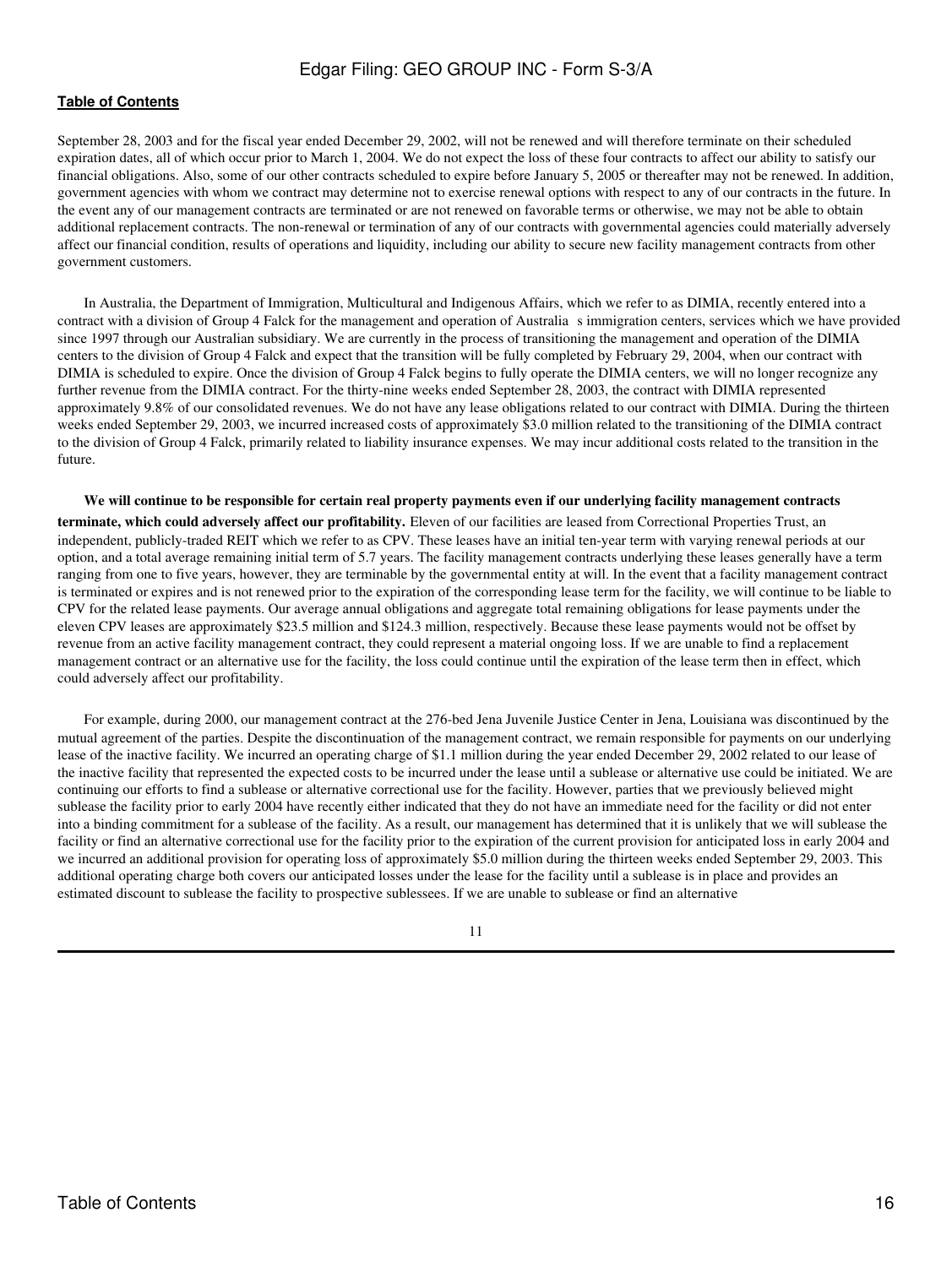September 28, 2003 and for the fiscal year ended December 29, 2002, will not be renewed and will therefore terminate on their scheduled expiration dates, all of which occur prior to March 1, 2004. We do not expect the loss of these four contracts to affect our ability to satisfy our financial obligations. Also, some of our other contracts scheduled to expire before January 5, 2005 or thereafter may not be renewed. In addition, government agencies with whom we contract may determine not to exercise renewal options with respect to any of our contracts in the future. In the event any of our management contracts are terminated or are not renewed on favorable terms or otherwise, we may not be able to obtain additional replacement contracts. The non-renewal or termination of any of our contracts with governmental agencies could materially adversely affect our financial condition, results of operations and liquidity, including our ability to secure new facility management contracts from other government customers.

In Australia, the Department of Immigration, Multicultural and Indigenous Affairs, which we refer to as DIMIA, recently entered into a contract with a division of Group 4 Falck for the management and operation of Australia s immigration centers, services which we have provided since 1997 through our Australian subsidiary. We are currently in the process of transitioning the management and operation of the DIMIA centers to the division of Group 4 Falck and expect that the transition will be fully completed by February 29, 2004, when our contract with DIMIA is scheduled to expire. Once the division of Group 4 Falck begins to fully operate the DIMIA centers, we will no longer recognize any further revenue from the DIMIA contract. For the thirty-nine weeks ended September 28, 2003, the contract with DIMIA represented approximately 9.8% of our consolidated revenues. We do not have any lease obligations related to our contract with DIMIA. During the thirteen weeks ended September 29, 2003, we incurred increased costs of approximately $3.0 million related to the transitioning of the DIMIA contract to the division of Group 4 Falck, primarily related to liability insurance expenses. We may incur additional costs related to the transition in the future.

**We will continue to be responsible for certain real property payments even if our underlying facility management contracts terminate, which could adversely affect our profitability.** Eleven of our facilities are leased from Correctional Properties Trust, an independent, publicly-traded REIT which we refer to as CPV. These leases have an initial ten-year term with varying renewal periods at our option, and a total average remaining initial term of 5.7 years. The facility management contracts underlying these leases generally have a term ranging from one to five years, however, they are terminable by the governmental entity at will. In the event that a facility management contract is terminated or expires and is not renewed prior to the expiration of the corresponding lease term for the facility, we will continue to be liable to CPV for the related lease payments. Our average annual obligations and aggregate total remaining obligations for lease payments under the eleven CPV leases are approximately $23.5 million and $124.3 million, respectively. Because these lease payments would not be offset by revenue from an active facility management contract, they could represent a material ongoing loss. If we are unable to find a replacement management contract or an alternative use for the facility, the loss could continue until the expiration of the lease term then in effect, which could adversely affect our profitability.

For example, during 2000, our management contract at the 276-bed Jena Juvenile Justice Center in Jena, Louisiana was discontinued by the mutual agreement of the parties. Despite the discontinuation of the management contract, we remain responsible for payments on our underlying lease of the inactive facility. We incurred an operating charge of $1.1 million during the year ended December 29, 2002 related to our lease of the inactive facility that represented the expected costs to be incurred under the lease until a sublease or alternative use could be initiated. We are continuing our efforts to find a sublease or alternative correctional use for the facility. However, parties that we previously believed might sublease the facility prior to early 2004 have recently either indicated that they do not have an immediate need for the facility or did not enter into a binding commitment for a sublease of the facility. As a result, our management has determined that it is unlikely that we will sublease the facility or find an alternative correctional use for the facility prior to the expiration of the current provision for anticipated loss in early 2004 and we incurred an additional provision for operating loss of approximately $5.0 million during the thirteen weeks ended September 29, 2003. This additional operating charge both covers our anticipated losses under the lease for the facility until a sublease is in place and provides an estimated discount to sublease the facility to prospective sublessees. If we are unable to sublease or find an alternative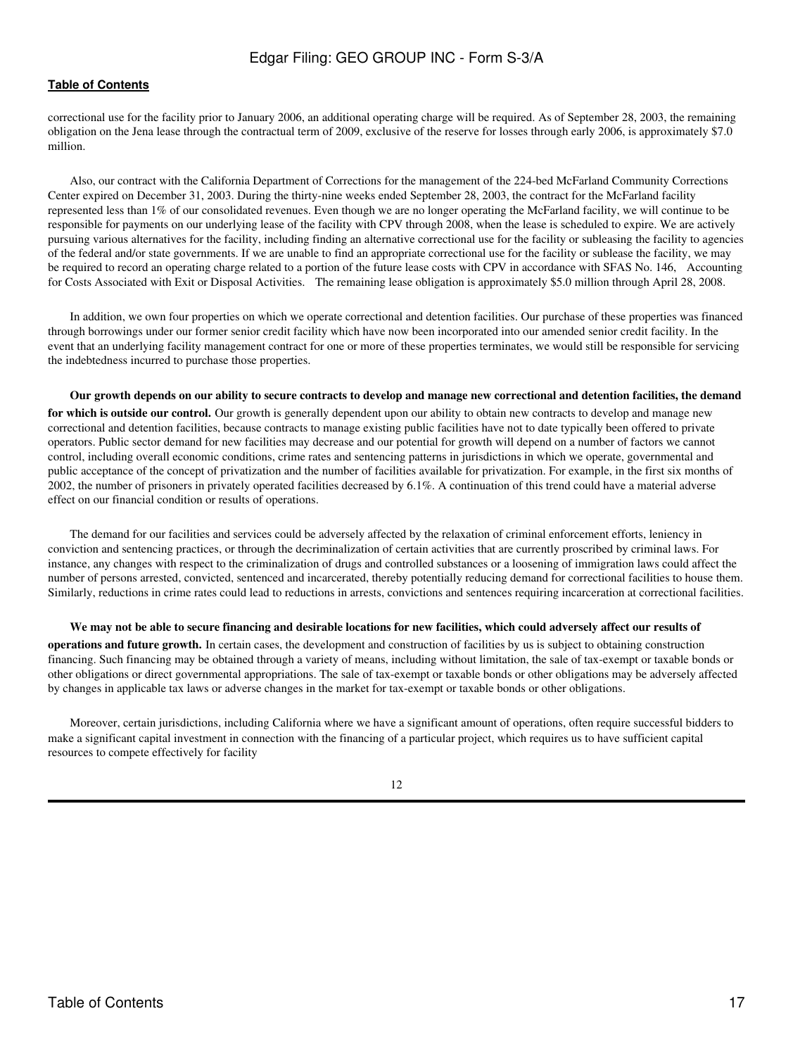correctional use for the facility prior to January 2006, an additional operating charge will be required. As of September 28, 2003, the remaining obligation on the Jena lease through the contractual term of 2009, exclusive of the reserve for losses through early 2006, is approximately $7.0 million.

Also, our contract with the California Department of Corrections for the management of the 224-bed McFarland Community Corrections Center expired on December 31, 2003. During the thirty-nine weeks ended September 28, 2003, the contract for the McFarland facility represented less than 1% of our consolidated revenues. Even though we are no longer operating the McFarland facility, we will continue to be responsible for payments on our underlying lease of the facility with CPV through 2008, when the lease is scheduled to expire. We are actively pursuing various alternatives for the facility, including finding an alternative correctional use for the facility or subleasing the facility to agencies of the federal and/or state governments. If we are unable to find an appropriate correctional use for the facility or sublease the facility, we may be required to record an operating charge related to a portion of the future lease costs with CPV in accordance with SFAS No. 146, Accounting for Costs Associated with Exit or Disposal Activities. The remaining lease obligation is approximately $5.0 million through April 28, 2008.

In addition, we own four properties on which we operate correctional and detention facilities. Our purchase of these properties was financed through borrowings under our former senior credit facility which have now been incorporated into our amended senior credit facility. In the event that an underlying facility management contract for one or more of these properties terminates, we would still be responsible for servicing the indebtedness incurred to purchase those properties.

**Our growth depends on our ability to secure contracts to develop and manage new correctional and detention facilities, the demand for which is outside our control.** Our growth is generally dependent upon our ability to obtain new contracts to develop and manage new correctional and detention facilities, because contracts to manage existing public facilities have not to date typically been offered to private operators. Public sector demand for new facilities may decrease and our potential for growth will depend on a number of factors we cannot control, including overall economic conditions, crime rates and sentencing patterns in jurisdictions in which we operate, governmental and public acceptance of the concept of privatization and the number of facilities available for privatization. For example, in the first six months of 2002, the number of prisoners in privately operated facilities decreased by 6.1%. A continuation of this trend could have a material adverse effect on our financial condition or results of operations.

The demand for our facilities and services could be adversely affected by the relaxation of criminal enforcement efforts, leniency in conviction and sentencing practices, or through the decriminalization of certain activities that are currently proscribed by criminal laws. For instance, any changes with respect to the criminalization of drugs and controlled substances or a loosening of immigration laws could affect the number of persons arrested, convicted, sentenced and incarcerated, thereby potentially reducing demand for correctional facilities to house them. Similarly, reductions in crime rates could lead to reductions in arrests, convictions and sentences requiring incarceration at correctional facilities.

**We may not be able to secure financing and desirable locations for new facilities, which could adversely affect our results of operations and future growth.** In certain cases, the development and construction of facilities by us is subject to obtaining construction financing. Such financing may be obtained through a variety of means, including without limitation, the sale of tax-exempt or taxable bonds or other obligations or direct governmental appropriations. The sale of tax-exempt or taxable bonds or other obligations may be adversely affected by changes in applicable tax laws or adverse changes in the market for tax-exempt or taxable bonds or other obligations.

Moreover, certain jurisdictions, including California where we have a significant amount of operations, often require successful bidders to make a significant capital investment in connection with the financing of a particular project, which requires us to have sufficient capital resources to compete effectively for facility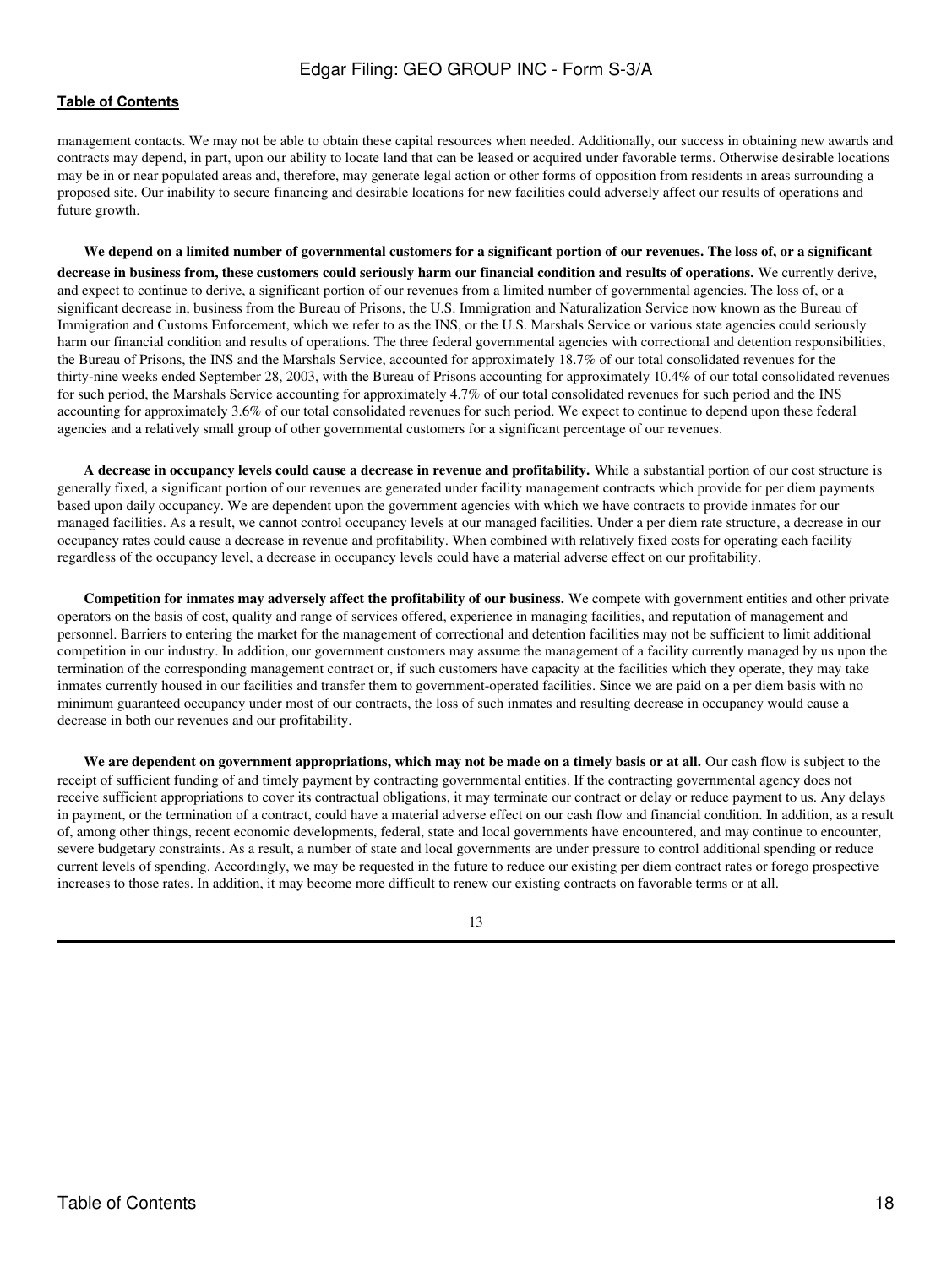management contacts. We may not be able to obtain these capital resources when needed. Additionally, our success in obtaining new awards and contracts may depend, in part, upon our ability to locate land that can be leased or acquired under favorable terms. Otherwise desirable locations may be in or near populated areas and, therefore, may generate legal action or other forms of opposition from residents in areas surrounding a proposed site. Our inability to secure financing and desirable locations for new facilities could adversely affect our results of operations and future growth.

**We depend on a limited number of governmental customers for a significant portion of our revenues. The loss of, or a significant decrease in business from, these customers could seriously harm our financial condition and results of operations.** We currently derive, and expect to continue to derive, a significant portion of our revenues from a limited number of governmental agencies. The loss of, or a significant decrease in, business from the Bureau of Prisons, the U.S. Immigration and Naturalization Service now known as the Bureau of Immigration and Customs Enforcement, which we refer to as the INS, or the U.S. Marshals Service or various state agencies could seriously harm our financial condition and results of operations. The three federal governmental agencies with correctional and detention responsibilities, the Bureau of Prisons, the INS and the Marshals Service, accounted for approximately 18.7% of our total consolidated revenues for the thirty-nine weeks ended September 28, 2003, with the Bureau of Prisons accounting for approximately 10.4% of our total consolidated revenues for such period, the Marshals Service accounting for approximately 4.7% of our total consolidated revenues for such period and the INS accounting for approximately 3.6% of our total consolidated revenues for such period. We expect to continue to depend upon these federal agencies and a relatively small group of other governmental customers for a significant percentage of our revenues.

**A decrease in occupancy levels could cause a decrease in revenue and profitability.** While a substantial portion of our cost structure is generally fixed, a significant portion of our revenues are generated under facility management contracts which provide for per diem payments based upon daily occupancy. We are dependent upon the government agencies with which we have contracts to provide inmates for our managed facilities. As a result, we cannot control occupancy levels at our managed facilities. Under a per diem rate structure, a decrease in our occupancy rates could cause a decrease in revenue and profitability. When combined with relatively fixed costs for operating each facility regardless of the occupancy level, a decrease in occupancy levels could have a material adverse effect on our profitability.

**Competition for inmates may adversely affect the profitability of our business.** We compete with government entities and other private operators on the basis of cost, quality and range of services offered, experience in managing facilities, and reputation of management and personnel. Barriers to entering the market for the management of correctional and detention facilities may not be sufficient to limit additional competition in our industry. In addition, our government customers may assume the management of a facility currently managed by us upon the termination of the corresponding management contract or, if such customers have capacity at the facilities which they operate, they may take inmates currently housed in our facilities and transfer them to government-operated facilities. Since we are paid on a per diem basis with no minimum guaranteed occupancy under most of our contracts, the loss of such inmates and resulting decrease in occupancy would cause a decrease in both our revenues and our profitability.

**We are dependent on government appropriations, which may not be made on a timely basis or at all.** Our cash flow is subject to the receipt of sufficient funding of and timely payment by contracting governmental entities. If the contracting governmental agency does not receive sufficient appropriations to cover its contractual obligations, it may terminate our contract or delay or reduce payment to us. Any delays in payment, or the termination of a contract, could have a material adverse effect on our cash flow and financial condition. In addition, as a result of, among other things, recent economic developments, federal, state and local governments have encountered, and may continue to encounter, severe budgetary constraints. As a result, a number of state and local governments are under pressure to control additional spending or reduce current levels of spending. Accordingly, we may be requested in the future to reduce our existing per diem contract rates or forego prospective increases to those rates. In addition, it may become more difficult to renew our existing contracts on favorable terms or at all.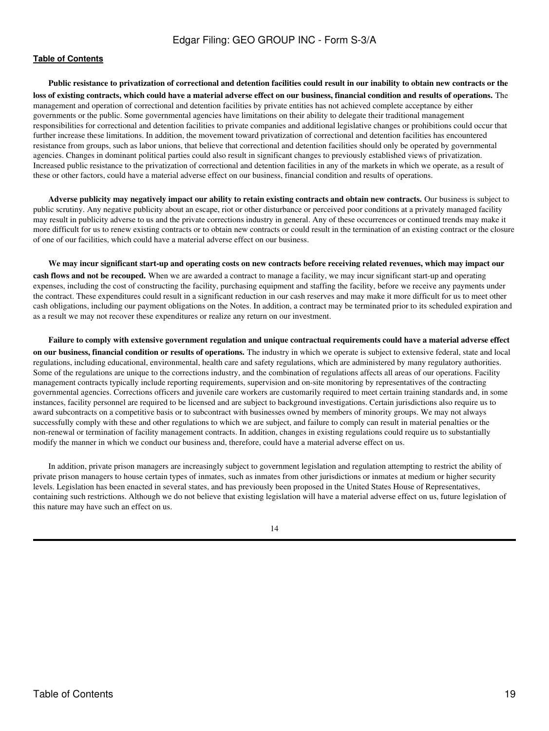**Public resistance to privatization of correctional and detention facilities could result in our inability to obtain new contracts or the loss of existing contracts, which could have a material adverse effect on our business, financial condition and results of operations.** The management and operation of correctional and detention facilities by private entities has not achieved complete acceptance by either governments or the public. Some governmental agencies have limitations on their ability to delegate their traditional management responsibilities for correctional and detention facilities to private companies and additional legislative changes or prohibitions could occur that further increase these limitations. In addition, the movement toward privatization of correctional and detention facilities has encountered resistance from groups, such as labor unions, that believe that correctional and detention facilities should only be operated by governmental agencies. Changes in dominant political parties could also result in significant changes to previously established views of privatization. Increased public resistance to the privatization of correctional and detention facilities in any of the markets in which we operate, as a result of these or other factors, could have a material adverse effect on our business, financial condition and results of operations.

**Adverse publicity may negatively impact our ability to retain existing contracts and obtain new contracts.** Our business is subject to public scrutiny. Any negative publicity about an escape, riot or other disturbance or perceived poor conditions at a privately managed facility may result in publicity adverse to us and the private corrections industry in general. Any of these occurrences or continued trends may make it more difficult for us to renew existing contracts or to obtain new contracts or could result in the termination of an existing contract or the closure of one of our facilities, which could have a material adverse effect on our business.

**We may incur significant start-up and operating costs on new contracts before receiving related revenues, which may impact our cash flows and not be recouped.** When we are awarded a contract to manage a facility, we may incur significant start-up and operating expenses, including the cost of constructing the facility, purchasing equipment and staffing the facility, before we receive any payments under the contract. These expenditures could result in a significant reduction in our cash reserves and may make it more difficult for us to meet other cash obligations, including our payment obligations on the Notes. In addition, a contract may be terminated prior to its scheduled expiration and as a result we may not recover these expenditures or realize any return on our investment.

**Failure to comply with extensive government regulation and unique contractual requirements could have a material adverse effect on our business, financial condition or results of operations.** The industry in which we operate is subject to extensive federal, state and local regulations, including educational, environmental, health care and safety regulations, which are administered by many regulatory authorities. Some of the regulations are unique to the corrections industry, and the combination of regulations affects all areas of our operations. Facility management contracts typically include reporting requirements, supervision and on-site monitoring by representatives of the contracting governmental agencies. Corrections officers and juvenile care workers are customarily required to meet certain training standards and, in some instances, facility personnel are required to be licensed and are subject to background investigations. Certain jurisdictions also require us to award subcontracts on a competitive basis or to subcontract with businesses owned by members of minority groups. We may not always successfully comply with these and other regulations to which we are subject, and failure to comply can result in material penalties or the non-renewal or termination of facility management contracts. In addition, changes in existing regulations could require us to substantially modify the manner in which we conduct our business and, therefore, could have a material adverse effect on us.

In addition, private prison managers are increasingly subject to government legislation and regulation attempting to restrict the ability of private prison managers to house certain types of inmates, such as inmates from other jurisdictions or inmates at medium or higher security levels. Legislation has been enacted in several states, and has previously been proposed in the United States House of Representatives, containing such restrictions. Although we do not believe that existing legislation will have a material adverse effect on us, future legislation of this nature may have such an effect on us.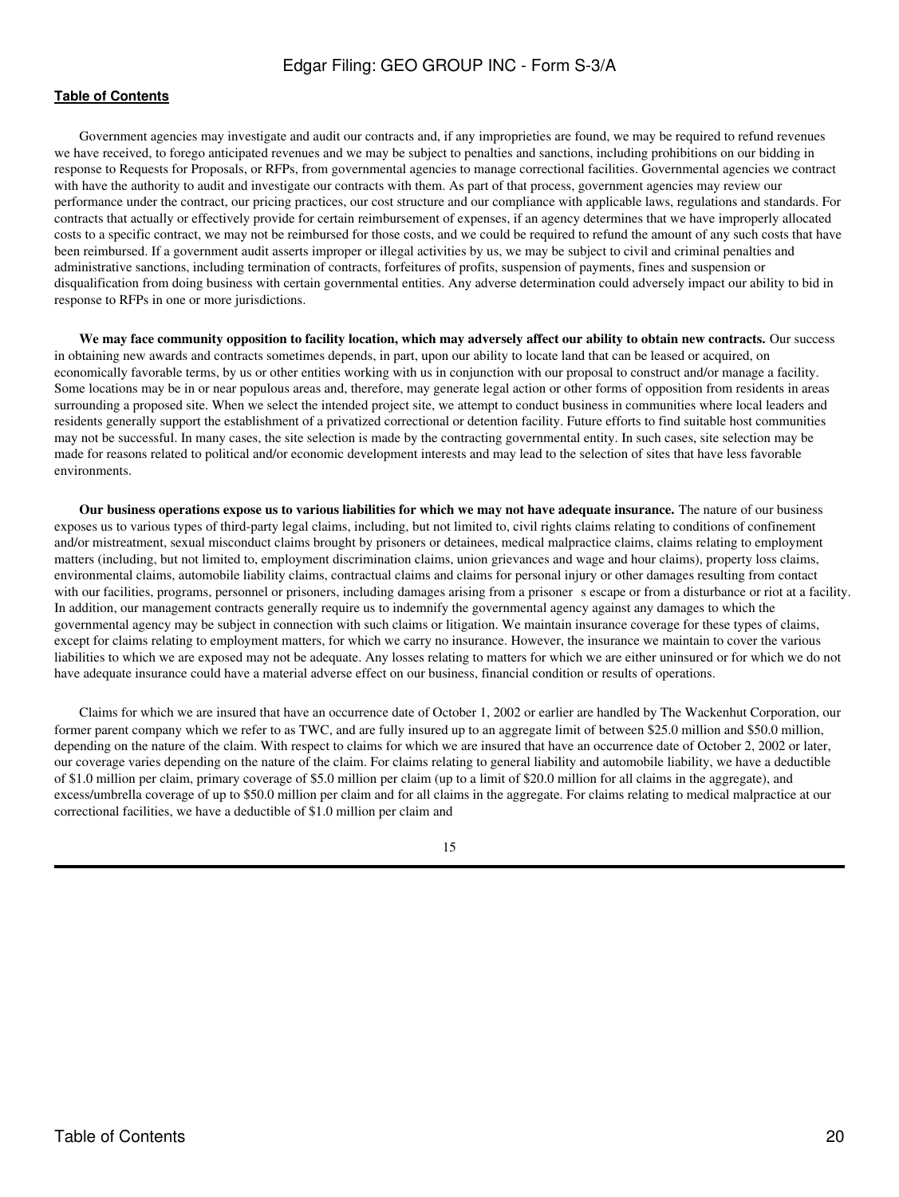Government agencies may investigate and audit our contracts and, if any improprieties are found, we may be required to refund revenues we have received, to forego anticipated revenues and we may be subject to penalties and sanctions, including prohibitions on our bidding in response to Requests for Proposals, or RFPs, from governmental agencies to manage correctional facilities. Governmental agencies we contract with have the authority to audit and investigate our contracts with them. As part of that process, government agencies may review our performance under the contract, our pricing practices, our cost structure and our compliance with applicable laws, regulations and standards. For contracts that actually or effectively provide for certain reimbursement of expenses, if an agency determines that we have improperly allocated costs to a specific contract, we may not be reimbursed for those costs, and we could be required to refund the amount of any such costs that have been reimbursed. If a government audit asserts improper or illegal activities by us, we may be subject to civil and criminal penalties and administrative sanctions, including termination of contracts, forfeitures of profits, suspension of payments, fines and suspension or disqualification from doing business with certain governmental entities. Any adverse determination could adversely impact our ability to bid in response to RFPs in one or more jurisdictions.

**We may face community opposition to facility location, which may adversely affect our ability to obtain new contracts.** Our success in obtaining new awards and contracts sometimes depends, in part, upon our ability to locate land that can be leased or acquired, on economically favorable terms, by us or other entities working with us in conjunction with our proposal to construct and/or manage a facility. Some locations may be in or near populous areas and, therefore, may generate legal action or other forms of opposition from residents in areas surrounding a proposed site. When we select the intended project site, we attempt to conduct business in communities where local leaders and residents generally support the establishment of a privatized correctional or detention facility. Future efforts to find suitable host communities may not be successful. In many cases, the site selection is made by the contracting governmental entity. In such cases, site selection may be made for reasons related to political and/or economic development interests and may lead to the selection of sites that have less favorable environments.

**Our business operations expose us to various liabilities for which we may not have adequate insurance.** The nature of our business exposes us to various types of third-party legal claims, including, but not limited to, civil rights claims relating to conditions of confinement and/or mistreatment, sexual misconduct claims brought by prisoners or detainees, medical malpractice claims, claims relating to employment matters (including, but not limited to, employment discrimination claims, union grievances and wage and hour claims), property loss claims, environmental claims, automobile liability claims, contractual claims and claims for personal injury or other damages resulting from contact with our facilities, programs, personnel or prisoners, including damages arising from a prisoner s escape or from a disturbance or riot at a facility. In addition, our management contracts generally require us to indemnify the governmental agency against any damages to which the governmental agency may be subject in connection with such claims or litigation. We maintain insurance coverage for these types of claims, except for claims relating to employment matters, for which we carry no insurance. However, the insurance we maintain to cover the various liabilities to which we are exposed may not be adequate. Any losses relating to matters for which we are either uninsured or for which we do not have adequate insurance could have a material adverse effect on our business, financial condition or results of operations.

Claims for which we are insured that have an occurrence date of October 1, 2002 or earlier are handled by The Wackenhut Corporation, our former parent company which we refer to as TWC, and are fully insured up to an aggregate limit of between $25.0 million and $50.0 million, depending on the nature of the claim. With respect to claims for which we are insured that have an occurrence date of October 2, 2002 or later, our coverage varies depending on the nature of the claim. For claims relating to general liability and automobile liability, we have a deductible of $1.0 million per claim, primary coverage of $5.0 million per claim (up to a limit of $20.0 million for all claims in the aggregate), and excess/umbrella coverage of up to $50.0 million per claim and for all claims in the aggregate. For claims relating to medical malpractice at our correctional facilities, we have a deductible of $1.0 million per claim and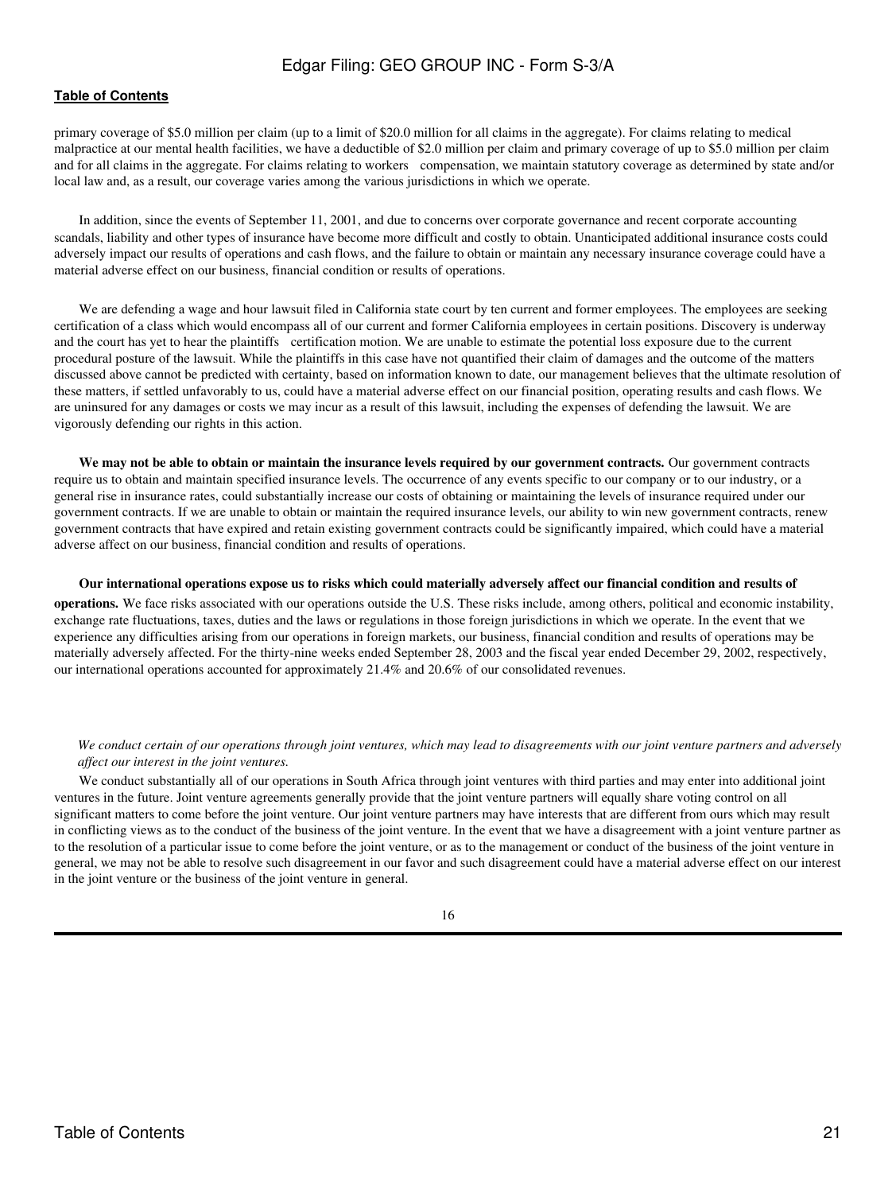primary coverage of $5.0 million per claim (up to a limit of $20.0 million for all claims in the aggregate). For claims relating to medical malpractice at our mental health facilities, we have a deductible of $2.0 million per claim and primary coverage of up to $5.0 million per claim and for all claims in the aggregate. For claims relating to workers compensation, we maintain statutory coverage as determined by state and/or local law and, as a result, our coverage varies among the various jurisdictions in which we operate.

In addition, since the events of September 11, 2001, and due to concerns over corporate governance and recent corporate accounting scandals, liability and other types of insurance have become more difficult and costly to obtain. Unanticipated additional insurance costs could adversely impact our results of operations and cash flows, and the failure to obtain or maintain any necessary insurance coverage could have a material adverse effect on our business, financial condition or results of operations.

We are defending a wage and hour lawsuit filed in California state court by ten current and former employees. The employees are seeking certification of a class which would encompass all of our current and former California employees in certain positions. Discovery is underway and the court has yet to hear the plaintiffs certification motion. We are unable to estimate the potential loss exposure due to the current procedural posture of the lawsuit. While the plaintiffs in this case have not quantified their claim of damages and the outcome of the matters discussed above cannot be predicted with certainty, based on information known to date, our management believes that the ultimate resolution of these matters, if settled unfavorably to us, could have a material adverse effect on our financial position, operating results and cash flows. We are uninsured for any damages or costs we may incur as a result of this lawsuit, including the expenses of defending the lawsuit. We are vigorously defending our rights in this action.

**We may not be able to obtain or maintain the insurance levels required by our government contracts.** Our government contracts require us to obtain and maintain specified insurance levels. The occurrence of any events specific to our company or to our industry, or a general rise in insurance rates, could substantially increase our costs of obtaining or maintaining the levels of insurance required under our government contracts. If we are unable to obtain or maintain the required insurance levels, our ability to win new government contracts, renew government contracts that have expired and retain existing government contracts could be significantly impaired, which could have a material adverse affect on our business, financial condition and results of operations.

**Our international operations expose us to risks which could materially adversely affect our financial condition and results of operations.** We face risks associated with our operations outside the U.S. These risks include, among others, political and economic instability, exchange rate fluctuations, taxes, duties and the laws or regulations in those foreign jurisdictions in which we operate. In the event that we experience any difficulties arising from our operations in foreign markets, our business, financial condition and results of operations may be materially adversely affected. For the thirty-nine weeks ended September 28, 2003 and the fiscal year ended December 29, 2002, respectively, our international operations accounted for approximately 21.4% and 20.6% of our consolidated revenues.

*We conduct certain of our operations through joint ventures, which may lead to disagreements with our joint venture partners and adversely affect our interest in the joint ventures.*

We conduct substantially all of our operations in South Africa through joint ventures with third parties and may enter into additional joint ventures in the future. Joint venture agreements generally provide that the joint venture partners will equally share voting control on all significant matters to come before the joint venture. Our joint venture partners may have interests that are different from ours which may result in conflicting views as to the conduct of the business of the joint venture. In the event that we have a disagreement with a joint venture partner as to the resolution of a particular issue to come before the joint venture, or as to the management or conduct of the business of the joint venture in general, we may not be able to resolve such disagreement in our favor and such disagreement could have a material adverse effect on our interest in the joint venture or the business of the joint venture in general.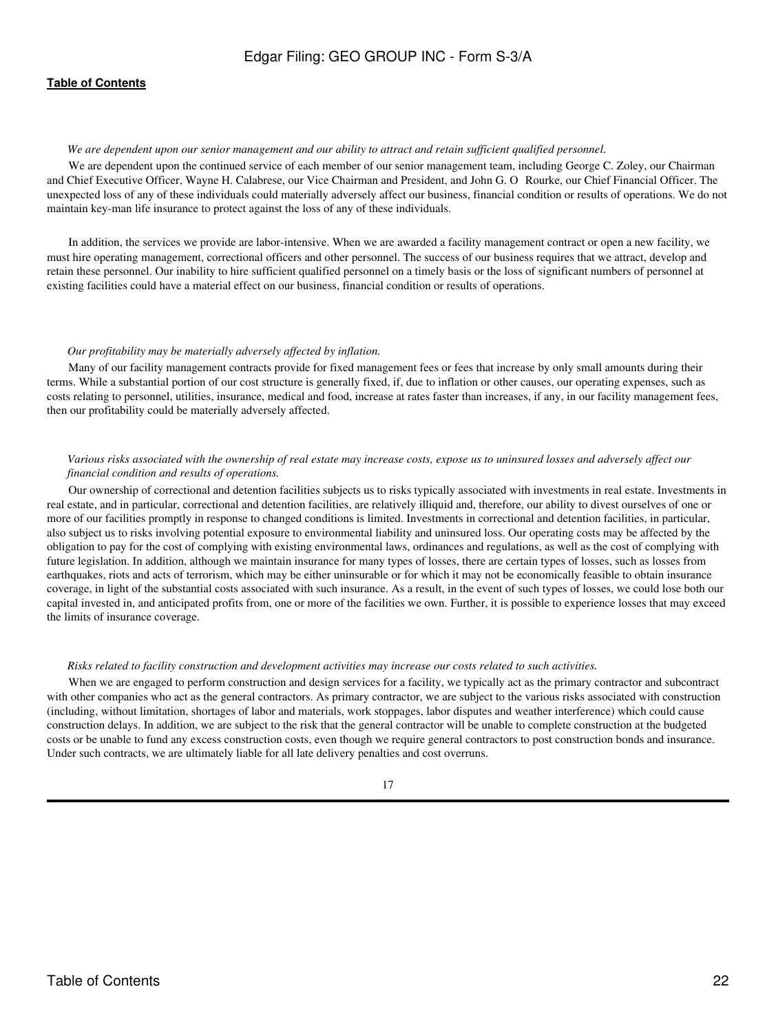*We are dependent upon our senior management and our ability to attract and retain sufficient qualified personnel.*

We are dependent upon the continued service of each member of our senior management team, including George C. Zoley, our Chairman and Chief Executive Officer, Wayne H. Calabrese, our Vice Chairman and President, and John G. O Rourke, our Chief Financial Officer. The unexpected loss of any of these individuals could materially adversely affect our business, financial condition or results of operations. We do not maintain key-man life insurance to protect against the loss of any of these individuals.

In addition, the services we provide are labor-intensive. When we are awarded a facility management contract or open a new facility, we must hire operating management, correctional officers and other personnel. The success of our business requires that we attract, develop and retain these personnel. Our inability to hire sufficient qualified personnel on a timely basis or the loss of significant numbers of personnel at existing facilities could have a material effect on our business, financial condition or results of operations.

*Our profitability may be materially adversely affected by inflation.*

Many of our facility management contracts provide for fixed management fees or fees that increase by only small amounts during their terms. While a substantial portion of our cost structure is generally fixed, if, due to inflation or other causes, our operating expenses, such as costs relating to personnel, utilities, insurance, medical and food, increase at rates faster than increases, if any, in our facility management fees, then our profitability could be materially adversely affected.

*Various risks associated with the ownership of real estate may increase costs, expose us to uninsured losses and adversely affect our financial condition and results of operations.*

Our ownership of correctional and detention facilities subjects us to risks typically associated with investments in real estate. Investments in real estate, and in particular, correctional and detention facilities, are relatively illiquid and, therefore, our ability to divest ourselves of one or more of our facilities promptly in response to changed conditions is limited. Investments in correctional and detention facilities, in particular, also subject us to risks involving potential exposure to environmental liability and uninsured loss. Our operating costs may be affected by the obligation to pay for the cost of complying with existing environmental laws, ordinances and regulations, as well as the cost of complying with future legislation. In addition, although we maintain insurance for many types of losses, there are certain types of losses, such as losses from earthquakes, riots and acts of terrorism, which may be either uninsurable or for which it may not be economically feasible to obtain insurance coverage, in light of the substantial costs associated with such insurance. As a result, in the event of such types of losses, we could lose both our capital invested in, and anticipated profits from, one or more of the facilities we own. Further, it is possible to experience losses that may exceed the limits of insurance coverage.

*Risks related to facility construction and development activities may increase our costs related to such activities.*

When we are engaged to perform construction and design services for a facility, we typically act as the primary contractor and subcontract with other companies who act as the general contractors. As primary contractor, we are subject to the various risks associated with construction (including, without limitation, shortages of labor and materials, work stoppages, labor disputes and weather interference) which could cause construction delays. In addition, we are subject to the risk that the general contractor will be unable to complete construction at the budgeted costs or be unable to fund any excess construction costs, even though we require general contractors to post construction bonds and insurance. Under such contracts, we are ultimately liable for all late delivery penalties and cost overruns.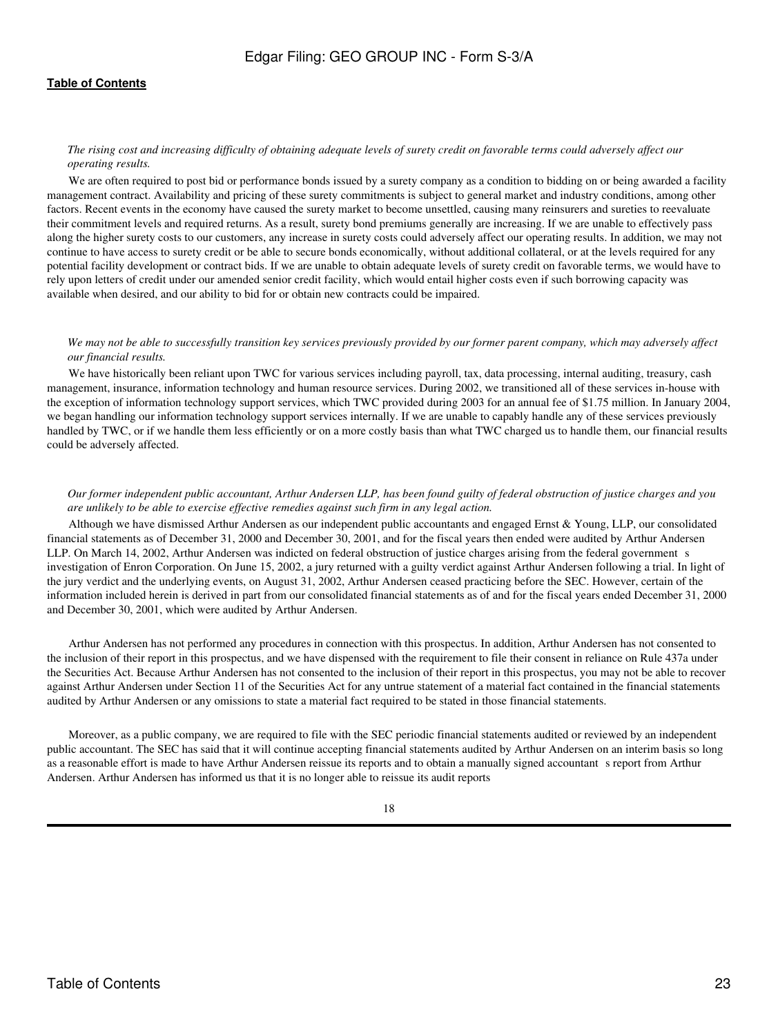*The rising cost and increasing difficulty of obtaining adequate levels of surety credit on favorable terms could adversely affect our operating results.*

We are often required to post bid or performance bonds issued by a surety company as a condition to bidding on or being awarded a facility management contract. Availability and pricing of these surety commitments is subject to general market and industry conditions, among other factors. Recent events in the economy have caused the surety market to become unsettled, causing many reinsurers and sureties to reevaluate their commitment levels and required returns. As a result, surety bond premiums generally are increasing. If we are unable to effectively pass along the higher surety costs to our customers, any increase in surety costs could adversely affect our operating results. In addition, we may not continue to have access to surety credit or be able to secure bonds economically, without additional collateral, or at the levels required for any potential facility development or contract bids. If we are unable to obtain adequate levels of surety credit on favorable terms, we would have to rely upon letters of credit under our amended senior credit facility, which would entail higher costs even if such borrowing capacity was available when desired, and our ability to bid for or obtain new contracts could be impaired.

*We may not be able to successfully transition key services previously provided by our former parent company, which may adversely affect our financial results.*

We have historically been reliant upon TWC for various services including payroll, tax, data processing, internal auditing, treasury, cash management, insurance, information technology and human resource services. During 2002, we transitioned all of these services in-house with the exception of information technology support services, which TWC provided during 2003 for an annual fee of $1.75 million. In January 2004, we began handling our information technology support services internally. If we are unable to capably handle any of these services previously handled by TWC, or if we handle them less efficiently or on a more costly basis than what TWC charged us to handle them, our financial results could be adversely affected.

*Our former independent public accountant, Arthur Andersen LLP, has been found guilty of federal obstruction of justice charges and you are unlikely to be able to exercise effective remedies against such firm in any legal action.*

Although we have dismissed Arthur Andersen as our independent public accountants and engaged Ernst & Young, LLP, our consolidated financial statements as of December 31, 2000 and December 30, 2001, and for the fiscal years then ended were audited by Arthur Andersen LLP. On March 14, 2002, Arthur Andersen was indicted on federal obstruction of justice charges arising from the federal government s investigation of Enron Corporation. On June 15, 2002, a jury returned with a guilty verdict against Arthur Andersen following a trial. In light of the jury verdict and the underlying events, on August 31, 2002, Arthur Andersen ceased practicing before the SEC. However, certain of the information included herein is derived in part from our consolidated financial statements as of and for the fiscal years ended December 31, 2000 and December 30, 2001, which were audited by Arthur Andersen.

Arthur Andersen has not performed any procedures in connection with this prospectus. In addition, Arthur Andersen has not consented to the inclusion of their report in this prospectus, and we have dispensed with the requirement to file their consent in reliance on Rule 437a under the Securities Act. Because Arthur Andersen has not consented to the inclusion of their report in this prospectus, you may not be able to recover against Arthur Andersen under Section 11 of the Securities Act for any untrue statement of a material fact contained in the financial statements audited by Arthur Andersen or any omissions to state a material fact required to be stated in those financial statements.

Moreover, as a public company, we are required to file with the SEC periodic financial statements audited or reviewed by an independent public accountant. The SEC has said that it will continue accepting financial statements audited by Arthur Andersen on an interim basis so long as a reasonable effort is made to have Arthur Andersen reissue its reports and to obtain a manually signed accountant s report from Arthur Andersen. Arthur Andersen has informed us that it is no longer able to reissue its audit reports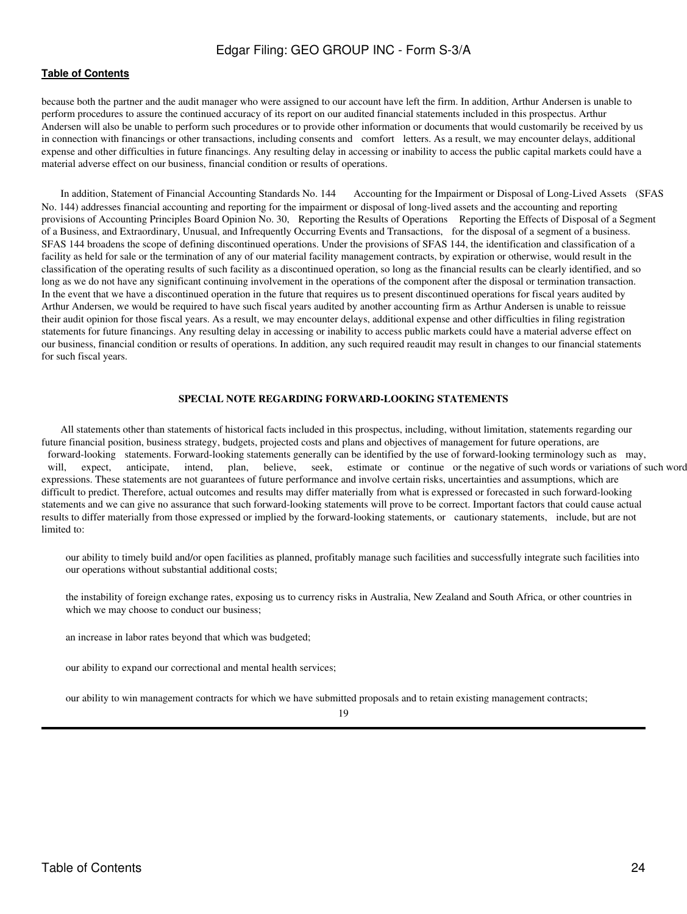because both the partner and the audit manager who were assigned to our account have left the firm. In addition, Arthur Andersen is unable to perform procedures to assure the continued accuracy of its report on our audited financial statements included in this prospectus. Arthur Andersen will also be unable to perform such procedures or to provide other information or documents that would customarily be received by us in connection with financings or other transactions, including consents and comfort letters. As a result, we may encounter delays, additional expense and other difficulties in future financings. Any resulting delay in accessing or inability to access the public capital markets could have a material adverse effect on our business, financial condition or results of operations.

In addition, Statement of Financial Accounting Standards No. 144 Accounting for the Impairment or Disposal of Long-Lived Assets (SFAS No. 144) addresses financial accounting and reporting for the impairment or disposal of long-lived assets and the accounting and reporting provisions of Accounting Principles Board Opinion No. 30, Reporting the Results of Operations Reporting the Effects of Disposal of a Segment of a Business, and Extraordinary, Unusual, and Infrequently Occurring Events and Transactions, for the disposal of a segment of a business. SFAS 144 broadens the scope of defining discontinued operations. Under the provisions of SFAS 144, the identification and classification of a facility as held for sale or the termination of any of our material facility management contracts, by expiration or otherwise, would result in the classification of the operating results of such facility as a discontinued operation, so long as the financial results can be clearly identified, and so long as we do not have any significant continuing involvement in the operations of the component after the disposal or termination transaction. In the event that we have a discontinued operation in the future that requires us to present discontinued operations for fiscal years audited by Arthur Andersen, we would be required to have such fiscal years audited by another accounting firm as Arthur Andersen is unable to reissue their audit opinion for those fiscal years. As a result, we may encounter delays, additional expense and other difficulties in filing registration statements for future financings. Any resulting delay in accessing or inability to access public markets could have a material adverse effect on our business, financial condition or results of operations. In addition, any such required reaudit may result in changes to our financial statements for such fiscal years.

## SPECIAL NOTE REGARDING FORWARD-LOOKING STATEMENTS

All statements other than statements of historical facts included in this prospectus, including, without limitation, statements regarding our future financial position, business strategy, budgets, projected costs and plans and objectives of management for future operations, are forward-looking statements. Forward-looking statements generally can be identified by the use of forward-looking terminology such as may, will, expect, anticipate, intend, plan, believe, seek, estimate or continue or the negative of such words or variations of such word expressions. These statements are not guarantees of future performance and involve certain risks, uncertainties and assumptions, which are difficult to predict. Therefore, actual outcomes and results may differ materially from what is expressed or forecasted in such forward-looking statements and we can give no assurance that such forward-looking statements will prove to be correct. Important factors that could cause actual results to differ materially from those expressed or implied by the forward-looking statements, or cautionary statements, include, but are not limited to:

- our ability to timely build and/or open facilities as planned, profitably manage such facilities and successfully integrate such facilities into our operations without substantial additional costs;
- the instability of foreign exchange rates, exposing us to currency risks in Australia, New Zealand and South Africa, or other countries in which we may choose to conduct our business;
- an increase in labor rates beyond that which was budgeted;
- our ability to expand our correctional and mental health services;
- our ability to win management contracts for which we have submitted proposals and to retain existing management contracts;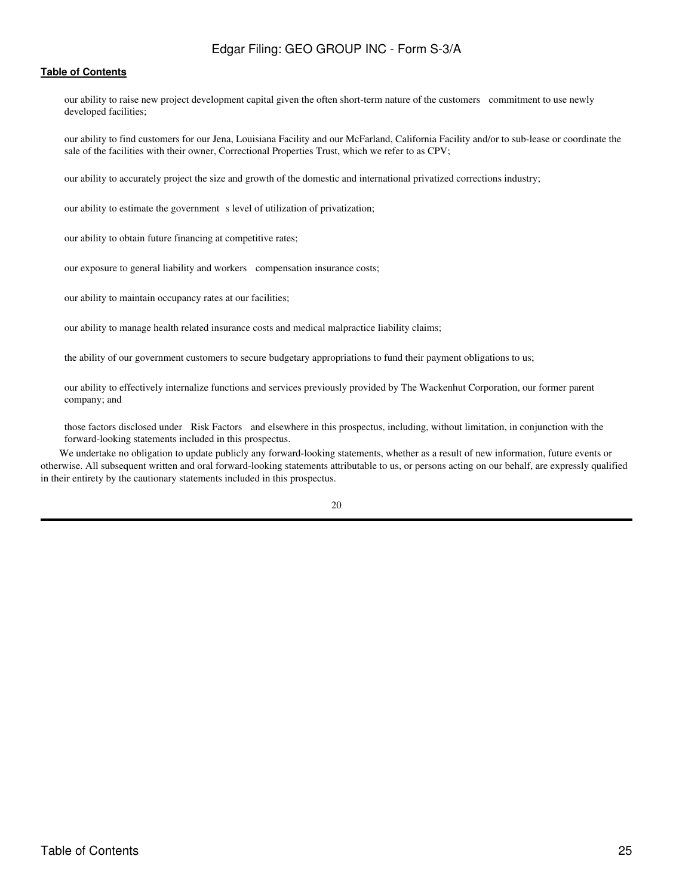- our ability to raise new project development capital given the often short-term nature of the customers   commitment to use newly developed facilities;

- our ability to find customers for our Jena, Louisiana Facility and our McFarland, California Facility and/or to sub-lease or coordinate the sale of the facilities with their owner, Correctional Properties Trust, which we refer to as CPV;

- our ability to accurately project the size and growth of the domestic and international privatized corrections industry;

- our ability to estimate the government   s level of utilization of privatization;

- our ability to obtain future financing at competitive rates;

- our exposure to general liability and workers   compensation insurance costs;

- our ability to maintain occupancy rates at our facilities;

- our ability to manage health related insurance costs and medical malpractice liability claims;

- the ability of our government customers to secure budgetary appropriations to fund their payment obligations to us;

- our ability to effectively internalize functions and services previously provided by The Wackenhut Corporation, our former parent company; and

- those factors disclosed under   Risk Factors   and elsewhere in this prospectus, including, without limitation, in conjunction with the forward-looking statements included in this prospectus.

We undertake no obligation to update publicly any forward-looking statements, whether as a result of new information, future events or otherwise. All subsequent written and oral forward-looking statements attributable to us, or persons acting on our behalf, are expressly qualified in their entirety by the cautionary statements included in this prospectus.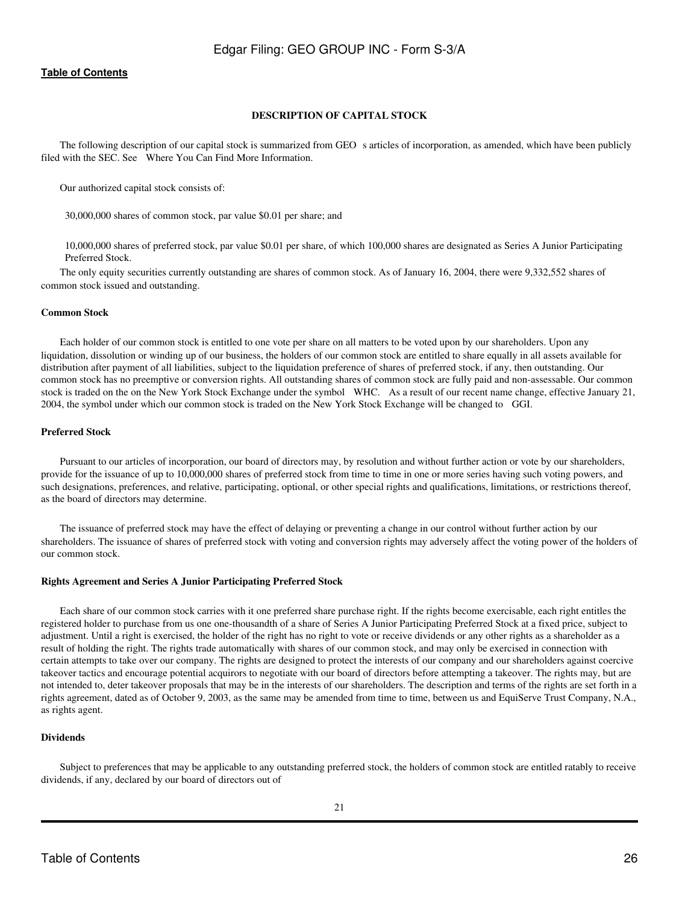**DESCRIPTION OF CAPITAL STOCK**

The following description of our capital stock is summarized from GEO s articles of incorporation, as amended, which have been publicly filed with the SEC. See Where You Can Find More Information.

Our authorized capital stock consists of:

30,000,000 shares of common stock, par value $0.01 per share; and

10,000,000 shares of preferred stock, par value $0.01 per share, of which 100,000 shares are designated as Series A Junior Participating Preferred Stock.

The only equity securities currently outstanding are shares of common stock. As of January 16, 2004, there were 9,332,552 shares of common stock issued and outstanding.

**Common Stock**

Each holder of our common stock is entitled to one vote per share on all matters to be voted upon by our shareholders. Upon any liquidation, dissolution or winding up of our business, the holders of our common stock are entitled to share equally in all assets available for distribution after payment of all liabilities, subject to the liquidation preference of shares of preferred stock, if any, then outstanding. Our common stock has no preemptive or conversion rights. All outstanding shares of common stock are fully paid and non-assessable. Our common stock is traded on the on the New York Stock Exchange under the symbol WHC. As a result of our recent name change, effective January 21, 2004, the symbol under which our common stock is traded on the New York Stock Exchange will be changed to GGI.

**Preferred Stock**

Pursuant to our articles of incorporation, our board of directors may, by resolution and without further action or vote by our shareholders, provide for the issuance of up to 10,000,000 shares of preferred stock from time to time in one or more series having such voting powers, and such designations, preferences, and relative, participating, optional, or other special rights and qualifications, limitations, or restrictions thereof, as the board of directors may determine.

The issuance of preferred stock may have the effect of delaying or preventing a change in our control without further action by our shareholders. The issuance of shares of preferred stock with voting and conversion rights may adversely affect the voting power of the holders of our common stock.

**Rights Agreement and Series A Junior Participating Preferred Stock**

Each share of our common stock carries with it one preferred share purchase right. If the rights become exercisable, each right entitles the registered holder to purchase from us one one-thousandth of a share of Series A Junior Participating Preferred Stock at a fixed price, subject to adjustment. Until a right is exercised, the holder of the right has no right to vote or receive dividends or any other rights as a shareholder as a result of holding the right. The rights trade automatically with shares of our common stock, and may only be exercised in connection with certain attempts to take over our company. The rights are designed to protect the interests of our company and our shareholders against coercive takeover tactics and encourage potential acquirors to negotiate with our board of directors before attempting a takeover. The rights may, but are not intended to, deter takeover proposals that may be in the interests of our shareholders. The description and terms of the rights are set forth in a rights agreement, dated as of October 9, 2003, as the same may be amended from time to time, between us and EquiServe Trust Company, N.A., as rights agent.

**Dividends**

Subject to preferences that may be applicable to any outstanding preferred stock, the holders of common stock are entitled ratably to receive dividends, if any, declared by our board of directors out of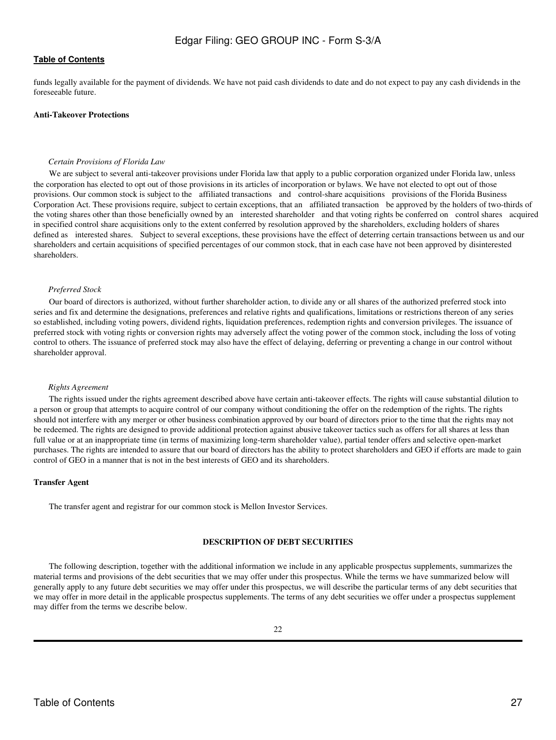funds legally available for the payment of dividends. We have not paid cash dividends to date and do not expect to pay any cash dividends in the foreseeable future.

**Anti-Takeover Protections**

*Certain Provisions of Florida Law*

We are subject to several anti-takeover provisions under Florida law that apply to a public corporation organized under Florida law, unless the corporation has elected to opt out of those provisions in its articles of incorporation or bylaws. We have not elected to opt out of those provisions. Our common stock is subject to the affiliated transactions and control-share acquisitions provisions of the Florida Business Corporation Act. These provisions require, subject to certain exceptions, that an affiliated transaction be approved by the holders of two-thirds of the voting shares other than those beneficially owned by an interested shareholder and that voting rights be conferred on control shares acquired in specified control share acquisitions only to the extent conferred by resolution approved by the shareholders, excluding holders of shares defined as interested shares. Subject to several exceptions, these provisions have the effect of deterring certain transactions between us and our shareholders and certain acquisitions of specified percentages of our common stock, that in each case have not been approved by disinterested shareholders.

*Preferred Stock*

Our board of directors is authorized, without further shareholder action, to divide any or all shares of the authorized preferred stock into series and fix and determine the designations, preferences and relative rights and qualifications, limitations or restrictions thereon of any series so established, including voting powers, dividend rights, liquidation preferences, redemption rights and conversion privileges. The issuance of preferred stock with voting rights or conversion rights may adversely affect the voting power of the common stock, including the loss of voting control to others. The issuance of preferred stock may also have the effect of delaying, deferring or preventing a change in our control without shareholder approval.

*Rights Agreement*

The rights issued under the rights agreement described above have certain anti-takeover effects. The rights will cause substantial dilution to a person or group that attempts to acquire control of our company without conditioning the offer on the redemption of the rights. The rights should not interfere with any merger or other business combination approved by our board of directors prior to the time that the rights may not be redeemed. The rights are designed to provide additional protection against abusive takeover tactics such as offers for all shares at less than full value or at an inappropriate time (in terms of maximizing long-term shareholder value), partial tender offers and selective open-market purchases. The rights are intended to assure that our board of directors has the ability to protect shareholders and GEO if efforts are made to gain control of GEO in a manner that is not in the best interests of GEO and its shareholders.

**Transfer Agent**

The transfer agent and registrar for our common stock is Mellon Investor Services.

## DESCRIPTION OF DEBT SECURITIES

The following description, together with the additional information we include in any applicable prospectus supplements, summarizes the material terms and provisions of the debt securities that we may offer under this prospectus. While the terms we have summarized below will generally apply to any future debt securities we may offer under this prospectus, we will describe the particular terms of any debt securities that we may offer in more detail in the applicable prospectus supplements. The terms of any debt securities we offer under a prospectus supplement may differ from the terms we describe below.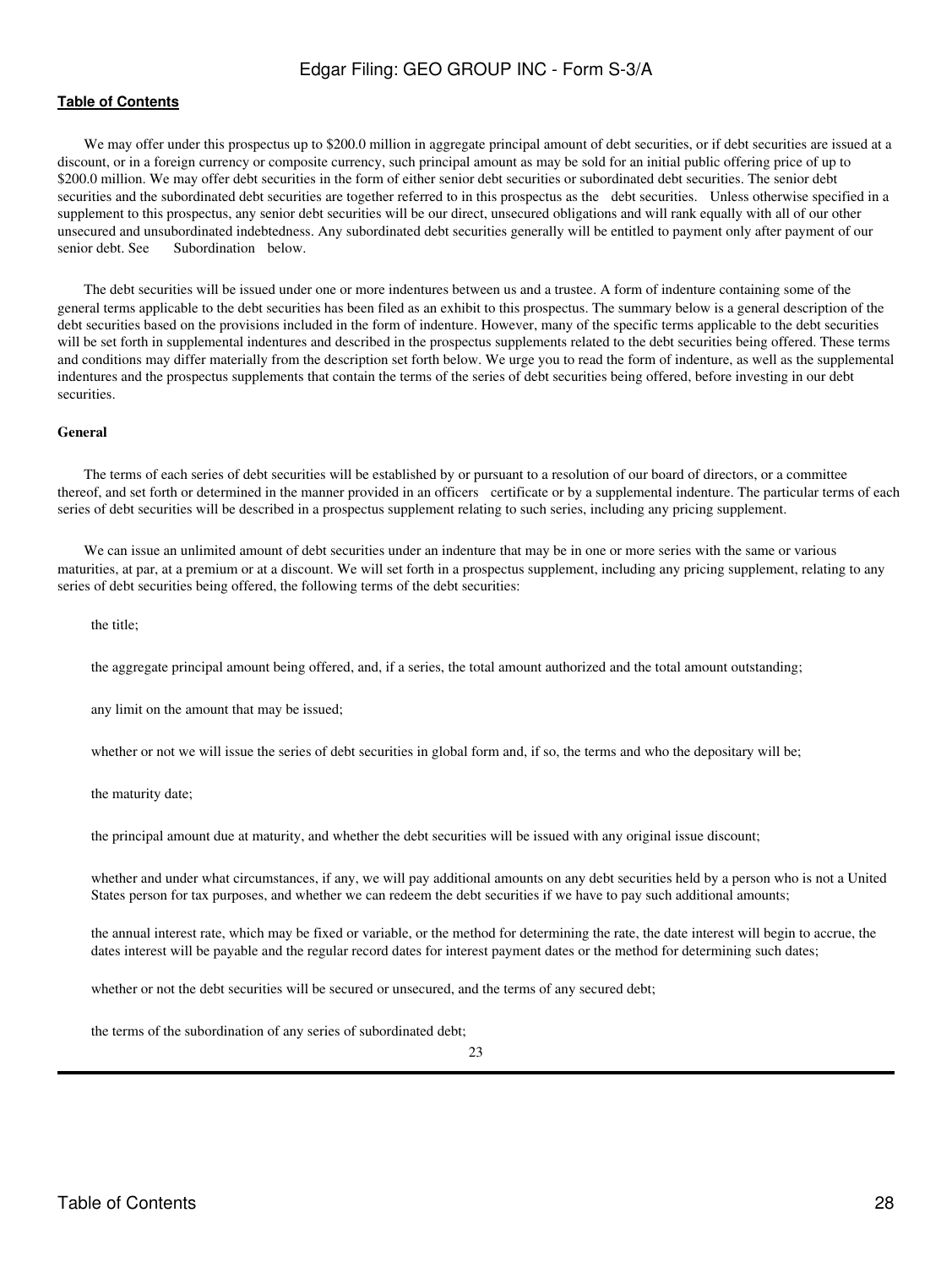We may offer under this prospectus up to $200.0 million in aggregate principal amount of debt securities, or if debt securities are issued at a discount, or in a foreign currency or composite currency, such principal amount as may be sold for an initial public offering price of up to $200.0 million. We may offer debt securities in the form of either senior debt securities or subordinated debt securities. The senior debt securities and the subordinated debt securities are together referred to in this prospectus as the debt securities. Unless otherwise specified in a supplement to this prospectus, any senior debt securities will be our direct, unsecured obligations and will rank equally with all of our other unsecured and unsubordinated indebtedness. Any subordinated debt securities generally will be entitled to payment only after payment of our senior debt. See Subordination below.

The debt securities will be issued under one or more indentures between us and a trustee. A form of indenture containing some of the general terms applicable to the debt securities has been filed as an exhibit to this prospectus. The summary below is a general description of the debt securities based on the provisions included in the form of indenture. However, many of the specific terms applicable to the debt securities will be set forth in supplemental indentures and described in the prospectus supplements related to the debt securities being offered. These terms and conditions may differ materially from the description set forth below. We urge you to read the form of indenture, as well as the supplemental indentures and the prospectus supplements that contain the terms of the series of debt securities being offered, before investing in our debt securities.

**General**

The terms of each series of debt securities will be established by or pursuant to a resolution of our board of directors, or a committee thereof, and set forth or determined in the manner provided in an officers certificate or by a supplemental indenture. The particular terms of each series of debt securities will be described in a prospectus supplement relating to such series, including any pricing supplement.

We can issue an unlimited amount of debt securities under an indenture that may be in one or more series with the same or various maturities, at par, at a premium or at a discount. We will set forth in a prospectus supplement, including any pricing supplement, relating to any series of debt securities being offered, the following terms of the debt securities:

- the title;
- the aggregate principal amount being offered, and, if a series, the total amount authorized and the total amount outstanding;
- any limit on the amount that may be issued;
- whether or not we will issue the series of debt securities in global form and, if so, the terms and who the depositary will be;
- the maturity date;
- the principal amount due at maturity, and whether the debt securities will be issued with any original issue discount;
- whether and under what circumstances, if any, we will pay additional amounts on any debt securities held by a person who is not a United States person for tax purposes, and whether we can redeem the debt securities if we have to pay such additional amounts;
- the annual interest rate, which may be fixed or variable, or the method for determining the rate, the date interest will begin to accrue, the dates interest will be payable and the regular record dates for interest payment dates or the method for determining such dates;
- whether or not the debt securities will be secured or unsecured, and the terms of any secured debt;
- the terms of the subordination of any series of subordinated debt;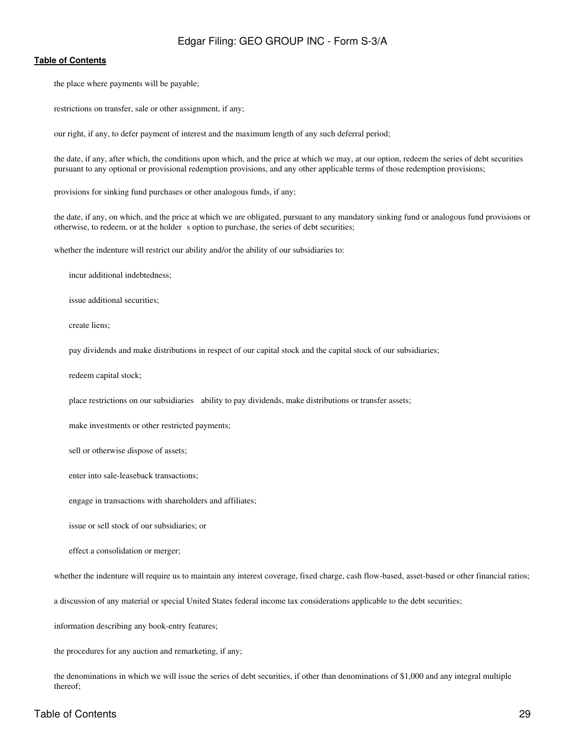the place where payments will be payable;

restrictions on transfer, sale or other assignment, if any;

our right, if any, to defer payment of interest and the maximum length of any such deferral period;

the date, if any, after which, the conditions upon which, and the price at which we may, at our option, redeem the series of debt securities pursuant to any optional or provisional redemption provisions, and any other applicable terms of those redemption provisions;

provisions for sinking fund purchases or other analogous funds, if any;

the date, if any, on which, and the price at which we are obligated, pursuant to any mandatory sinking fund or analogous fund provisions or otherwise, to redeem, or at the holder s option to purchase, the series of debt securities;

whether the indenture will restrict our ability and/or the ability of our subsidiaries to:

- incur additional indebtedness;
- issue additional securities;
- create liens;
- pay dividends and make distributions in respect of our capital stock and the capital stock of our subsidiaries;
- redeem capital stock;
- place restrictions on our subsidiaries ability to pay dividends, make distributions or transfer assets;
- make investments or other restricted payments;
- sell or otherwise dispose of assets;
- enter into sale-leaseback transactions;
- engage in transactions with shareholders and affiliates;
- issue or sell stock of our subsidiaries; or
- effect a consolidation or merger;

whether the indenture will require us to maintain any interest coverage, fixed charge, cash flow-based, asset-based or other financial ratios;

a discussion of any material or special United States federal income tax considerations applicable to the debt securities;

information describing any book-entry features;

the procedures for any auction and remarketing, if any;

the denominations in which we will issue the series of debt securities, if other than denominations of $1,000 and any integral multiple thereof;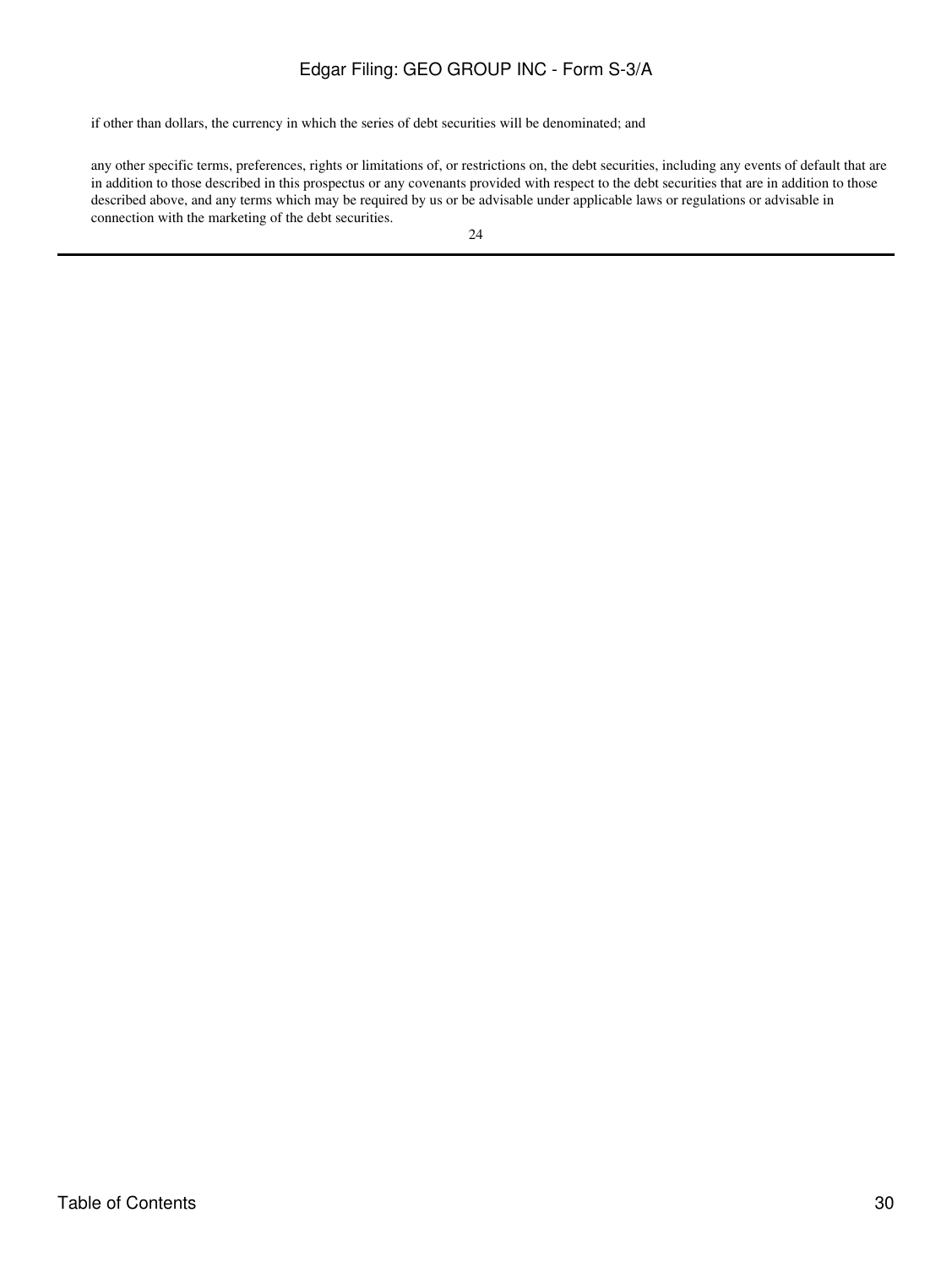if other than dollars, the currency in which the series of debt securities will be denominated; and

any other specific terms, preferences, rights or limitations of, or restrictions on, the debt securities, including any events of default that are in addition to those described in this prospectus or any covenants provided with respect to the debt securities that are in addition to those described above, and any terms which may be required by us or be advisable under applicable laws or regulations or advisable in connection with the marketing of the debt securities.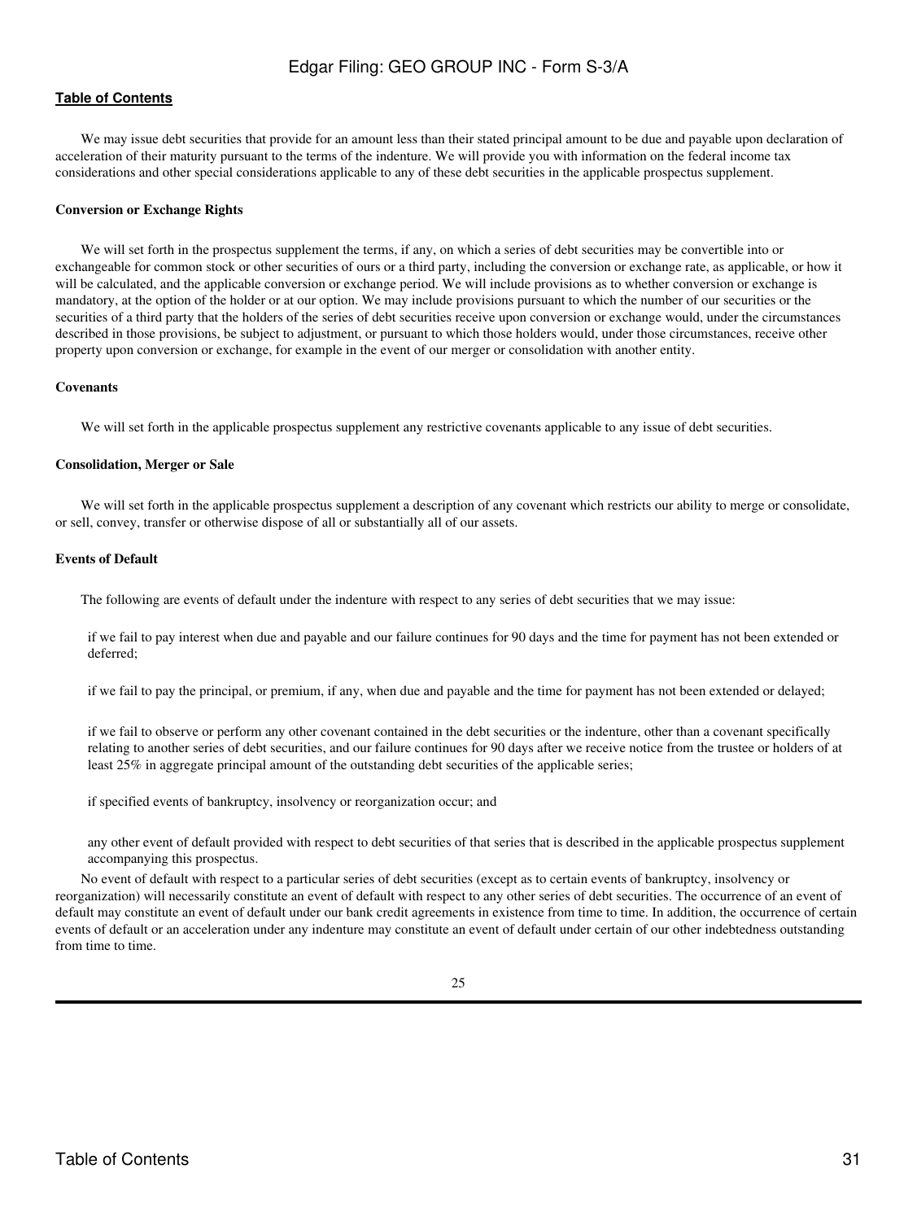We may issue debt securities that provide for an amount less than their stated principal amount to be due and payable upon declaration of acceleration of their maturity pursuant to the terms of the indenture. We will provide you with information on the federal income tax considerations and other special considerations applicable to any of these debt securities in the applicable prospectus supplement.

**Conversion or Exchange Rights**

We will set forth in the prospectus supplement the terms, if any, on which a series of debt securities may be convertible into or exchangeable for common stock or other securities of ours or a third party, including the conversion or exchange rate, as applicable, or how it will be calculated, and the applicable conversion or exchange period. We will include provisions as to whether conversion or exchange is mandatory, at the option of the holder or at our option. We may include provisions pursuant to which the number of our securities or the securities of a third party that the holders of the series of debt securities receive upon conversion or exchange would, under the circumstances described in those provisions, be subject to adjustment, or pursuant to which those holders would, under those circumstances, receive other property upon conversion or exchange, for example in the event of our merger or consolidation with another entity.

**Covenants**

We will set forth in the applicable prospectus supplement any restrictive covenants applicable to any issue of debt securities.

**Consolidation, Merger or Sale**

We will set forth in the applicable prospectus supplement a description of any covenant which restricts our ability to merge or consolidate, or sell, convey, transfer or otherwise dispose of all or substantially all of our assets.

**Events of Default**

The following are events of default under the indenture with respect to any series of debt securities that we may issue:

- if we fail to pay interest when due and payable and our failure continues for 90 days and the time for payment has not been extended or deferred;
- if we fail to pay the principal, or premium, if any, when due and payable and the time for payment has not been extended or delayed;
- if we fail to observe or perform any other covenant contained in the debt securities or the indenture, other than a covenant specifically relating to another series of debt securities, and our failure continues for 90 days after we receive notice from the trustee or holders of at least 25% in aggregate principal amount of the outstanding debt securities of the applicable series;
- if specified events of bankruptcy, insolvency or reorganization occur; and
- any other event of default provided with respect to debt securities of that series that is described in the applicable prospectus supplement accompanying this prospectus.

No event of default with respect to a particular series of debt securities (except as to certain events of bankruptcy, insolvency or reorganization) will necessarily constitute an event of default with respect to any other series of debt securities. The occurrence of an event of default may constitute an event of default under our bank credit agreements in existence from time to time. In addition, the occurrence of certain events of default or an acceleration under any indenture may constitute an event of default under certain of our other indebtedness outstanding from time to time.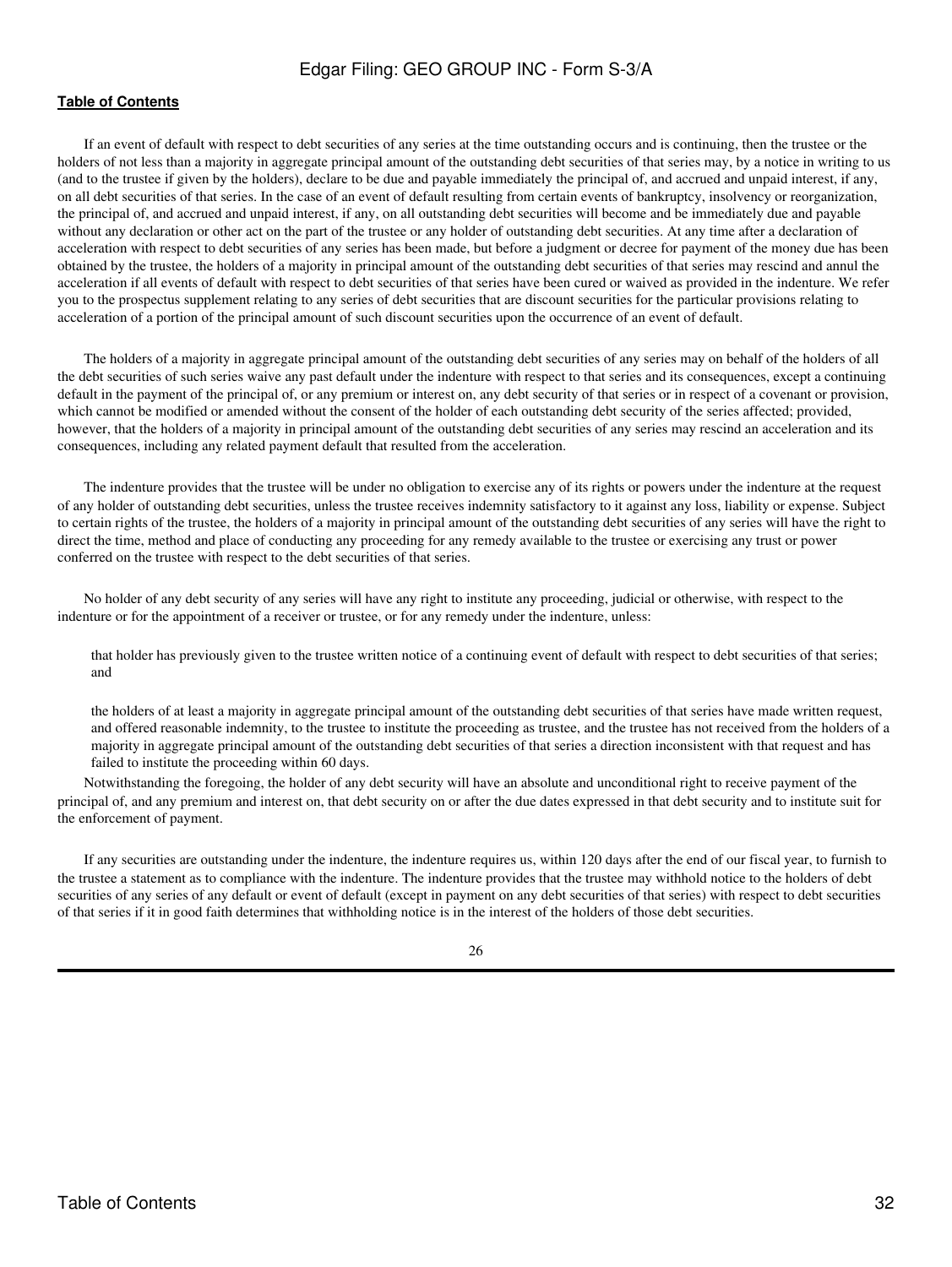If an event of default with respect to debt securities of any series at the time outstanding occurs and is continuing, then the trustee or the holders of not less than a majority in aggregate principal amount of the outstanding debt securities of that series may, by a notice in writing to us (and to the trustee if given by the holders), declare to be due and payable immediately the principal of, and accrued and unpaid interest, if any, on all debt securities of that series. In the case of an event of default resulting from certain events of bankruptcy, insolvency or reorganization, the principal of, and accrued and unpaid interest, if any, on all outstanding debt securities will become and be immediately due and payable without any declaration or other act on the part of the trustee or any holder of outstanding debt securities. At any time after a declaration of acceleration with respect to debt securities of any series has been made, but before a judgment or decree for payment of the money due has been obtained by the trustee, the holders of a majority in principal amount of the outstanding debt securities of that series may rescind and annul the acceleration if all events of default with respect to debt securities of that series have been cured or waived as provided in the indenture. We refer you to the prospectus supplement relating to any series of debt securities that are discount securities for the particular provisions relating to acceleration of a portion of the principal amount of such discount securities upon the occurrence of an event of default.

The holders of a majority in aggregate principal amount of the outstanding debt securities of any series may on behalf of the holders of all the debt securities of such series waive any past default under the indenture with respect to that series and its consequences, except a continuing default in the payment of the principal of, or any premium or interest on, any debt security of that series or in respect of a covenant or provision, which cannot be modified or amended without the consent of the holder of each outstanding debt security of the series affected; provided, however, that the holders of a majority in principal amount of the outstanding debt securities of any series may rescind an acceleration and its consequences, including any related payment default that resulted from the acceleration.

The indenture provides that the trustee will be under no obligation to exercise any of its rights or powers under the indenture at the request of any holder of outstanding debt securities, unless the trustee receives indemnity satisfactory to it against any loss, liability or expense. Subject to certain rights of the trustee, the holders of a majority in principal amount of the outstanding debt securities of any series will have the right to direct the time, method and place of conducting any proceeding for any remedy available to the trustee or exercising any trust or power conferred on the trustee with respect to the debt securities of that series.

No holder of any debt security of any series will have any right to institute any proceeding, judicial or otherwise, with respect to the indenture or for the appointment of a receiver or trustee, or for any remedy under the indenture, unless:

- that holder has previously given to the trustee written notice of a continuing event of default with respect to debt securities of that series; and
- the holders of at least a majority in aggregate principal amount of the outstanding debt securities of that series have made written request, and offered reasonable indemnity, to the trustee to institute the proceeding as trustee, and the trustee has not received from the holders of a majority in aggregate principal amount of the outstanding debt securities of that series a direction inconsistent with that request and has failed to institute the proceeding within 60 days.

Notwithstanding the foregoing, the holder of any debt security will have an absolute and unconditional right to receive payment of the principal of, and any premium and interest on, that debt security on or after the due dates expressed in that debt security and to institute suit for the enforcement of payment.

If any securities are outstanding under the indenture, the indenture requires us, within 120 days after the end of our fiscal year, to furnish to the trustee a statement as to compliance with the indenture. The indenture provides that the trustee may withhold notice to the holders of debt securities of any series of any default or event of default (except in payment on any debt securities of that series) with respect to debt securities of that series if it in good faith determines that withholding notice is in the interest of the holders of those debt securities.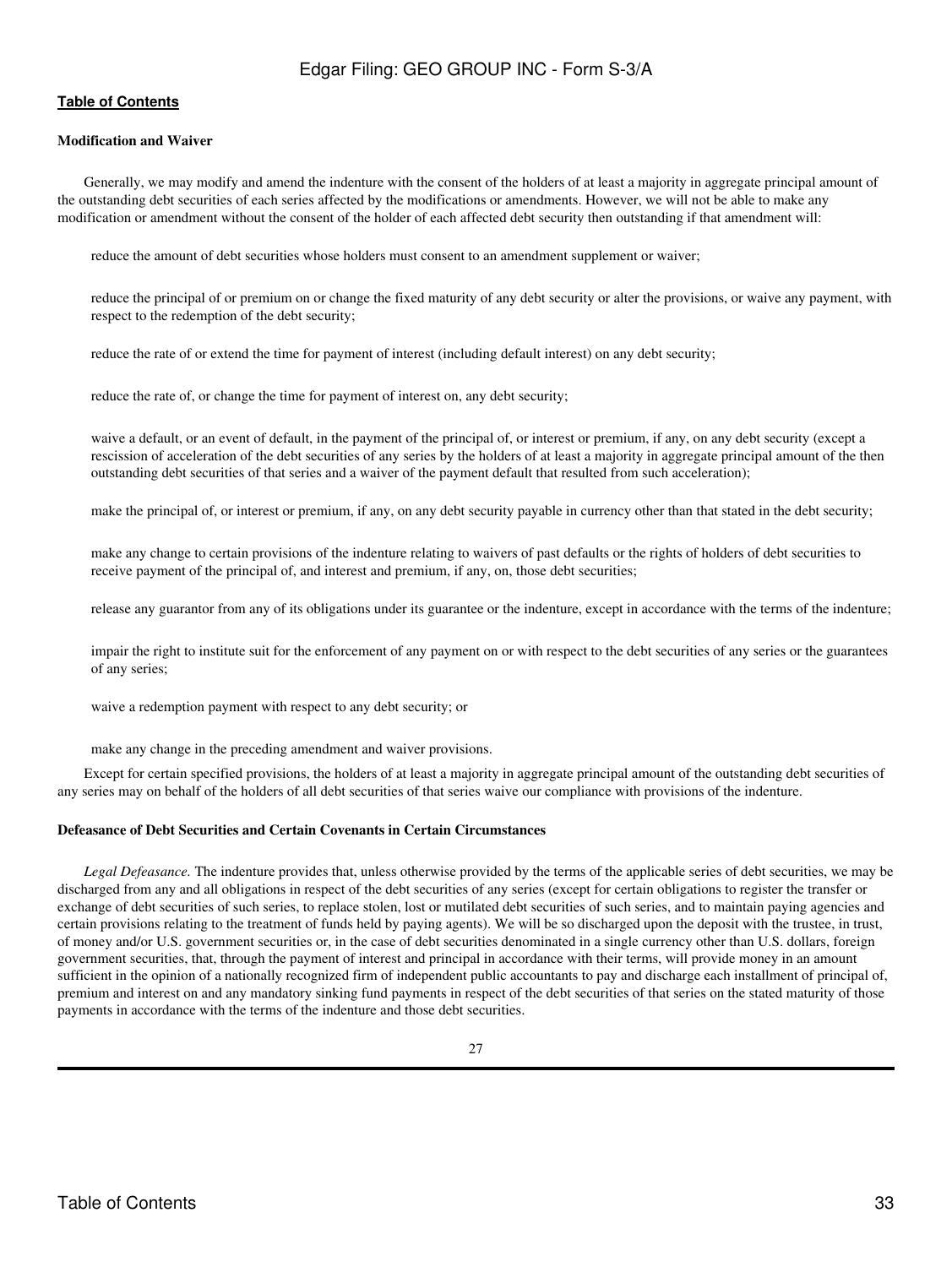**Modification and Waiver**

Generally, we may modify and amend the indenture with the consent of the holders of at least a majority in aggregate principal amount of the outstanding debt securities of each series affected by the modifications or amendments. However, we will not be able to make any modification or amendment without the consent of the holder of each affected debt security then outstanding if that amendment will:

- reduce the amount of debt securities whose holders must consent to an amendment supplement or waiver;
- reduce the principal of or premium on or change the fixed maturity of any debt security or alter the provisions, or waive any payment, with respect to the redemption of the debt security;
- reduce the rate of or extend the time for payment of interest (including default interest) on any debt security;
- reduce the rate of, or change the time for payment of interest on, any debt security;
- waive a default, or an event of default, in the payment of the principal of, or interest or premium, if any, on any debt security (except a rescission of acceleration of the debt securities of any series by the holders of at least a majority in aggregate principal amount of the then outstanding debt securities of that series and a waiver of the payment default that resulted from such acceleration);
- make the principal of, or interest or premium, if any, on any debt security payable in currency other than that stated in the debt security;
- make any change to certain provisions of the indenture relating to waivers of past defaults or the rights of holders of debt securities to receive payment of the principal of, and interest and premium, if any, on, those debt securities;
- release any guarantor from any of its obligations under its guarantee or the indenture, except in accordance with the terms of the indenture;
- impair the right to institute suit for the enforcement of any payment on or with respect to the debt securities of any series or the guarantees of any series;
- waive a redemption payment with respect to any debt security; or
- make any change in the preceding amendment and waiver provisions.

Except for certain specified provisions, the holders of at least a majority in aggregate principal amount of the outstanding debt securities of any series may on behalf of the holders of all debt securities of that series waive our compliance with provisions of the indenture.

**Defeasance of Debt Securities and Certain Covenants in Certain Circumstances**

*Legal Defeasance.* The indenture provides that, unless otherwise provided by the terms of the applicable series of debt securities, we may be discharged from any and all obligations in respect of the debt securities of any series (except for certain obligations to register the transfer or exchange of debt securities of such series, to replace stolen, lost or mutilated debt securities of such series, and to maintain paying agencies and certain provisions relating to the treatment of funds held by paying agents). We will be so discharged upon the deposit with the trustee, in trust, of money and/or U.S. government securities or, in the case of debt securities denominated in a single currency other than U.S. dollars, foreign government securities, that, through the payment of interest and principal in accordance with their terms, will provide money in an amount sufficient in the opinion of a nationally recognized firm of independent public accountants to pay and discharge each installment of principal of, premium and interest on and any mandatory sinking fund payments in respect of the debt securities of that series on the stated maturity of those payments in accordance with the terms of the indenture and those debt securities.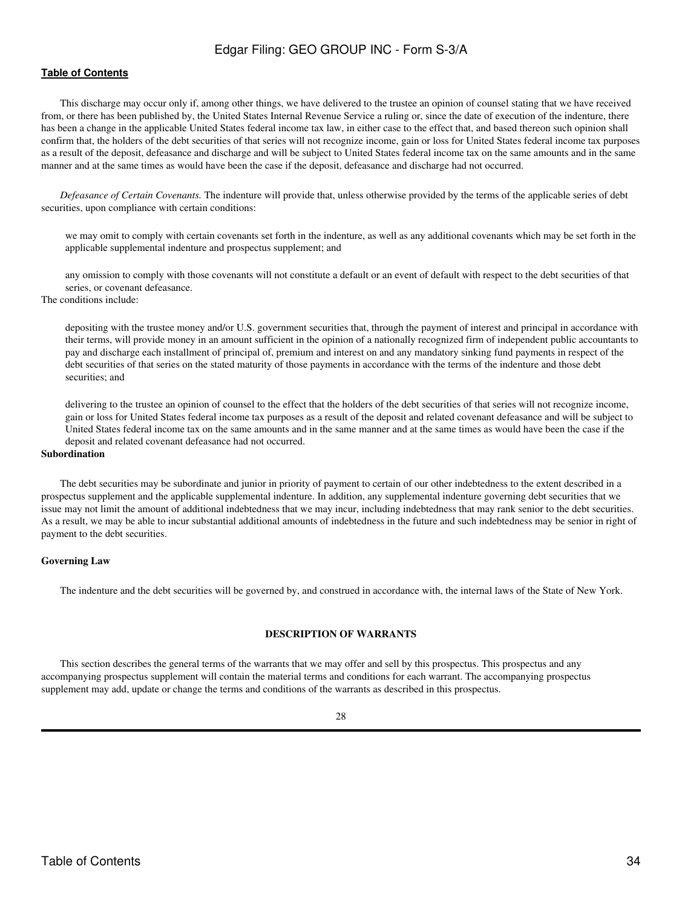This discharge may occur only if, among other things, we have delivered to the trustee an opinion of counsel stating that we have received from, or there has been published by, the United States Internal Revenue Service a ruling or, since the date of execution of the indenture, there has been a change in the applicable United States federal income tax law, in either case to the effect that, and based thereon such opinion shall confirm that, the holders of the debt securities of that series will not recognize income, gain or loss for United States federal income tax purposes as a result of the deposit, defeasance and discharge and will be subject to United States federal income tax on the same amounts and in the same manner and at the same times as would have been the case if the deposit, defeasance and discharge had not occurred.

*Defeasance of Certain Covenants.* The indenture will provide that, unless otherwise provided by the terms of the applicable series of debt securities, upon compliance with certain conditions:

- we may omit to comply with certain covenants set forth in the indenture, as well as any additional covenants which may be set forth in the applicable supplemental indenture and prospectus supplement; and
- any omission to comply with those covenants will not constitute a default or an event of default with respect to the debt securities of that series, or covenant defeasance.

The conditions include:

- depositing with the trustee money and/or U.S. government securities that, through the payment of interest and principal in accordance with their terms, will provide money in an amount sufficient in the opinion of a nationally recognized firm of independent public accountants to pay and discharge each installment of principal of, premium and interest on and any mandatory sinking fund payments in respect of the debt securities of that series on the stated maturity of those payments in accordance with the terms of the indenture and those debt securities; and
- delivering to the trustee an opinion of counsel to the effect that the holders of the debt securities of that series will not recognize income, gain or loss for United States federal income tax purposes as a result of the deposit and related covenant defeasance and will be subject to United States federal income tax on the same amounts and in the same manner and at the same times as would have been the case if the deposit and related covenant defeasance had not occurred.

**Subordination**

The debt securities may be subordinate and junior in priority of payment to certain of our other indebtedness to the extent described in a prospectus supplement and the applicable supplemental indenture. In addition, any supplemental indenture governing debt securities that we issue may not limit the amount of additional indebtedness that we may incur, including indebtedness that may rank senior to the debt securities. As a result, we may be able to incur substantial additional amounts of indebtedness in the future and such indebtedness may be senior in right of payment to the debt securities.

**Governing Law**

The indenture and the debt securities will be governed by, and construed in accordance with, the internal laws of the State of New York.

## DESCRIPTION OF WARRANTS

This section describes the general terms of the warrants that we may offer and sell by this prospectus. This prospectus and any accompanying prospectus supplement will contain the material terms and conditions for each warrant. The accompanying prospectus supplement may add, update or change the terms and conditions of the warrants as described in this prospectus.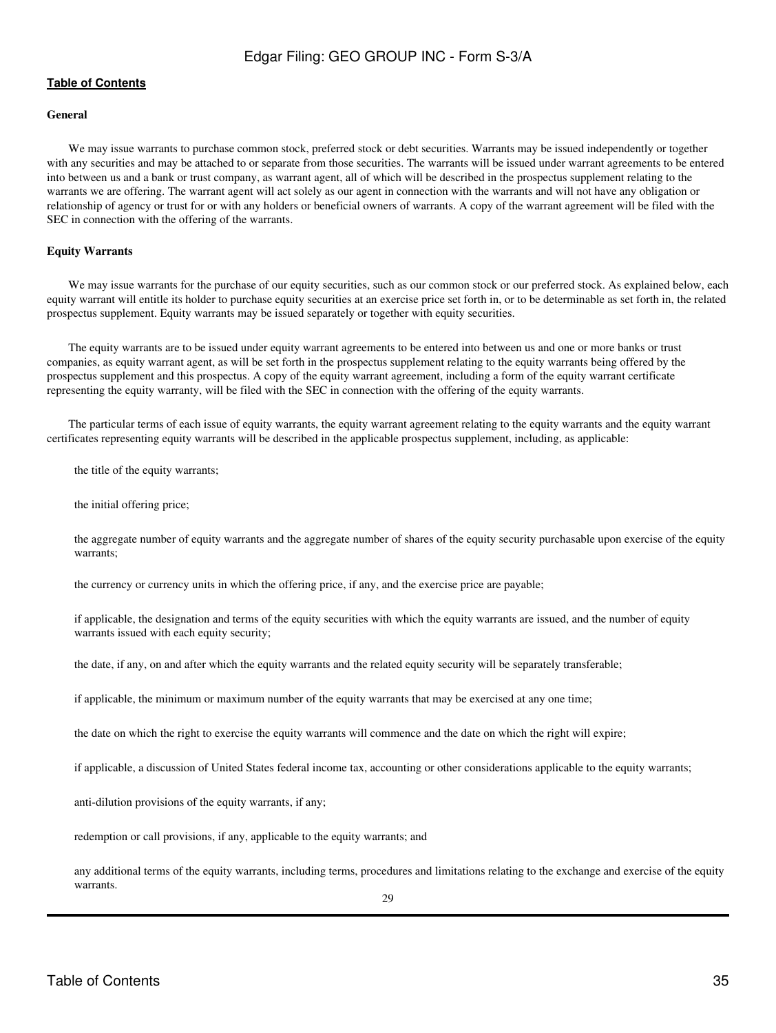#### General

We may issue warrants to purchase common stock, preferred stock or debt securities. Warrants may be issued independently or together with any securities and may be attached to or separate from those securities. The warrants will be issued under warrant agreements to be entered into between us and a bank or trust company, as warrant agent, all of which will be described in the prospectus supplement relating to the warrants we are offering. The warrant agent will act solely as our agent in connection with the warrants and will not have any obligation or relationship of agency or trust for or with any holders or beneficial owners of warrants. A copy of the warrant agreement will be filed with the SEC in connection with the offering of the warrants.

#### Equity Warrants

We may issue warrants for the purchase of our equity securities, such as our common stock or our preferred stock. As explained below, each equity warrant will entitle its holder to purchase equity securities at an exercise price set forth in, or to be determinable as set forth in, the related prospectus supplement. Equity warrants may be issued separately or together with equity securities.

The equity warrants are to be issued under equity warrant agreements to be entered into between us and one or more banks or trust companies, as equity warrant agent, as will be set forth in the prospectus supplement relating to the equity warrants being offered by the prospectus supplement and this prospectus. A copy of the equity warrant agreement, including a form of the equity warrant certificate representing the equity warranty, will be filed with the SEC in connection with the offering of the equity warrants.

The particular terms of each issue of equity warrants, the equity warrant agreement relating to the equity warrants and the equity warrant certificates representing equity warrants will be described in the applicable prospectus supplement, including, as applicable:

- the title of the equity warrants;
- the initial offering price;
- the aggregate number of equity warrants and the aggregate number of shares of the equity security purchasable upon exercise of the equity warrants;
- the currency or currency units in which the offering price, if any, and the exercise price are payable;
- if applicable, the designation and terms of the equity securities with which the equity warrants are issued, and the number of equity warrants issued with each equity security;
- the date, if any, on and after which the equity warrants and the related equity security will be separately transferable;
- if applicable, the minimum or maximum number of the equity warrants that may be exercised at any one time;
- the date on which the right to exercise the equity warrants will commence and the date on which the right will expire;
- if applicable, a discussion of United States federal income tax, accounting or other considerations applicable to the equity warrants;
- anti-dilution provisions of the equity warrants, if any;
- redemption or call provisions, if any, applicable to the equity warrants; and
- any additional terms of the equity warrants, including terms, procedures and limitations relating to the exchange and exercise of the equity warrants.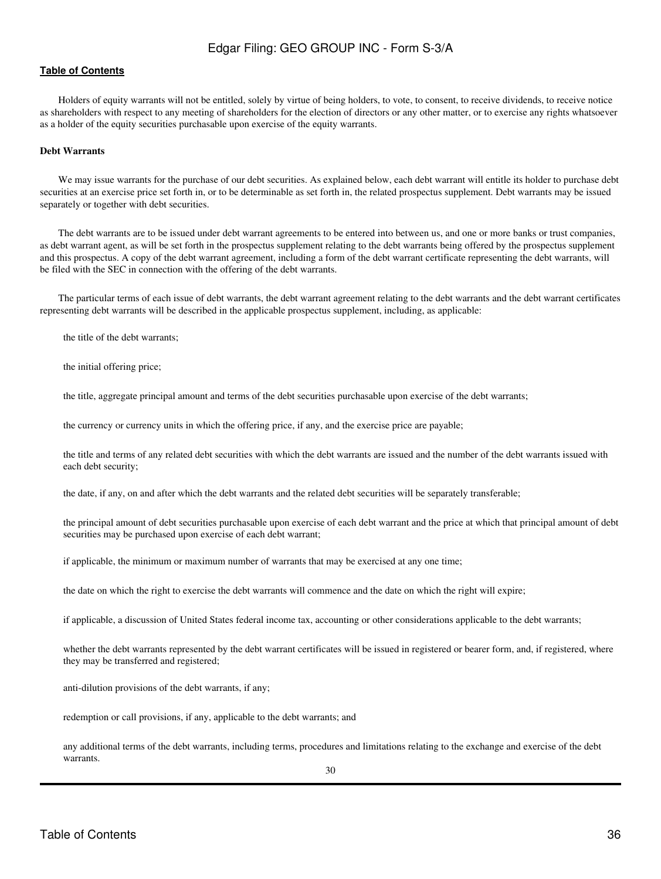Holders of equity warrants will not be entitled, solely by virtue of being holders, to vote, to consent, to receive dividends, to receive notice as shareholders with respect to any meeting of shareholders for the election of directors or any other matter, or to exercise any rights whatsoever as a holder of the equity securities purchasable upon exercise of the equity warrants.

**Debt Warrants**

We may issue warrants for the purchase of our debt securities. As explained below, each debt warrant will entitle its holder to purchase debt securities at an exercise price set forth in, or to be determinable as set forth in, the related prospectus supplement. Debt warrants may be issued separately or together with debt securities.

The debt warrants are to be issued under debt warrant agreements to be entered into between us, and one or more banks or trust companies, as debt warrant agent, as will be set forth in the prospectus supplement relating to the debt warrants being offered by the prospectus supplement and this prospectus. A copy of the debt warrant agreement, including a form of the debt warrant certificate representing the debt warrants, will be filed with the SEC in connection with the offering of the debt warrants.

The particular terms of each issue of debt warrants, the debt warrant agreement relating to the debt warrants and the debt warrant certificates representing debt warrants will be described in the applicable prospectus supplement, including, as applicable:

- the title of the debt warrants;
- the initial offering price;
- the title, aggregate principal amount and terms of the debt securities purchasable upon exercise of the debt warrants;
- the currency or currency units in which the offering price, if any, and the exercise price are payable;
- the title and terms of any related debt securities with which the debt warrants are issued and the number of the debt warrants issued with each debt security;
- the date, if any, on and after which the debt warrants and the related debt securities will be separately transferable;
- the principal amount of debt securities purchasable upon exercise of each debt warrant and the price at which that principal amount of debt securities may be purchased upon exercise of each debt warrant;
- if applicable, the minimum or maximum number of warrants that may be exercised at any one time;
- the date on which the right to exercise the debt warrants will commence and the date on which the right will expire;
- if applicable, a discussion of United States federal income tax, accounting or other considerations applicable to the debt warrants;
- whether the debt warrants represented by the debt warrant certificates will be issued in registered or bearer form, and, if registered, where they may be transferred and registered;
- anti-dilution provisions of the debt warrants, if any;
- redemption or call provisions, if any, applicable to the debt warrants; and
- any additional terms of the debt warrants, including terms, procedures and limitations relating to the exchange and exercise of the debt warrants.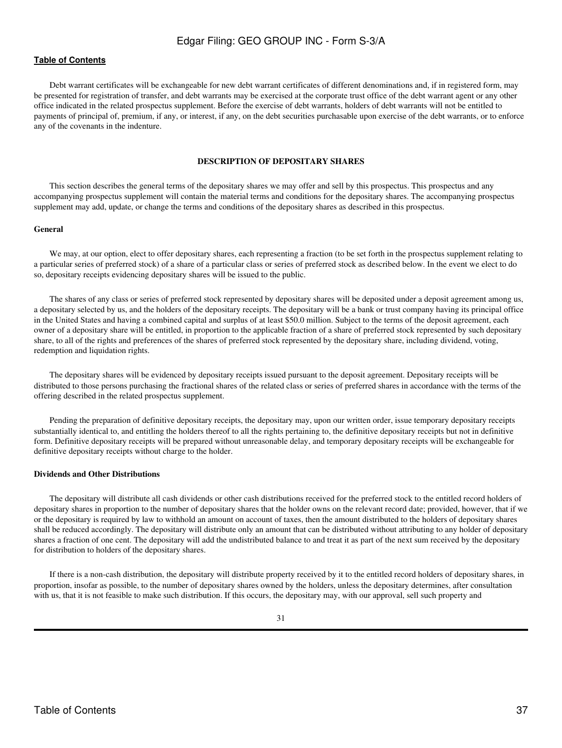Debt warrant certificates will be exchangeable for new debt warrant certificates of different denominations and, if in registered form, may be presented for registration of transfer, and debt warrants may be exercised at the corporate trust office of the debt warrant agent or any other office indicated in the related prospectus supplement. Before the exercise of debt warrants, holders of debt warrants will not be entitled to payments of principal of, premium, if any, or interest, if any, on the debt securities purchasable upon exercise of the debt warrants, or to enforce any of the covenants in the indenture.

## DESCRIPTION OF DEPOSITARY SHARES

This section describes the general terms of the depositary shares we may offer and sell by this prospectus. This prospectus and any accompanying prospectus supplement will contain the material terms and conditions for the depositary shares. The accompanying prospectus supplement may add, update, or change the terms and conditions of the depositary shares as described in this prospectus.

### General

We may, at our option, elect to offer depositary shares, each representing a fraction (to be set forth in the prospectus supplement relating to a particular series of preferred stock) of a share of a particular class or series of preferred stock as described below. In the event we elect to do so, depositary receipts evidencing depositary shares will be issued to the public.

The shares of any class or series of preferred stock represented by depositary shares will be deposited under a deposit agreement among us, a depositary selected by us, and the holders of the depositary receipts. The depositary will be a bank or trust company having its principal office in the United States and having a combined capital and surplus of at least $50.0 million. Subject to the terms of the deposit agreement, each owner of a depositary share will be entitled, in proportion to the applicable fraction of a share of preferred stock represented by such depositary share, to all of the rights and preferences of the shares of preferred stock represented by the depositary share, including dividend, voting, redemption and liquidation rights.

The depositary shares will be evidenced by depositary receipts issued pursuant to the deposit agreement. Depositary receipts will be distributed to those persons purchasing the fractional shares of the related class or series of preferred shares in accordance with the terms of the offering described in the related prospectus supplement.

Pending the preparation of definitive depositary receipts, the depositary may, upon our written order, issue temporary depositary receipts substantially identical to, and entitling the holders thereof to all the rights pertaining to, the definitive depositary receipts but not in definitive form. Definitive depositary receipts will be prepared without unreasonable delay, and temporary depositary receipts will be exchangeable for definitive depositary receipts without charge to the holder.

### Dividends and Other Distributions

The depositary will distribute all cash dividends or other cash distributions received for the preferred stock to the entitled record holders of depositary shares in proportion to the number of depositary shares that the holder owns on the relevant record date; provided, however, that if we or the depositary is required by law to withhold an amount on account of taxes, then the amount distributed to the holders of depositary shares shall be reduced accordingly. The depositary will distribute only an amount that can be distributed without attributing to any holder of depositary shares a fraction of one cent. The depositary will add the undistributed balance to and treat it as part of the next sum received by the depositary for distribution to holders of the depositary shares.

If there is a non-cash distribution, the depositary will distribute property received by it to the entitled record holders of depositary shares, in proportion, insofar as possible, to the number of depositary shares owned by the holders, unless the depositary determines, after consultation with us, that it is not feasible to make such distribution. If this occurs, the depositary may, with our approval, sell such property and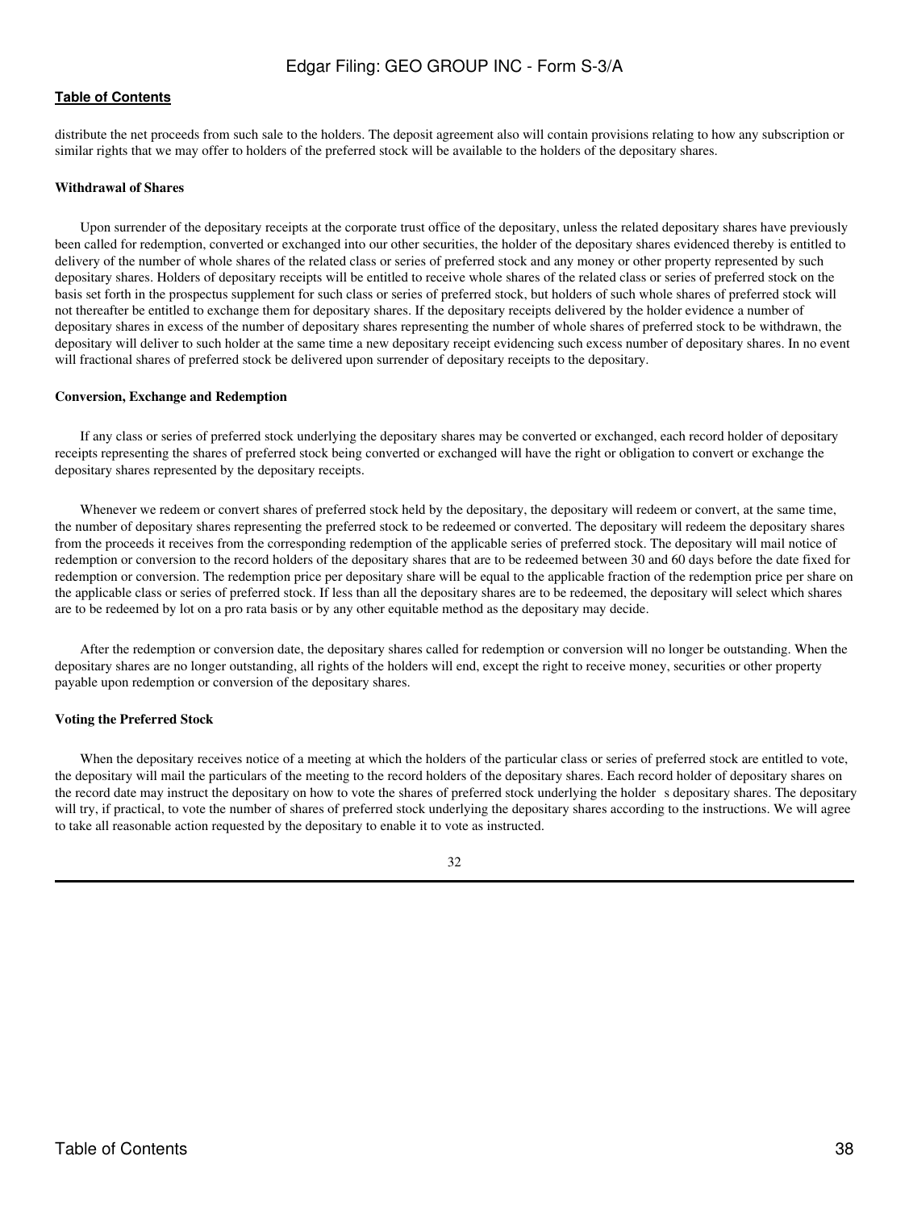distribute the net proceeds from such sale to the holders. The deposit agreement also will contain provisions relating to how any subscription or similar rights that we may offer to holders of the preferred stock will be available to the holders of the depositary shares.

#### Withdrawal of Shares

Upon surrender of the depositary receipts at the corporate trust office of the depositary, unless the related depositary shares have previously been called for redemption, converted or exchanged into our other securities, the holder of the depositary shares evidenced thereby is entitled to delivery of the number of whole shares of the related class or series of preferred stock and any money or other property represented by such depositary shares. Holders of depositary receipts will be entitled to receive whole shares of the related class or series of preferred stock on the basis set forth in the prospectus supplement for such class or series of preferred stock, but holders of such whole shares of preferred stock will not thereafter be entitled to exchange them for depositary shares. If the depositary receipts delivered by the holder evidence a number of depositary shares in excess of the number of depositary shares representing the number of whole shares of preferred stock to be withdrawn, the depositary will deliver to such holder at the same time a new depositary receipt evidencing such excess number of depositary shares. In no event will fractional shares of preferred stock be delivered upon surrender of depositary receipts to the depositary.

#### Conversion, Exchange and Redemption

If any class or series of preferred stock underlying the depositary shares may be converted or exchanged, each record holder of depositary receipts representing the shares of preferred stock being converted or exchanged will have the right or obligation to convert or exchange the depositary shares represented by the depositary receipts.

Whenever we redeem or convert shares of preferred stock held by the depositary, the depositary will redeem or convert, at the same time, the number of depositary shares representing the preferred stock to be redeemed or converted. The depositary will redeem the depositary shares from the proceeds it receives from the corresponding redemption of the applicable series of preferred stock. The depositary will mail notice of redemption or conversion to the record holders of the depositary shares that are to be redeemed between 30 and 60 days before the date fixed for redemption or conversion. The redemption price per depositary share will be equal to the applicable fraction of the redemption price per share on the applicable class or series of preferred stock. If less than all the depositary shares are to be redeemed, the depositary will select which shares are to be redeemed by lot on a pro rata basis or by any other equitable method as the depositary may decide.

After the redemption or conversion date, the depositary shares called for redemption or conversion will no longer be outstanding. When the depositary shares are no longer outstanding, all rights of the holders will end, except the right to receive money, securities or other property payable upon redemption or conversion of the depositary shares.

#### Voting the Preferred Stock

When the depositary receives notice of a meeting at which the holders of the particular class or series of preferred stock are entitled to vote, the depositary will mail the particulars of the meeting to the record holders of the depositary shares. Each record holder of depositary shares on the record date may instruct the depositary on how to vote the shares of preferred stock underlying the holder s depositary shares. The depositary will try, if practical, to vote the number of shares of preferred stock underlying the depositary shares according to the instructions. We will agree to take all reasonable action requested by the depositary to enable it to vote as instructed.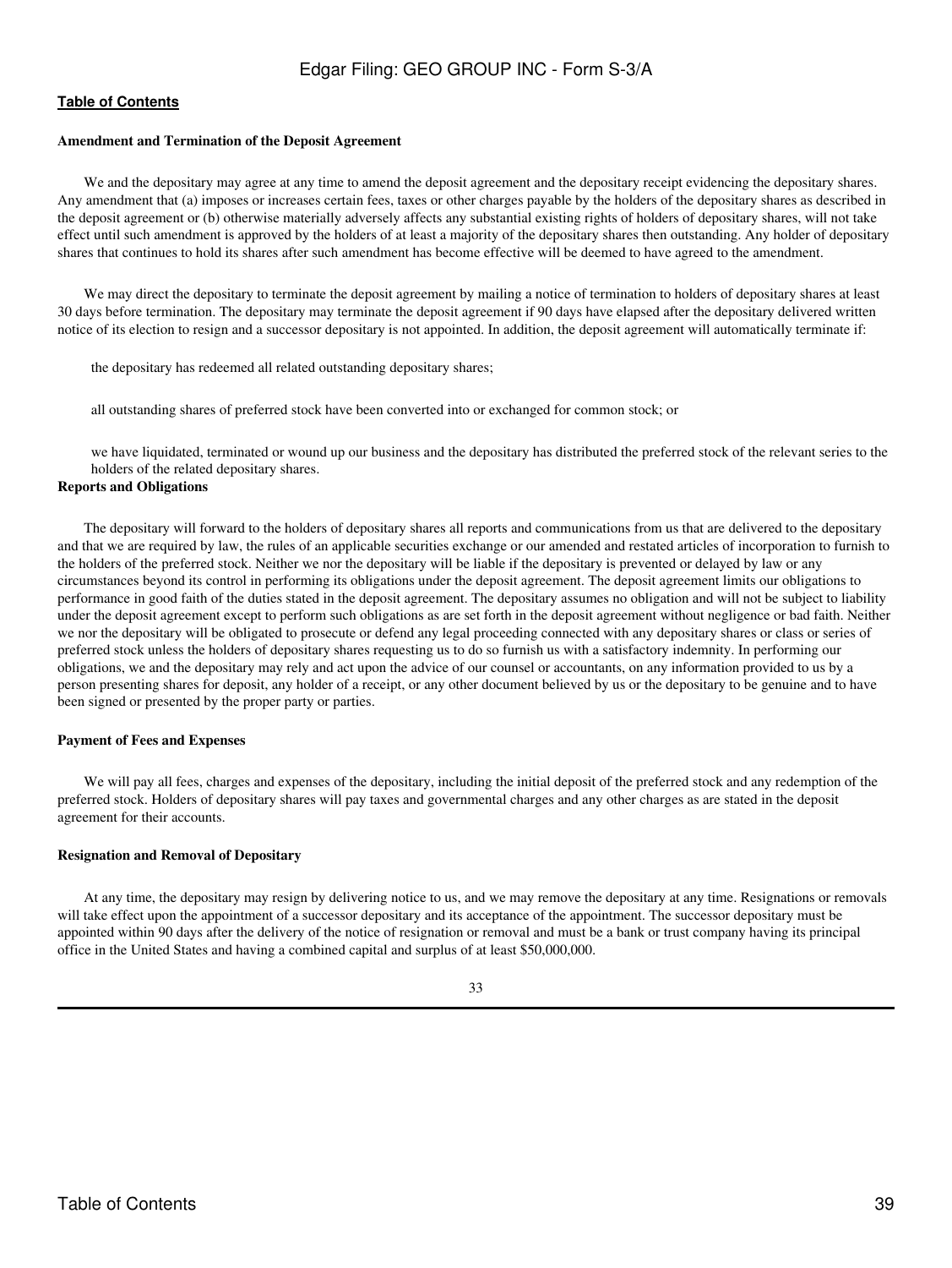### Amendment and Termination of the Deposit Agreement

We and the depositary may agree at any time to amend the deposit agreement and the depositary receipt evidencing the depositary shares. Any amendment that (a) imposes or increases certain fees, taxes or other charges payable by the holders of the depositary shares as described in the deposit agreement or (b) otherwise materially adversely affects any substantial existing rights of holders of depositary shares, will not take effect until such amendment is approved by the holders of at least a majority of the depositary shares then outstanding. Any holder of depositary shares that continues to hold its shares after such amendment has become effective will be deemed to have agreed to the amendment.

We may direct the depositary to terminate the deposit agreement by mailing a notice of termination to holders of depositary shares at least 30 days before termination. The depositary may terminate the deposit agreement if 90 days have elapsed after the depositary delivered written notice of its election to resign and a successor depositary is not appointed. In addition, the deposit agreement will automatically terminate if:

- the depositary has redeemed all related outstanding depositary shares;
- all outstanding shares of preferred stock have been converted into or exchanged for common stock; or
- we have liquidated, terminated or wound up our business and the depositary has distributed the preferred stock of the relevant series to the holders of the related depositary shares.

### Reports and Obligations

The depositary will forward to the holders of depositary shares all reports and communications from us that are delivered to the depositary and that we are required by law, the rules of an applicable securities exchange or our amended and restated articles of incorporation to furnish to the holders of the preferred stock. Neither we nor the depositary will be liable if the depositary is prevented or delayed by law or any circumstances beyond its control in performing its obligations under the deposit agreement. The deposit agreement limits our obligations to performance in good faith of the duties stated in the deposit agreement. The depositary assumes no obligation and will not be subject to liability under the deposit agreement except to perform such obligations as are set forth in the deposit agreement without negligence or bad faith. Neither we nor the depositary will be obligated to prosecute or defend any legal proceeding connected with any depositary shares or class or series of preferred stock unless the holders of depositary shares requesting us to do so furnish us with a satisfactory indemnity. In performing our obligations, we and the depositary may rely and act upon the advice of our counsel or accountants, on any information provided to us by a person presenting shares for deposit, any holder of a receipt, or any other document believed by us or the depositary to be genuine and to have been signed or presented by the proper party or parties.

### Payment of Fees and Expenses

We will pay all fees, charges and expenses of the depositary, including the initial deposit of the preferred stock and any redemption of the preferred stock. Holders of depositary shares will pay taxes and governmental charges and any other charges as are stated in the deposit agreement for their accounts.

### Resignation and Removal of Depositary

At any time, the depositary may resign by delivering notice to us, and we may remove the depositary at any time. Resignations or removals will take effect upon the appointment of a successor depositary and its acceptance of the appointment. The successor depositary must be appointed within 90 days after the delivery of the notice of resignation or removal and must be a bank or trust company having its principal office in the United States and having a combined capital and surplus of at least $50,000,000.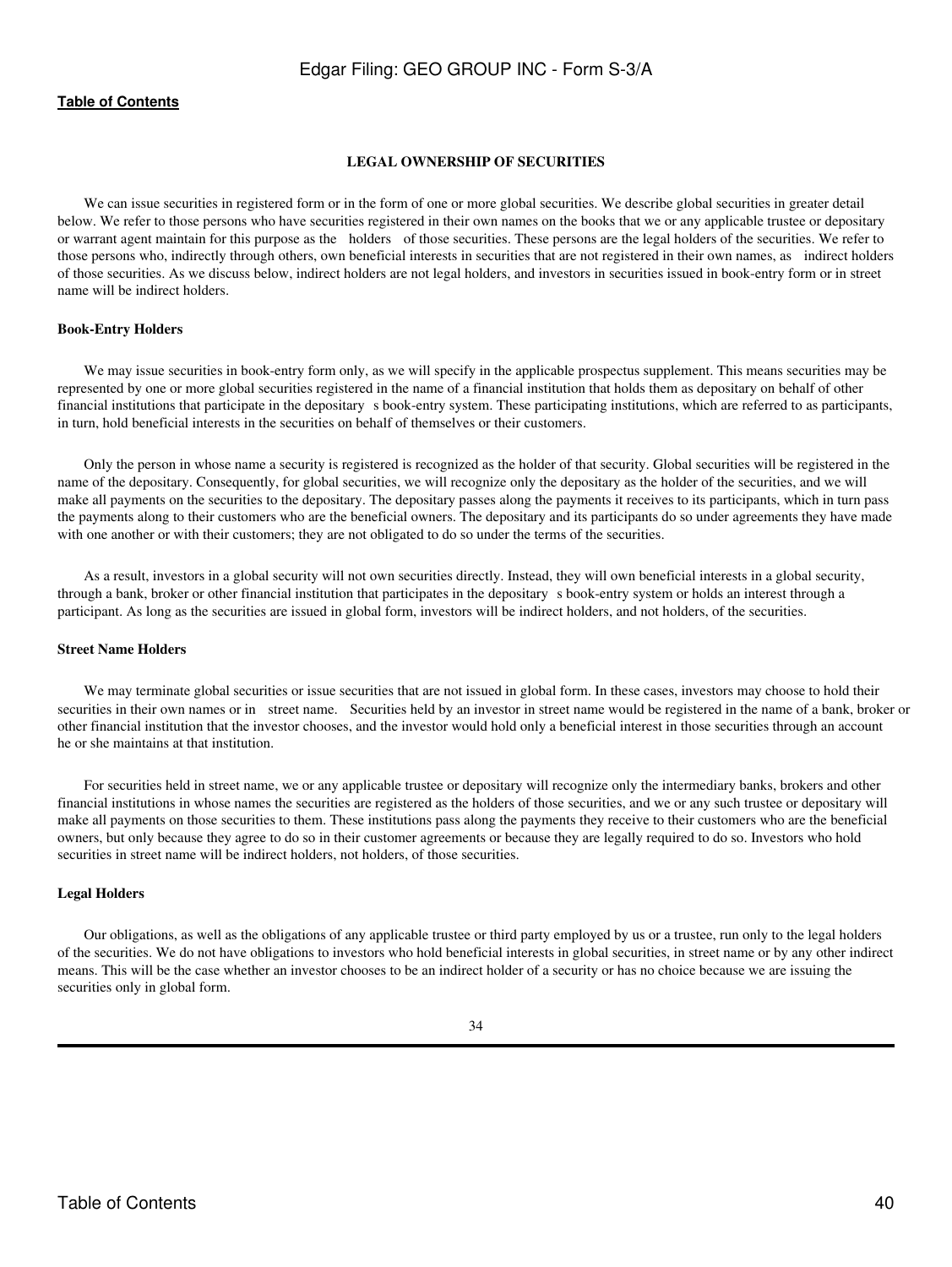## LEGAL OWNERSHIP OF SECURITIES

We can issue securities in registered form or in the form of one or more global securities. We describe global securities in greater detail below. We refer to those persons who have securities registered in their own names on the books that we or any applicable trustee or depositary or warrant agent maintain for this purpose as the "holders" of those securities. These persons are the legal holders of the securities. We refer to those persons who, indirectly through others, own beneficial interests in securities that are not registered in their own names, as "indirect holders" of those securities. As we discuss below, indirect holders are not legal holders, and investors in securities issued in book-entry form or in street name will be indirect holders.

### Book-Entry Holders

We may issue securities in book-entry form only, as we will specify in the applicable prospectus supplement. This means securities may be represented by one or more global securities registered in the name of a financial institution that holds them as depositary on behalf of other financial institutions that participate in the depositary's book-entry system. These participating institutions, which are referred to as participants, in turn, hold beneficial interests in the securities on behalf of themselves or their customers.

Only the person in whose name a security is registered is recognized as the holder of that security. Global securities will be registered in the name of the depositary. Consequently, for global securities, we will recognize only the depositary as the holder of the securities, and we will make all payments on the securities to the depositary. The depositary passes along the payments it receives to its participants, which in turn pass the payments along to their customers who are the beneficial owners. The depositary and its participants do so under agreements they have made with one another or with their customers; they are not obligated to do so under the terms of the securities.

As a result, investors in a global security will not own securities directly. Instead, they will own beneficial interests in a global security, through a bank, broker or other financial institution that participates in the depositary's book-entry system or holds an interest through a participant. As long as the securities are issued in global form, investors will be indirect holders, and not holders, of the securities.

### Street Name Holders

We may terminate global securities or issue securities that are not issued in global form. In these cases, investors may choose to hold their securities in their own names or in "street name." Securities held by an investor in street name would be registered in the name of a bank, broker or other financial institution that the investor chooses, and the investor would hold only a beneficial interest in those securities through an account he or she maintains at that institution.

For securities held in street name, we or any applicable trustee or depositary will recognize only the intermediary banks, brokers and other financial institutions in whose names the securities are registered as the holders of those securities, and we or any such trustee or depositary will make all payments on those securities to them. These institutions pass along the payments they receive to their customers who are the beneficial owners, but only because they agree to do so in their customer agreements or because they are legally required to do so. Investors who hold securities in street name will be indirect holders, not holders, of those securities.

### Legal Holders

Our obligations, as well as the obligations of any applicable trustee or third party employed by us or a trustee, run only to the legal holders of the securities. We do not have obligations to investors who hold beneficial interests in global securities, in street name or by any other indirect means. This will be the case whether an investor chooses to be an indirect holder of a security or has no choice because we are issuing the securities only in global form.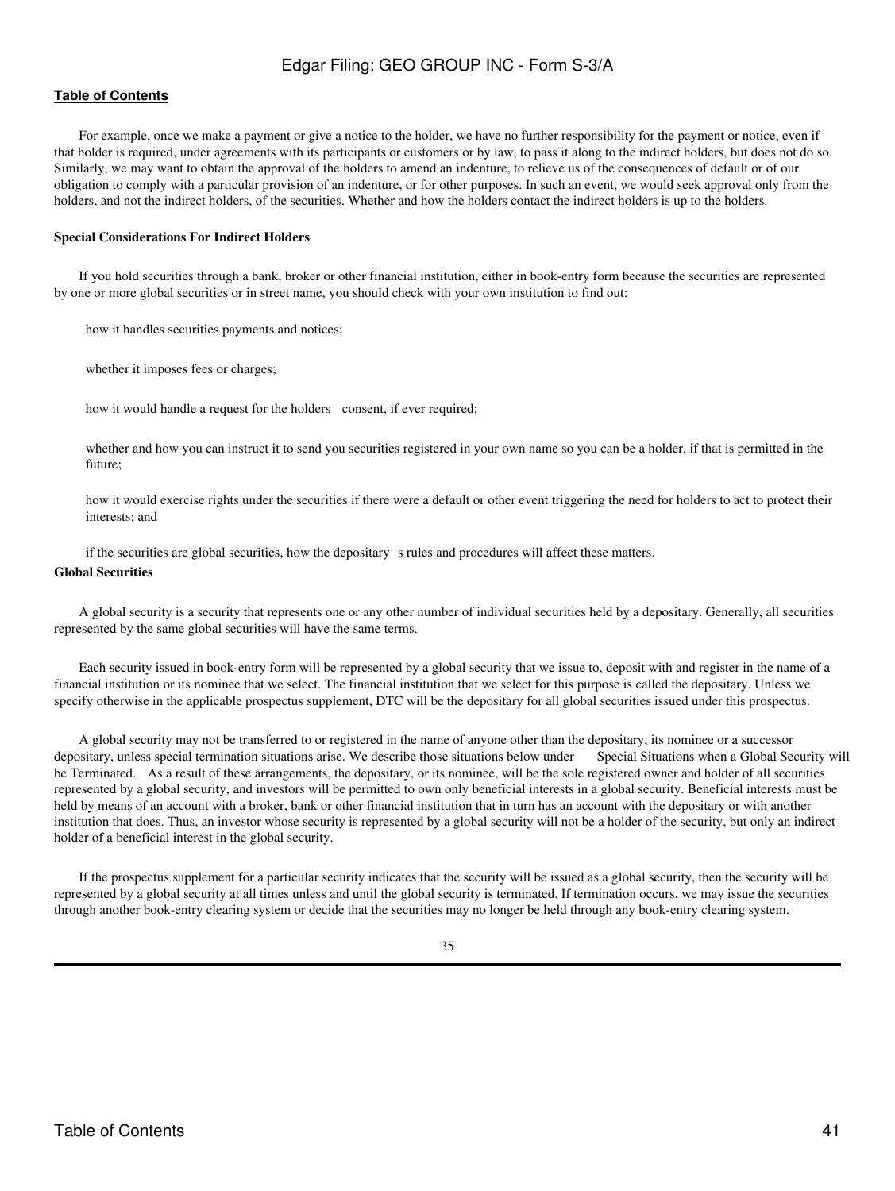For example, once we make a payment or give a notice to the holder, we have no further responsibility for the payment or notice, even if that holder is required, under agreements with its participants or customers or by law, to pass it along to the indirect holders, but does not do so. Similarly, we may want to obtain the approval of the holders to amend an indenture, to relieve us of the consequences of default or of our obligation to comply with a particular provision of an indenture, or for other purposes. In such an event, we would seek approval only from the holders, and not the indirect holders, of the securities. Whether and how the holders contact the indirect holders is up to the holders.

**Special Considerations For Indirect Holders**

If you hold securities through a bank, broker or other financial institution, either in book-entry form because the securities are represented by one or more global securities or in street name, you should check with your own institution to find out:

- how it handles securities payments and notices;
- whether it imposes fees or charges;
- how it would handle a request for the holders' consent, if ever required;
- whether and how you can instruct it to send you securities registered in your own name so you can be a holder, if that is permitted in the future;
- how it would exercise rights under the securities if there were a default or other event triggering the need for holders to act to protect their interests; and
- if the securities are global securities, how the depositary's rules and procedures will affect these matters.

**Global Securities**

A global security is a security that represents one or any other number of individual securities held by a depositary. Generally, all securities represented by the same global securities will have the same terms.

Each security issued in book-entry form will be represented by a global security that we issue to, deposit with and register in the name of a financial institution or its nominee that we select. The financial institution that we select for this purpose is called the depositary. Unless we specify otherwise in the applicable prospectus supplement, DTC will be the depositary for all global securities issued under this prospectus.

A global security may not be transferred to or registered in the name of anyone other than the depositary, its nominee or a successor depositary, unless special termination situations arise. We describe those situations below under "Special Situations when a Global Security will be Terminated." As a result of these arrangements, the depositary, or its nominee, will be the sole registered owner and holder of all securities represented by a global security, and investors will be permitted to own only beneficial interests in a global security. Beneficial interests must be held by means of an account with a broker, bank or other financial institution that in turn has an account with the depositary or with another institution that does. Thus, an investor whose security is represented by a global security will not be a holder of the security, but only an indirect holder of a beneficial interest in the global security.

If the prospectus supplement for a particular security indicates that the security will be issued as a global security, then the security will be represented by a global security at all times unless and until the global security is terminated. If termination occurs, we may issue the securities through another book-entry clearing system or decide that the securities may no longer be held through any book-entry clearing system.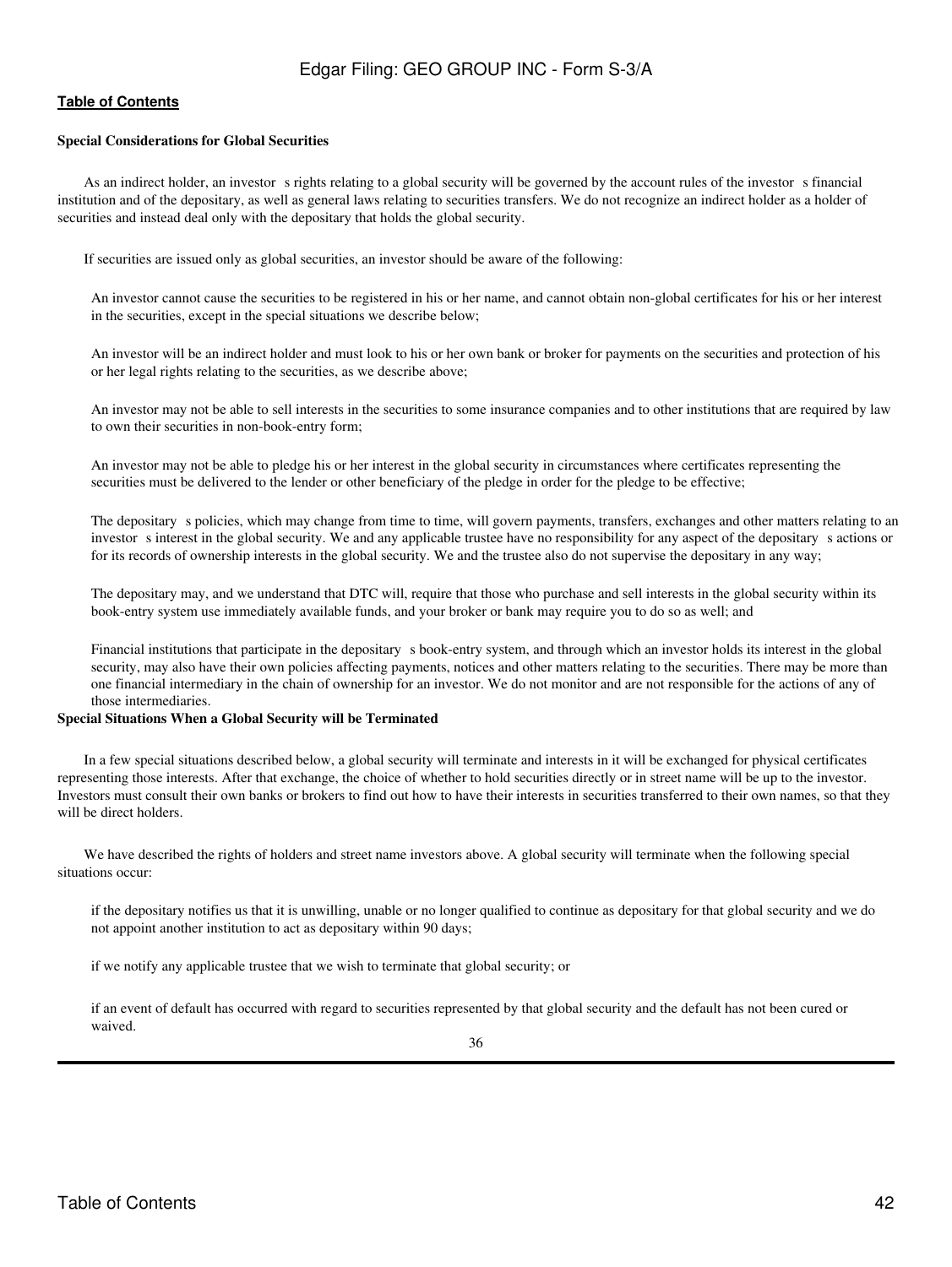**Special Considerations for Global Securities**

As an indirect holder, an investor s rights relating to a global security will be governed by the account rules of the investor s financial institution and of the depositary, as well as general laws relating to securities transfers. We do not recognize an indirect holder as a holder of securities and instead deal only with the depositary that holds the global security.

If securities are issued only as global securities, an investor should be aware of the following:

An investor cannot cause the securities to be registered in his or her name, and cannot obtain non-global certificates for his or her interest in the securities, except in the special situations we describe below;

An investor will be an indirect holder and must look to his or her own bank or broker for payments on the securities and protection of his or her legal rights relating to the securities, as we describe above;

An investor may not be able to sell interests in the securities to some insurance companies and to other institutions that are required by law to own their securities in non-book-entry form;

An investor may not be able to pledge his or her interest in the global security in circumstances where certificates representing the securities must be delivered to the lender or other beneficiary of the pledge in order for the pledge to be effective;

The depositary s policies, which may change from time to time, will govern payments, transfers, exchanges and other matters relating to an investor s interest in the global security. We and any applicable trustee have no responsibility for any aspect of the depositary s actions or for its records of ownership interests in the global security. We and the trustee also do not supervise the depositary in any way;

The depositary may, and we understand that DTC will, require that those who purchase and sell interests in the global security within its book-entry system use immediately available funds, and your broker or bank may require you to do so as well; and

Financial institutions that participate in the depositary s book-entry system, and through which an investor holds its interest in the global security, may also have their own policies affecting payments, notices and other matters relating to the securities. There may be more than one financial intermediary in the chain of ownership for an investor. We do not monitor and are not responsible for the actions of any of those intermediaries.

**Special Situations When a Global Security will be Terminated**

In a few special situations described below, a global security will terminate and interests in it will be exchanged for physical certificates representing those interests. After that exchange, the choice of whether to hold securities directly or in street name will be up to the investor. Investors must consult their own banks or brokers to find out how to have their interests in securities transferred to their own names, so that they will be direct holders.

We have described the rights of holders and street name investors above. A global security will terminate when the following special situations occur:

if the depositary notifies us that it is unwilling, unable or no longer qualified to continue as depositary for that global security and we do not appoint another institution to act as depositary within 90 days;

if we notify any applicable trustee that we wish to terminate that global security; or

if an event of default has occurred with regard to securities represented by that global security and the default has not been cured or waived.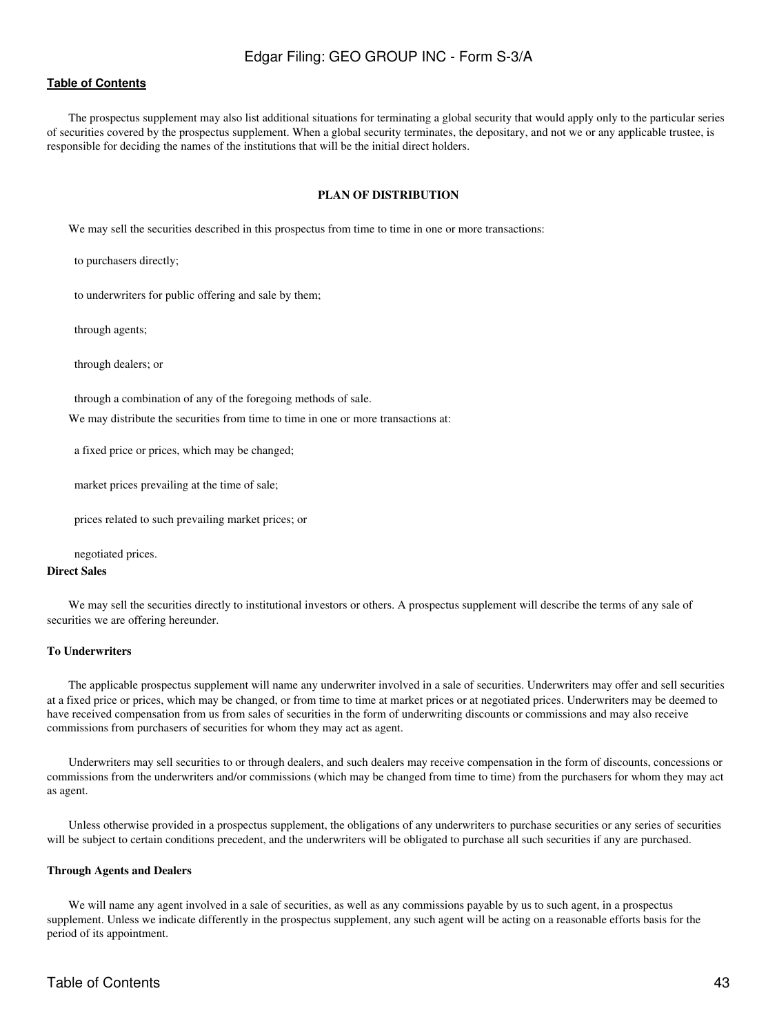The prospectus supplement may also list additional situations for terminating a global security that would apply only to the particular series of securities covered by the prospectus supplement. When a global security terminates, the depositary, and not we or any applicable trustee, is responsible for deciding the names of the institutions that will be the initial direct holders.

## PLAN OF DISTRIBUTION

We may sell the securities described in this prospectus from time to time in one or more transactions:

- to purchasers directly;
- to underwriters for public offering and sale by them;
- through agents;
- through dealers; or
- through a combination of any of the foregoing methods of sale.

We may distribute the securities from time to time in one or more transactions at:

- a fixed price or prices, which may be changed;
- market prices prevailing at the time of sale;
- prices related to such prevailing market prices; or
- negotiated prices.

### Direct Sales

We may sell the securities directly to institutional investors or others. A prospectus supplement will describe the terms of any sale of securities we are offering hereunder.

### To Underwriters

The applicable prospectus supplement will name any underwriter involved in a sale of securities. Underwriters may offer and sell securities at a fixed price or prices, which may be changed, or from time to time at market prices or at negotiated prices. Underwriters may be deemed to have received compensation from us from sales of securities in the form of underwriting discounts or commissions and may also receive commissions from purchasers of securities for whom they may act as agent.

Underwriters may sell securities to or through dealers, and such dealers may receive compensation in the form of discounts, concessions or commissions from the underwriters and/or commissions (which may be changed from time to time) from the purchasers for whom they may act as agent.

Unless otherwise provided in a prospectus supplement, the obligations of any underwriters to purchase securities or any series of securities will be subject to certain conditions precedent, and the underwriters will be obligated to purchase all such securities if any are purchased.

### Through Agents and Dealers

We will name any agent involved in a sale of securities, as well as any commissions payable by us to such agent, in a prospectus supplement. Unless we indicate differently in the prospectus supplement, any such agent will be acting on a reasonable efforts basis for the period of its appointment.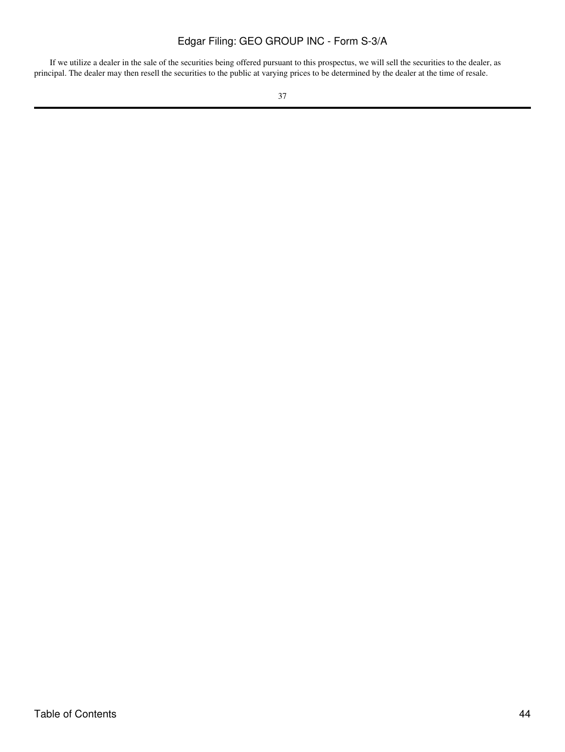If we utilize a dealer in the sale of the securities being offered pursuant to this prospectus, we will sell the securities to the dealer, as principal. The dealer may then resell the securities to the public at varying prices to be determined by the dealer at the time of resale.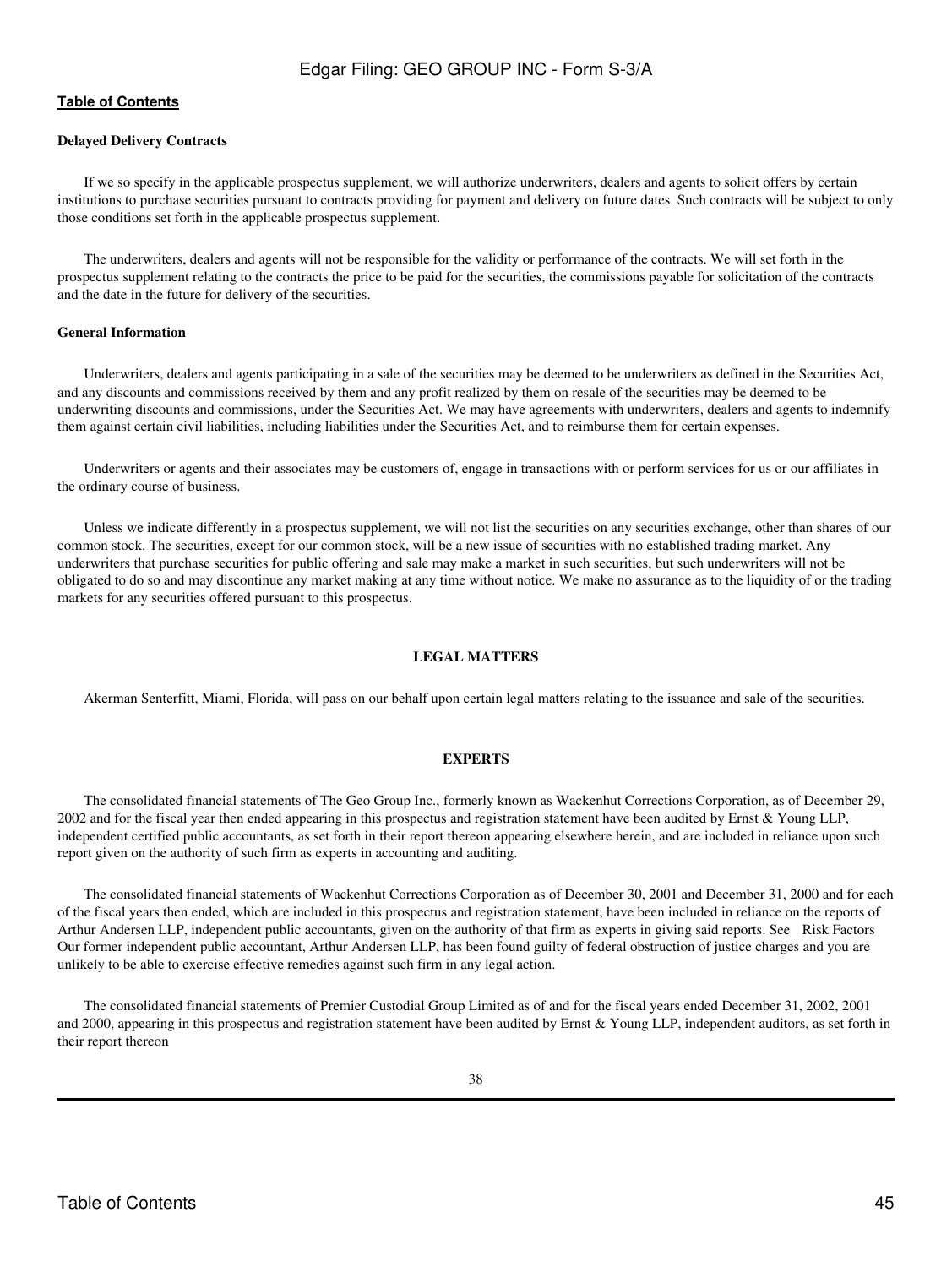**Delayed Delivery Contracts**

If we so specify in the applicable prospectus supplement, we will authorize underwriters, dealers and agents to solicit offers by certain institutions to purchase securities pursuant to contracts providing for payment and delivery on future dates. Such contracts will be subject to only those conditions set forth in the applicable prospectus supplement.

The underwriters, dealers and agents will not be responsible for the validity or performance of the contracts. We will set forth in the prospectus supplement relating to the contracts the price to be paid for the securities, the commissions payable for solicitation of the contracts and the date in the future for delivery of the securities.

**General Information**

Underwriters, dealers and agents participating in a sale of the securities may be deemed to be underwriters as defined in the Securities Act, and any discounts and commissions received by them and any profit realized by them on resale of the securities may be deemed to be underwriting discounts and commissions, under the Securities Act. We may have agreements with underwriters, dealers and agents to indemnify them against certain civil liabilities, including liabilities under the Securities Act, and to reimburse them for certain expenses.

Underwriters or agents and their associates may be customers of, engage in transactions with or perform services for us or our affiliates in the ordinary course of business.

Unless we indicate differently in a prospectus supplement, we will not list the securities on any securities exchange, other than shares of our common stock. The securities, except for our common stock, will be a new issue of securities with no established trading market. Any underwriters that purchase securities for public offering and sale may make a market in such securities, but such underwriters will not be obligated to do so and may discontinue any market making at any time without notice. We make no assurance as to the liquidity of or the trading markets for any securities offered pursuant to this prospectus.

## LEGAL MATTERS

Akerman Senterfitt, Miami, Florida, will pass on our behalf upon certain legal matters relating to the issuance and sale of the securities.

## EXPERTS

The consolidated financial statements of The Geo Group Inc., formerly known as Wackenhut Corrections Corporation, as of December 29, 2002 and for the fiscal year then ended appearing in this prospectus and registration statement have been audited by Ernst & Young LLP, independent certified public accountants, as set forth in their report thereon appearing elsewhere herein, and are included in reliance upon such report given on the authority of such firm as experts in accounting and auditing.

The consolidated financial statements of Wackenhut Corrections Corporation as of December 30, 2001 and December 31, 2000 and for each of the fiscal years then ended, which are included in this prospectus and registration statement, have been included in reliance on the reports of Arthur Andersen LLP, independent public accountants, given on the authority of that firm as experts in giving said reports. See Risk Factors Our former independent public accountant, Arthur Andersen LLP, has been found guilty of federal obstruction of justice charges and you are unlikely to be able to exercise effective remedies against such firm in any legal action.

The consolidated financial statements of Premier Custodial Group Limited as of and for the fiscal years ended December 31, 2002, 2001 and 2000, appearing in this prospectus and registration statement have been audited by Ernst & Young LLP, independent auditors, as set forth in their report thereon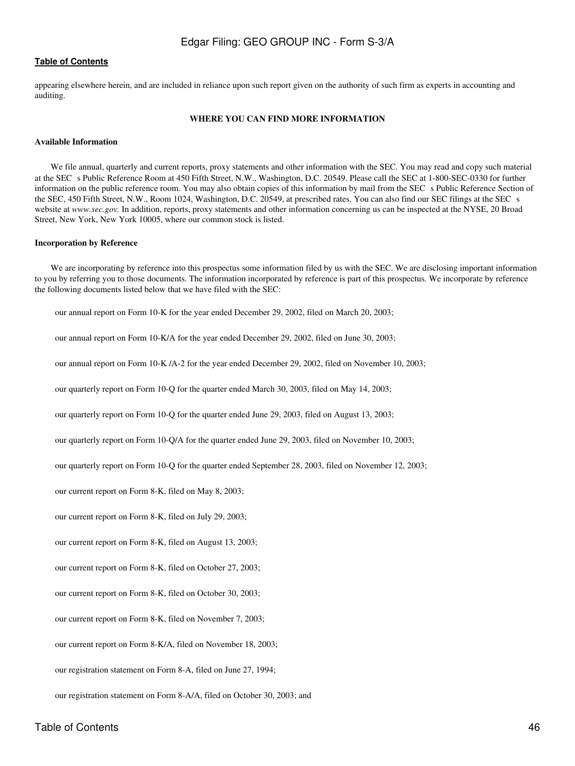appearing elsewhere herein, and are included in reliance upon such report given on the authority of such firm as experts in accounting and auditing.

## WHERE YOU CAN FIND MORE INFORMATION

### Available Information

We file annual, quarterly and current reports, proxy statements and other information with the SEC. You may read and copy such material at the SEC s Public Reference Room at 450 Fifth Street, N.W., Washington, D.C. 20549. Please call the SEC at 1-800-SEC-0330 for further information on the public reference room. You may also obtain copies of this information by mail from the SEC s Public Reference Section of the SEC, 450 Fifth Street, N.W., Room 1024, Washington, D.C. 20549, at prescribed rates. You can also find our SEC filings at the SEC s website at *www.sec.gov.* In addition, reports, proxy statements and other information concerning us can be inspected at the NYSE, 20 Broad Street, New York, New York 10005, where our common stock is listed.

### Incorporation by Reference

We are incorporating by reference into this prospectus some information filed by us with the SEC. We are disclosing important information to you by referring you to those documents. The information incorporated by reference is part of this prospectus. We incorporate by reference the following documents listed below that we have filed with the SEC:

- our annual report on Form 10-K for the year ended December 29, 2002, filed on March 20, 2003;
- our annual report on Form 10-K/A for the year ended December 29, 2002, filed on June 30, 2003;
- our annual report on Form 10-K /A-2 for the year ended December 29, 2002, filed on November 10, 2003;
- our quarterly report on Form 10-Q for the quarter ended March 30, 2003, filed on May 14, 2003;
- our quarterly report on Form 10-Q for the quarter ended June 29, 2003, filed on August 13, 2003;
- our quarterly report on Form 10-Q/A for the quarter ended June 29, 2003, filed on November 10, 2003;
- our quarterly report on Form 10-Q for the quarter ended September 28, 2003, filed on November 12, 2003;
- our current report on Form 8-K, filed on May 8, 2003;
- our current report on Form 8-K, filed on July 29, 2003;
- our current report on Form 8-K, filed on August 13, 2003;
- our current report on Form 8-K, filed on October 27, 2003;
- our current report on Form 8-K, filed on October 30, 2003;
- our current report on Form 8-K, filed on November 7, 2003;
- our current report on Form 8-K/A, filed on November 18, 2003;
- our registration statement on Form 8-A, filed on June 27, 1994;
- our registration statement on Form 8-A/A, filed on October 30, 2003; and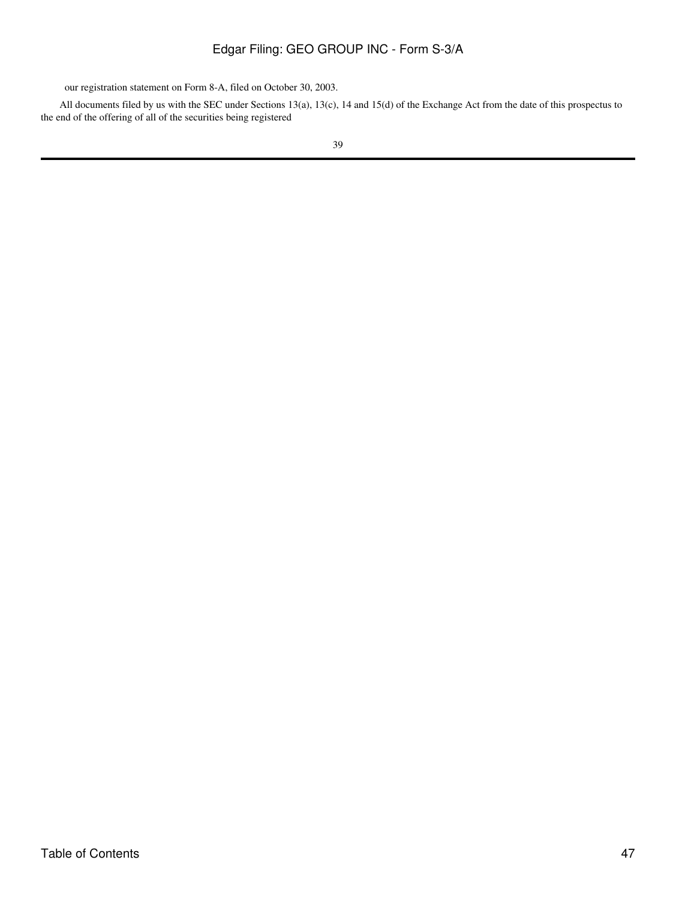our registration statement on Form 8-A, filed on October 30, 2003.

All documents filed by us with the SEC under Sections 13(a), 13(c), 14 and 15(d) of the Exchange Act from the date of this prospectus to the end of the offering of all of the securities being registered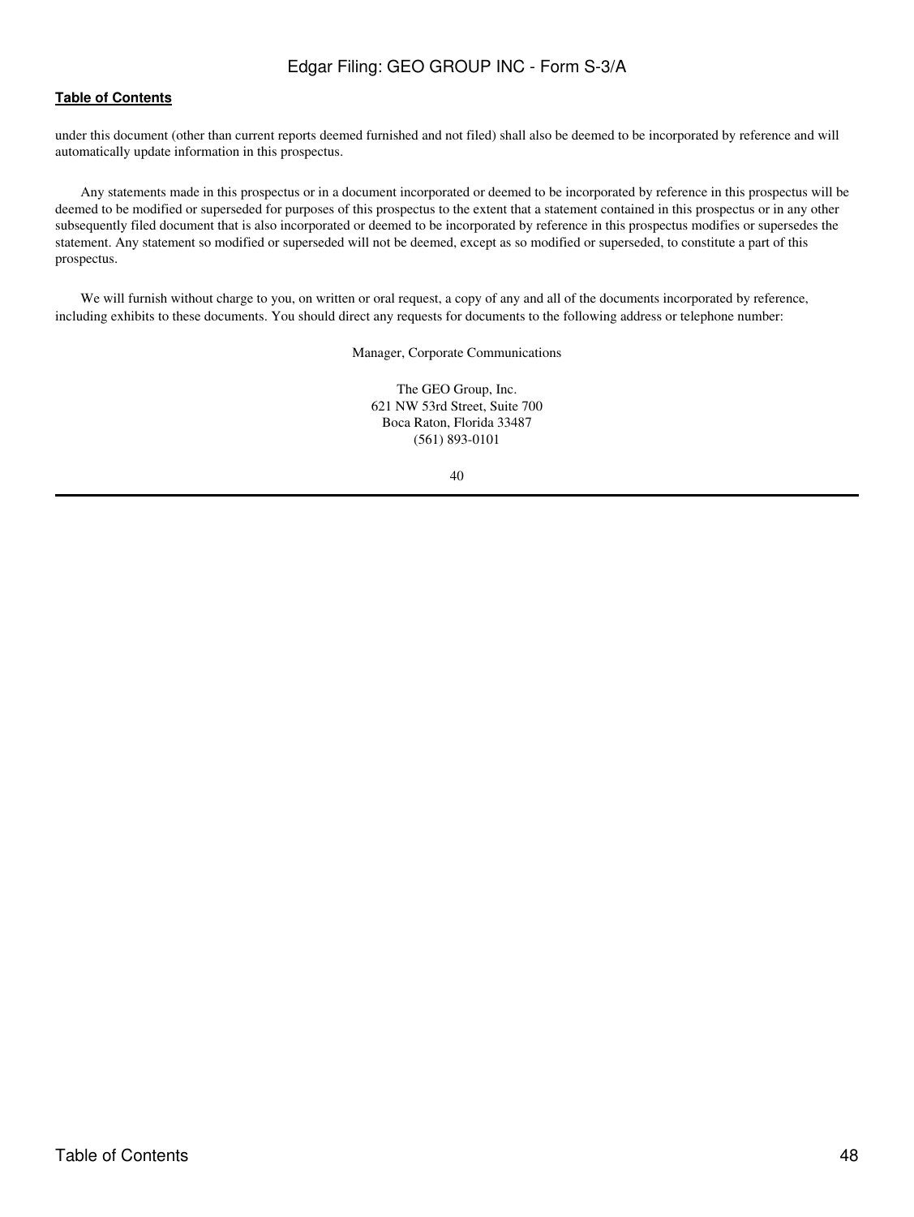under this document (other than current reports deemed furnished and not filed) shall also be deemed to be incorporated by reference and will automatically update information in this prospectus.

Any statements made in this prospectus or in a document incorporated or deemed to be incorporated by reference in this prospectus will be deemed to be modified or superseded for purposes of this prospectus to the extent that a statement contained in this prospectus or in any other subsequently filed document that is also incorporated or deemed to be incorporated by reference in this prospectus modifies or supersedes the statement. Any statement so modified or superseded will not be deemed, except as so modified or superseded, to constitute a part of this prospectus.

We will furnish without charge to you, on written or oral request, a copy of any and all of the documents incorporated by reference, including exhibits to these documents. You should direct any requests for documents to the following address or telephone number:

Manager, Corporate Communications

The GEO Group, Inc.
621 NW 53rd Street, Suite 700
Boca Raton, Florida 33487
(561) 893-0101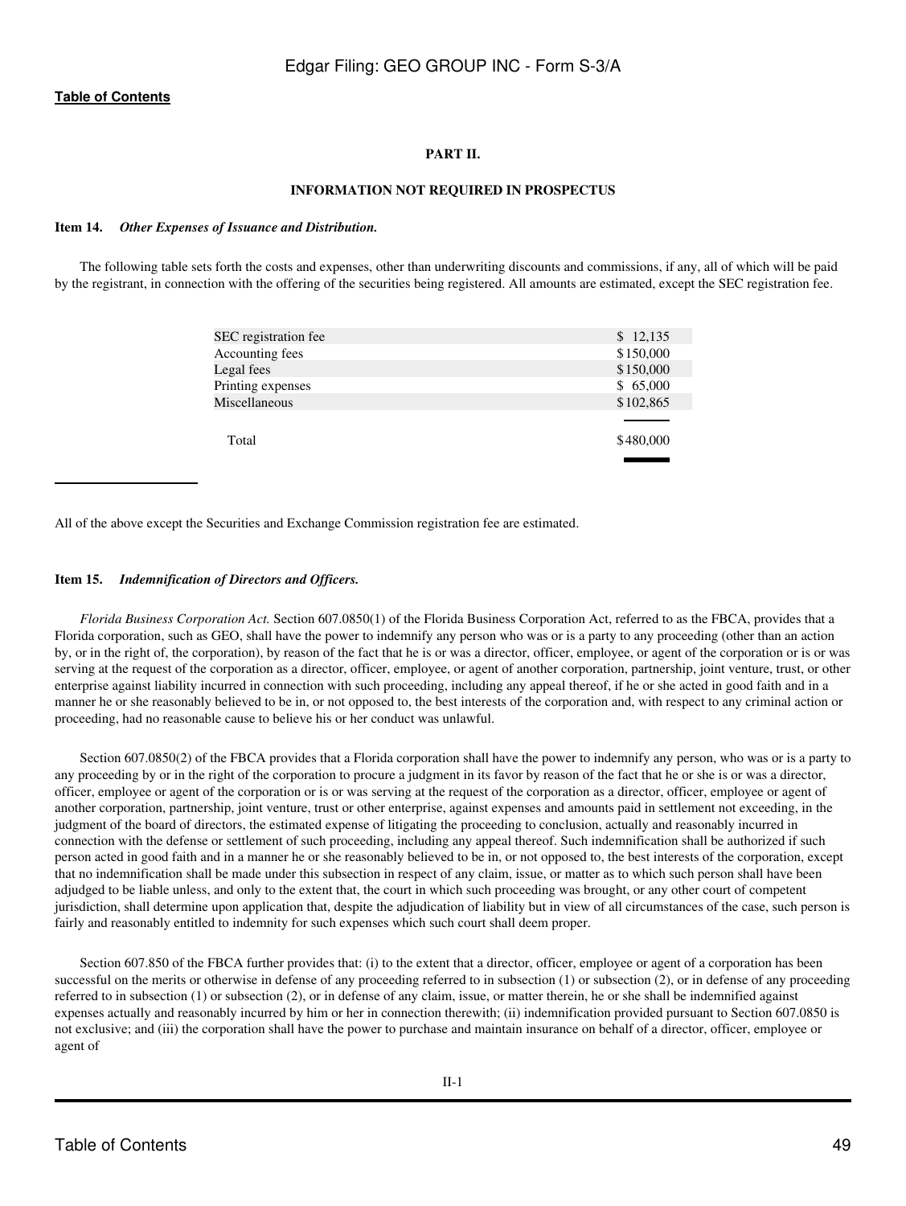## PART II.

## INFORMATION NOT REQUIRED IN PROSPECTUS

**Item 14.** ***Other Expenses of Issuance and Distribution.***

The following table sets forth the costs and expenses, other than underwriting discounts and commissions, if any, all of which will be paid by the registrant, in connection with the offering of the securities being registered. All amounts are estimated, except the SEC registration fee.

| | |
|---|---|
| SEC registration fee | $ 12,135 |
| Accounting fees | $150,000 |
| Legal fees | $150,000 |
| Printing expenses | $ 65,000 |
| Miscellaneous | $102,865 |
| Total | $480,000 |

All of the above except the Securities and Exchange Commission registration fee are estimated.

**Item 15.** ***Indemnification of Directors and Officers.***

*Florida Business Corporation Act.* Section 607.0850(1) of the Florida Business Corporation Act, referred to as the FBCA, provides that a Florida corporation, such as GEO, shall have the power to indemnify any person who was or is a party to any proceeding (other than an action by, or in the right of, the corporation), by reason of the fact that he is or was a director, officer, employee, or agent of the corporation or is or was serving at the request of the corporation as a director, officer, employee, or agent of another corporation, partnership, joint venture, trust, or other enterprise against liability incurred in connection with such proceeding, including any appeal thereof, if he or she acted in good faith and in a manner he or she reasonably believed to be in, or not opposed to, the best interests of the corporation and, with respect to any criminal action or proceeding, had no reasonable cause to believe his or her conduct was unlawful.

Section 607.0850(2) of the FBCA provides that a Florida corporation shall have the power to indemnify any person, who was or is a party to any proceeding by or in the right of the corporation to procure a judgment in its favor by reason of the fact that he or she is or was a director, officer, employee or agent of the corporation or is or was serving at the request of the corporation as a director, officer, employee or agent of another corporation, partnership, joint venture, trust or other enterprise, against expenses and amounts paid in settlement not exceeding, in the judgment of the board of directors, the estimated expense of litigating the proceeding to conclusion, actually and reasonably incurred in connection with the defense or settlement of such proceeding, including any appeal thereof. Such indemnification shall be authorized if such person acted in good faith and in a manner he or she reasonably believed to be in, or not opposed to, the best interests of the corporation, except that no indemnification shall be made under this subsection in respect of any claim, issue, or matter as to which such person shall have been adjudged to be liable unless, and only to the extent that, the court in which such proceeding was brought, or any other court of competent jurisdiction, shall determine upon application that, despite the adjudication of liability but in view of all circumstances of the case, such person is fairly and reasonably entitled to indemnity for such expenses which such court shall deem proper.

Section 607.850 of the FBCA further provides that: (i) to the extent that a director, officer, employee or agent of a corporation has been successful on the merits or otherwise in defense of any proceeding referred to in subsection (1) or subsection (2), or in defense of any proceeding referred to in subsection (1) or subsection (2), or in defense of any claim, issue, or matter therein, he or she shall be indemnified against expenses actually and reasonably incurred by him or her in connection therewith; (ii) indemnification provided pursuant to Section 607.0850 is not exclusive; and (iii) the corporation shall have the power to purchase and maintain insurance on behalf of a director, officer, employee or agent of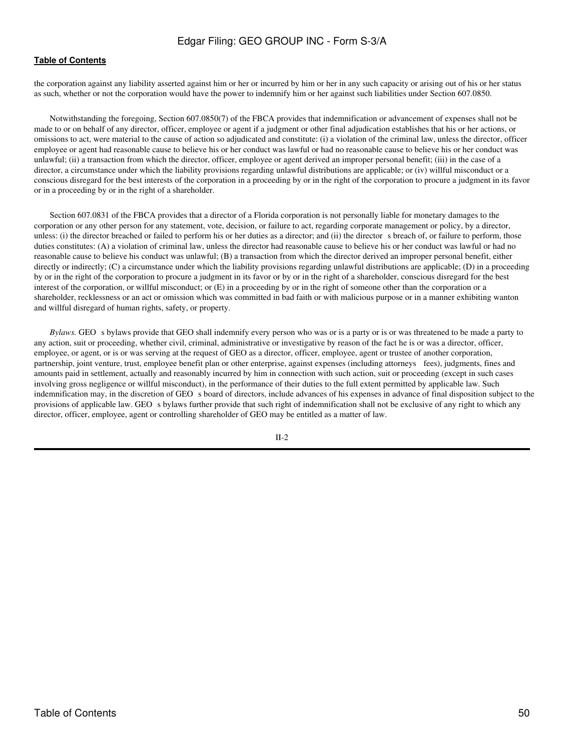the corporation against any liability asserted against him or her or incurred by him or her in any such capacity or arising out of his or her status as such, whether or not the corporation would have the power to indemnify him or her against such liabilities under Section 607.0850.

Notwithstanding the foregoing, Section 607.0850(7) of the FBCA provides that indemnification or advancement of expenses shall not be made to or on behalf of any director, officer, employee or agent if a judgment or other final adjudication establishes that his or her actions, or omissions to act, were material to the cause of action so adjudicated and constitute: (i) a violation of the criminal law, unless the director, officer employee or agent had reasonable cause to believe his or her conduct was lawful or had no reasonable cause to believe his or her conduct was unlawful; (ii) a transaction from which the director, officer, employee or agent derived an improper personal benefit; (iii) in the case of a director, a circumstance under which the liability provisions regarding unlawful distributions are applicable; or (iv) willful misconduct or a conscious disregard for the best interests of the corporation in a proceeding by or in the right of the corporation to procure a judgment in its favor or in a proceeding by or in the right of a shareholder.

Section 607.0831 of the FBCA provides that a director of a Florida corporation is not personally liable for monetary damages to the corporation or any other person for any statement, vote, decision, or failure to act, regarding corporate management or policy, by a director, unless: (i) the director breached or failed to perform his or her duties as a director; and (ii) the director s breach of, or failure to perform, those duties constitutes: (A) a violation of criminal law, unless the director had reasonable cause to believe his or her conduct was lawful or had no reasonable cause to believe his conduct was unlawful; (B) a transaction from which the director derived an improper personal benefit, either directly or indirectly; (C) a circumstance under which the liability provisions regarding unlawful distributions are applicable; (D) in a proceeding by or in the right of the corporation to procure a judgment in its favor or by or in the right of a shareholder, conscious disregard for the best interest of the corporation, or willful misconduct; or (E) in a proceeding by or in the right of someone other than the corporation or a shareholder, recklessness or an act or omission which was committed in bad faith or with malicious purpose or in a manner exhibiting wanton and willful disregard of human rights, safety, or property.

*Bylaws.* GEO s bylaws provide that GEO shall indemnify every person who was or is a party or is or was threatened to be made a party to any action, suit or proceeding, whether civil, criminal, administrative or investigative by reason of the fact he is or was a director, officer, employee, or agent, or is or was serving at the request of GEO as a director, officer, employee, agent or trustee of another corporation, partnership, joint venture, trust, employee benefit plan or other enterprise, against expenses (including attorneys fees), judgments, fines and amounts paid in settlement, actually and reasonably incurred by him in connection with such action, suit or proceeding (except in such cases involving gross negligence or willful misconduct), in the performance of their duties to the full extent permitted by applicable law. Such indemnification may, in the discretion of GEO s board of directors, include advances of his expenses in advance of final disposition subject to the provisions of applicable law. GEO s bylaws further provide that such right of indemnification shall not be exclusive of any right to which any director, officer, employee, agent or controlling shareholder of GEO may be entitled as a matter of law.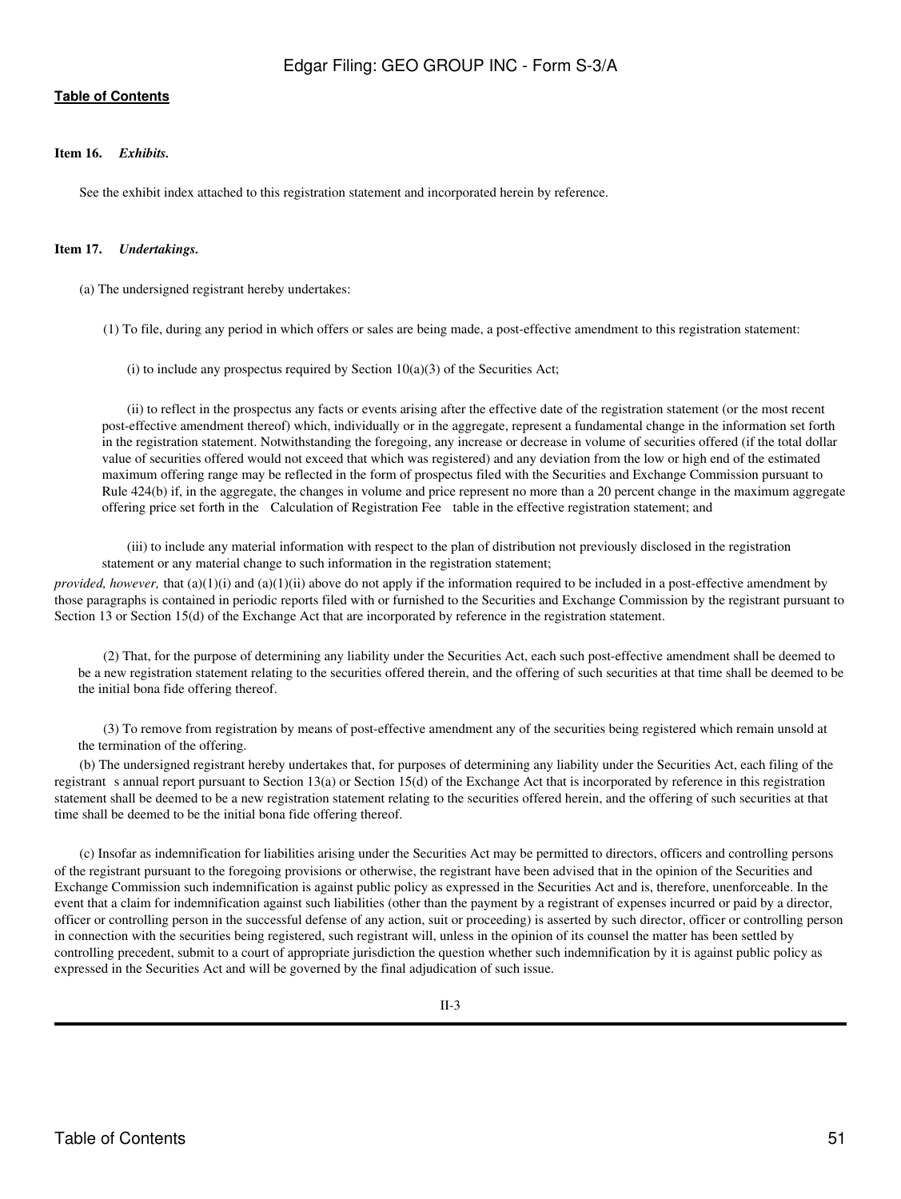**Item 16.** ***Exhibits.***

See the exhibit index attached to this registration statement and incorporated herein by reference.

**Item 17.** ***Undertakings.***

(a) The undersigned registrant hereby undertakes:

(1) To file, during any period in which offers or sales are being made, a post-effective amendment to this registration statement:

(i) to include any prospectus required by Section 10(a)(3) of the Securities Act;

(ii) to reflect in the prospectus any facts or events arising after the effective date of the registration statement (or the most recent post-effective amendment thereof) which, individually or in the aggregate, represent a fundamental change in the information set forth in the registration statement. Notwithstanding the foregoing, any increase or decrease in volume of securities offered (if the total dollar value of securities offered would not exceed that which was registered) and any deviation from the low or high end of the estimated maximum offering range may be reflected in the form of prospectus filed with the Securities and Exchange Commission pursuant to Rule 424(b) if, in the aggregate, the changes in volume and price represent no more than a 20 percent change in the maximum aggregate offering price set forth in the Calculation of Registration Fee table in the effective registration statement; and

(iii) to include any material information with respect to the plan of distribution not previously disclosed in the registration statement or any material change to such information in the registration statement;

*provided, however,* that (a)(1)(i) and (a)(1)(ii) above do not apply if the information required to be included in a post-effective amendment by those paragraphs is contained in periodic reports filed with or furnished to the Securities and Exchange Commission by the registrant pursuant to Section 13 or Section 15(d) of the Exchange Act that are incorporated by reference in the registration statement.

(2) That, for the purpose of determining any liability under the Securities Act, each such post-effective amendment shall be deemed to be a new registration statement relating to the securities offered therein, and the offering of such securities at that time shall be deemed to be the initial bona fide offering thereof.

(3) To remove from registration by means of post-effective amendment any of the securities being registered which remain unsold at the termination of the offering.

(b) The undersigned registrant hereby undertakes that, for purposes of determining any liability under the Securities Act, each filing of the registrant s annual report pursuant to Section 13(a) or Section 15(d) of the Exchange Act that is incorporated by reference in this registration statement shall be deemed to be a new registration statement relating to the securities offered herein, and the offering of such securities at that time shall be deemed to be the initial bona fide offering thereof.

(c) Insofar as indemnification for liabilities arising under the Securities Act may be permitted to directors, officers and controlling persons of the registrant pursuant to the foregoing provisions or otherwise, the registrant have been advised that in the opinion of the Securities and Exchange Commission such indemnification is against public policy as expressed in the Securities Act and is, therefore, unenforceable. In the event that a claim for indemnification against such liabilities (other than the payment by a registrant of expenses incurred or paid by a director, officer or controlling person in the successful defense of any action, suit or proceeding) is asserted by such director, officer or controlling person in connection with the securities being registered, such registrant will, unless in the opinion of its counsel the matter has been settled by controlling precedent, submit to a court of appropriate jurisdiction the question whether such indemnification by it is against public policy as expressed in the Securities Act and will be governed by the final adjudication of such issue.

II-3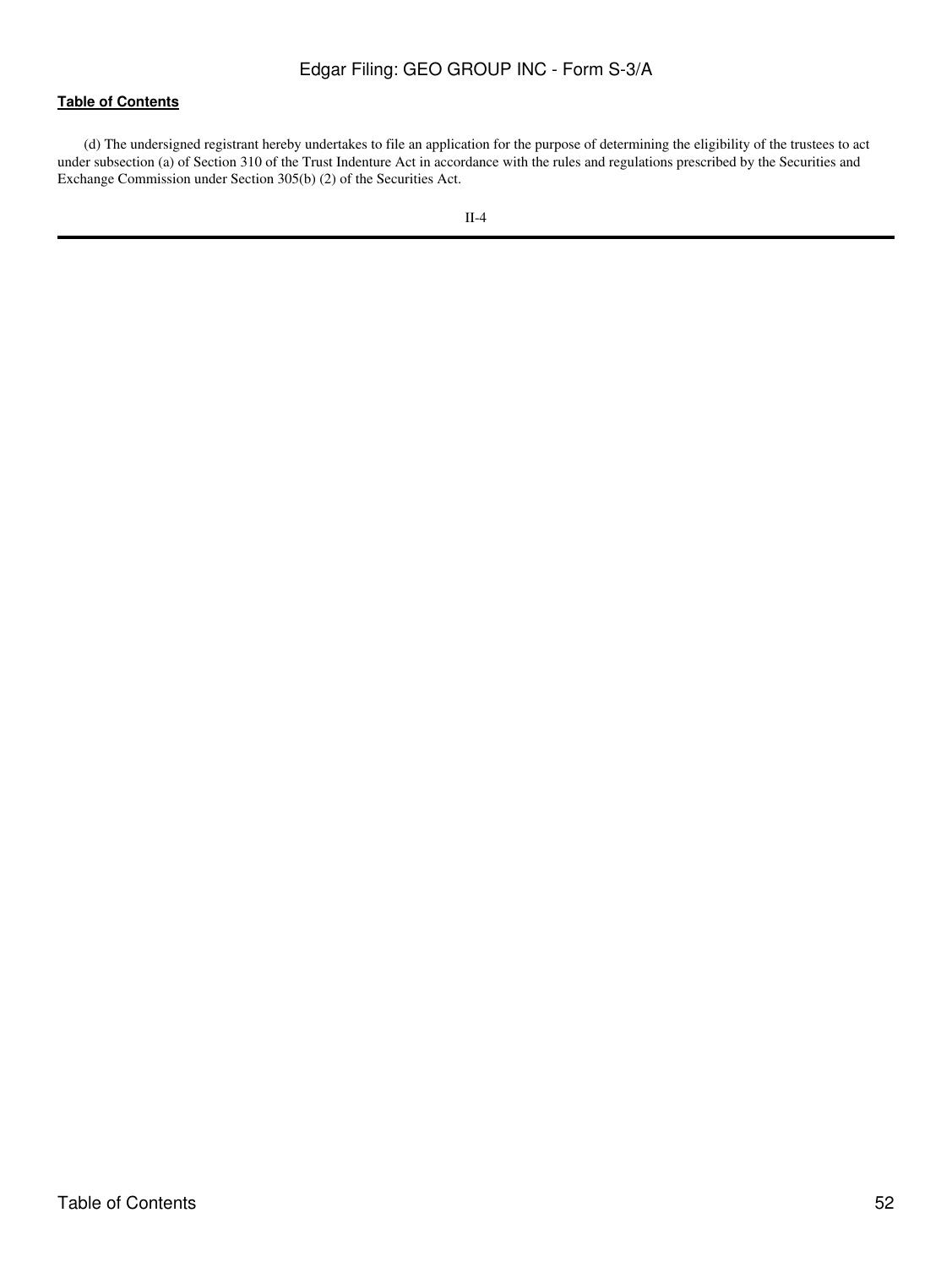(d) The undersigned registrant hereby undertakes to file an application for the purpose of determining the eligibility of the trustees to act under subsection (a) of Section 310 of the Trust Indenture Act in accordance with the rules and regulations prescribed by the Securities and Exchange Commission under Section 305(b) (2) of the Securities Act.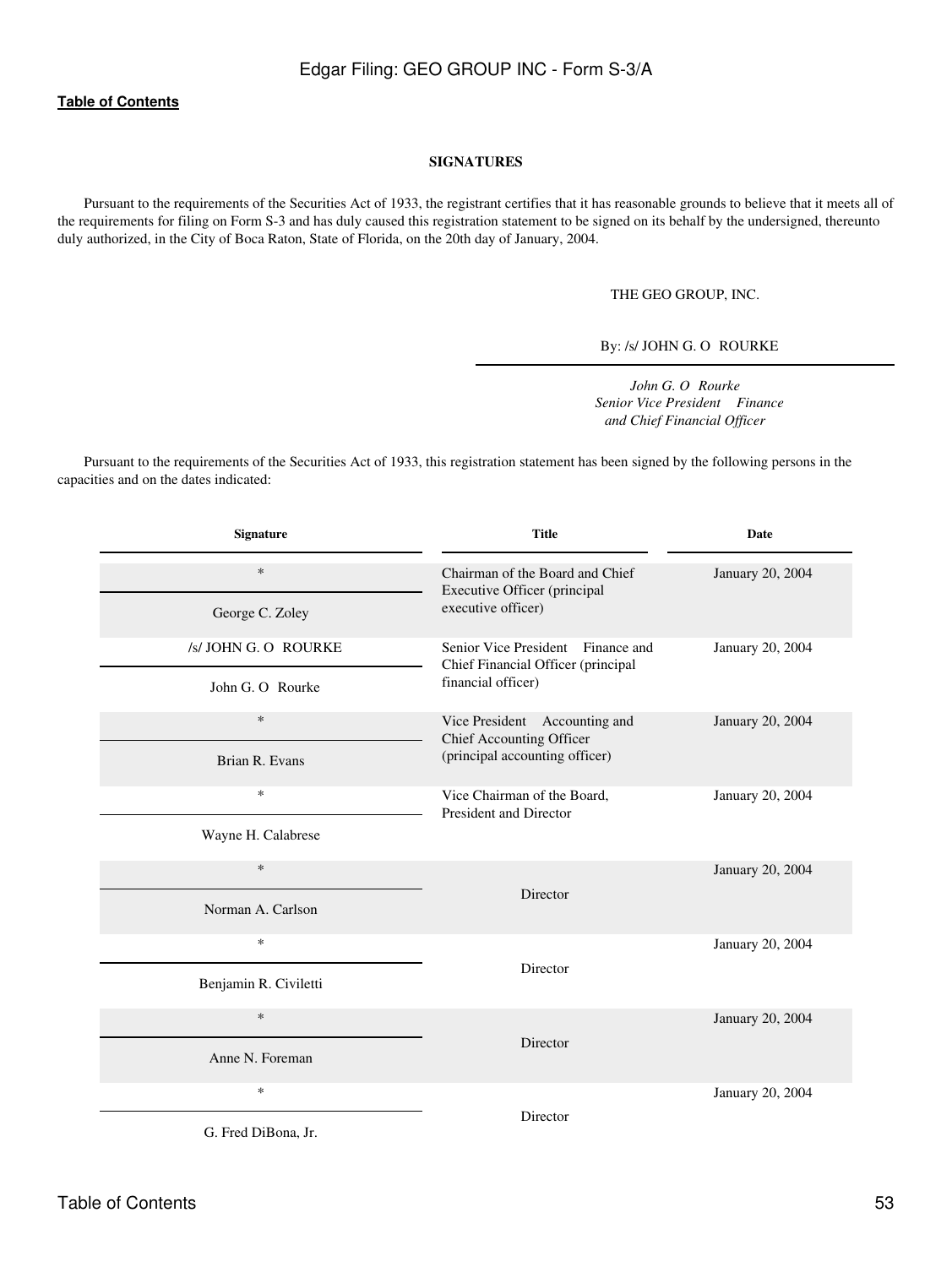Table of Contents

**SIGNATURES**

Pursuant to the requirements of the Securities Act of 1933, the registrant certifies that it has reasonable grounds to believe that it meets all of the requirements for filing on Form S-3 and has duly caused this registration statement to be signed on its behalf by the undersigned, thereunto duly authorized, in the City of Boca Raton, State of Florida, on the 20th day of January, 2004.

THE GEO GROUP, INC.

By: /s/ JOHN G. O ROURKE

*John G. O Rourke*
*Senior Vice President Finance and Chief Financial Officer*

Pursuant to the requirements of the Securities Act of 1933, this registration statement has been signed by the following persons in the capacities and on the dates indicated:

| Signature | Title | Date |
|---|---|---|
| * <br> George C. Zoley | Chairman of the Board and Chief Executive Officer (principal executive officer) | January 20, 2004 |
| /s/ JOHN G. O ROURKE <br> John G. O Rourke | Senior Vice President Finance and Chief Financial Officer (principal financial officer) | January 20, 2004 |
| * <br> Brian R. Evans | Vice President Accounting and Chief Accounting Officer (principal accounting officer) | January 20, 2004 |
| * <br> Wayne H. Calabrese | Vice Chairman of the Board, President and Director | January 20, 2004 |
| * <br> Norman A. Carlson | Director | January 20, 2004 |
| * <br> Benjamin R. Civiletti | Director | January 20, 2004 |
| * <br> Anne N. Foreman | Director | January 20, 2004 |
| * <br> G. Fred DiBona, Jr. | Director | January 20, 2004 |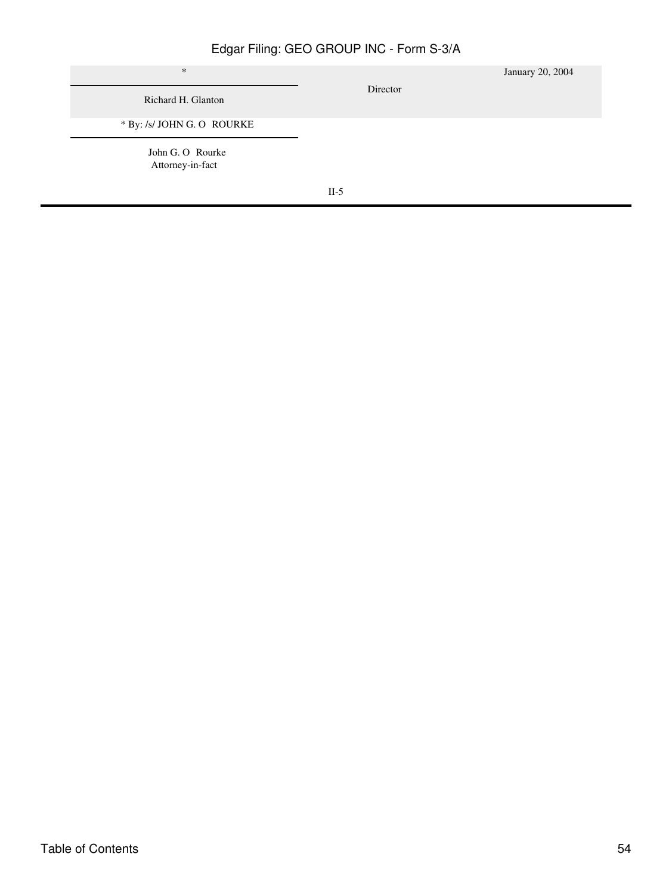| * | | January 20, 2004 |
|---|---|---|
| Richard H. Glanton | Director | |

* By: /s/ JOHN G. O  ROURKE

John G. O  Rourke
Attorney-in-fact

II-5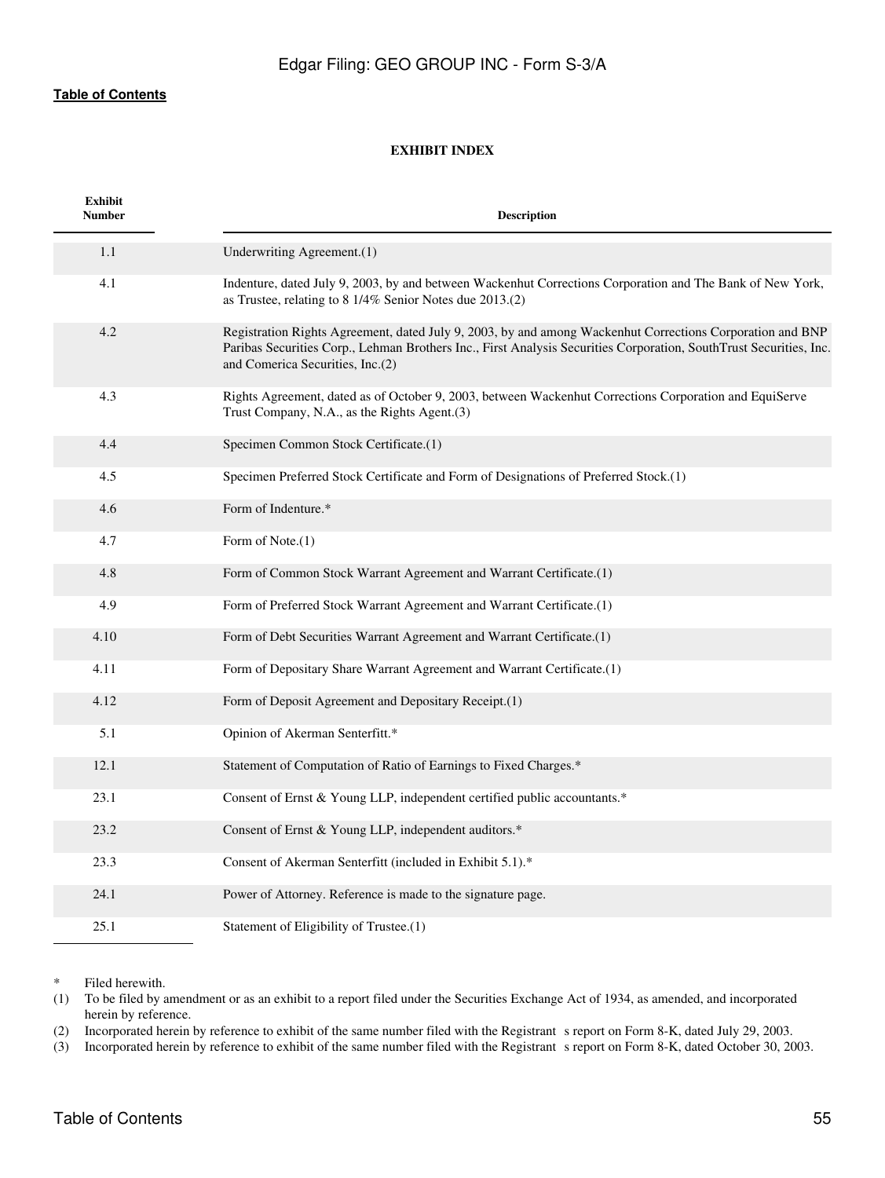**EXHIBIT INDEX**

| Exhibit Number | Description |
|---|---|
| 1.1 | Underwriting Agreement.(1) |
| 4.1 | Indenture, dated July 9, 2003, by and between Wackenhut Corrections Corporation and The Bank of New York, as Trustee, relating to 8 1/4% Senior Notes due 2013.(2) |
| 4.2 | Registration Rights Agreement, dated July 9, 2003, by and among Wackenhut Corrections Corporation and BNP Paribas Securities Corp., Lehman Brothers Inc., First Analysis Securities Corporation, SouthTrust Securities, Inc. and Comerica Securities, Inc.(2) |
| 4.3 | Rights Agreement, dated as of October 9, 2003, between Wackenhut Corrections Corporation and EquiServe Trust Company, N.A., as the Rights Agent.(3) |
| 4.4 | Specimen Common Stock Certificate.(1) |
| 4.5 | Specimen Preferred Stock Certificate and Form of Designations of Preferred Stock.(1) |
| 4.6 | Form of Indenture.* |
| 4.7 | Form of Note.(1) |
| 4.8 | Form of Common Stock Warrant Agreement and Warrant Certificate.(1) |
| 4.9 | Form of Preferred Stock Warrant Agreement and Warrant Certificate.(1) |
| 4.10 | Form of Debt Securities Warrant Agreement and Warrant Certificate.(1) |
| 4.11 | Form of Depositary Share Warrant Agreement and Warrant Certificate.(1) |
| 4.12 | Form of Deposit Agreement and Depositary Receipt.(1) |
| 5.1 | Opinion of Akerman Senterfitt.* |
| 12.1 | Statement of Computation of Ratio of Earnings to Fixed Charges.* |
| 23.1 | Consent of Ernst & Young LLP, independent certified public accountants.* |
| 23.2 | Consent of Ernst & Young LLP, independent auditors.* |
| 23.3 | Consent of Akerman Senterfitt (included in Exhibit 5.1).* |
| 24.1 | Power of Attorney. Reference is made to the signature page. |
| 25.1 | Statement of Eligibility of Trustee.(1) |

\* Filed herewith.

(1) To be filed by amendment or as an exhibit to a report filed under the Securities Exchange Act of 1934, as amended, and incorporated herein by reference.

(2) Incorporated herein by reference to exhibit of the same number filed with the Registrant s report on Form 8-K, dated July 29, 2003.

(3) Incorporated herein by reference to exhibit of the same number filed with the Registrant s report on Form 8-K, dated October 30, 2003.